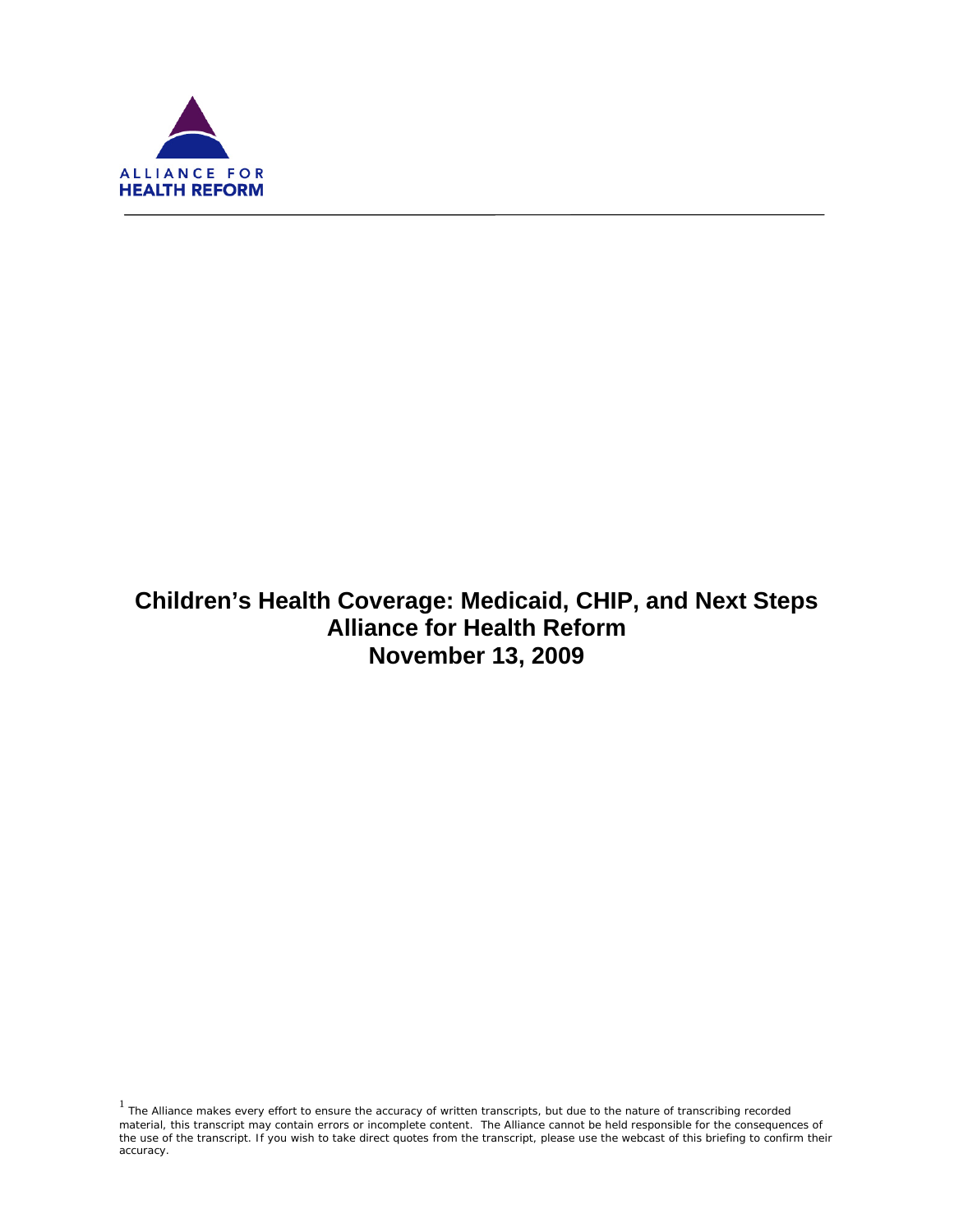ALLIANCE FOR
HEALTH REFORM

# Children's Health Coverage: Medicaid, CHIP, and Next Steps
## Alliance for Health Reform
## November 13, 2009

[1] The Alliance makes every effort to ensure the accuracy of written transcripts, but due to the nature of transcribing recorded material, this transcript may contain errors or incomplete content. The Alliance cannot be held responsible for the consequences of the use of the transcript. If you wish to take direct quotes from the transcript, please use the webcast of this briefing to confirm their accuracy.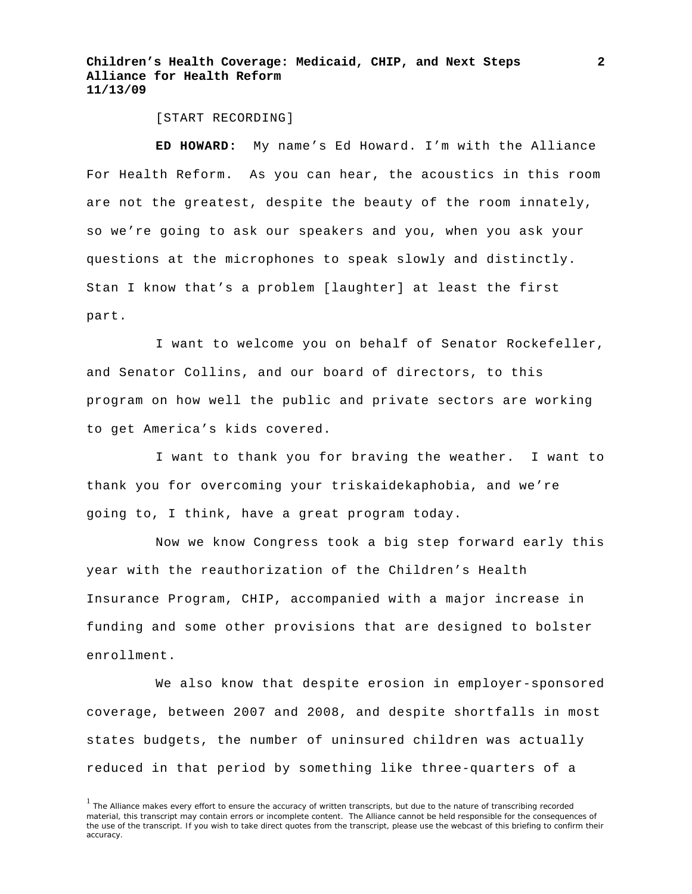[START RECORDING]

**ED HOWARD:** My name's Ed Howard. I'm with the Alliance For Health Reform. As you can hear, the acoustics in this room are not the greatest, despite the beauty of the room innately, so we're going to ask our speakers and you, when you ask your questions at the microphones to speak slowly and distinctly. Stan I know that's a problem [laughter] at least the first part.

I want to welcome you on behalf of Senator Rockefeller, and Senator Collins, and our board of directors, to this program on how well the public and private sectors are working to get America's kids covered.

I want to thank you for braving the weather. I want to thank you for overcoming your triskaidekaphobia, and we're going to, I think, have a great program today.

Now we know Congress took a big step forward early this year with the reauthorization of the Children's Health Insurance Program, CHIP, accompanied with a major increase in funding and some other provisions that are designed to bolster enrollment.

We also know that despite erosion in employer-sponsored coverage, between 2007 and 2008, and despite shortfalls in most states budgets, the number of uninsured children was actually reduced in that period by something like three-quarters of a

[1] The Alliance makes every effort to ensure the accuracy of written transcripts, but due to the nature of transcribing recorded material, this transcript may contain errors or incomplete content. The Alliance cannot be held responsible for the consequences of the use of the transcript. If you wish to take direct quotes from the transcript, please use the webcast of this briefing to confirm their accuracy.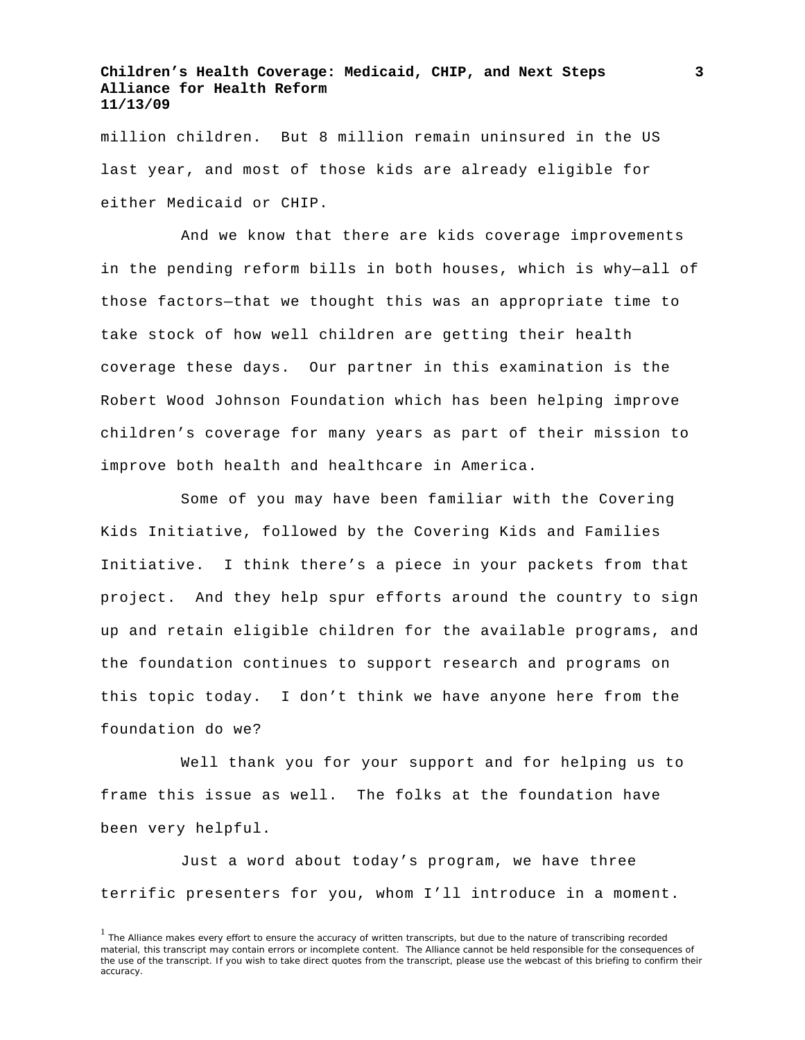million children.  But 8 million remain uninsured in the US last year, and most of those kids are already eligible for either Medicaid or CHIP.

And we know that there are kids coverage improvements in the pending reform bills in both houses, which is why—all of those factors—that we thought this was an appropriate time to take stock of how well children are getting their health coverage these days.  Our partner in this examination is the Robert Wood Johnson Foundation which has been helping improve children's coverage for many years as part of their mission to improve both health and healthcare in America.

Some of you may have been familiar with the Covering Kids Initiative, followed by the Covering Kids and Families Initiative.  I think there's a piece in your packets from that project.  And they help spur efforts around the country to sign up and retain eligible children for the available programs, and the foundation continues to support research and programs on this topic today.  I don't think we have anyone here from the foundation do we?

Well thank you for your support and for helping us to frame this issue as well.  The folks at the foundation have been very helpful.

Just a word about today's program, we have three terrific presenters for you, whom I'll introduce in a moment.

[1] The Alliance makes every effort to ensure the accuracy of written transcripts, but due to the nature of transcribing recorded material, this transcript may contain errors or incomplete content.  The Alliance cannot be held responsible for the consequences of the use of the transcript. If you wish to take direct quotes from the transcript, please use the webcast of this briefing to confirm their accuracy.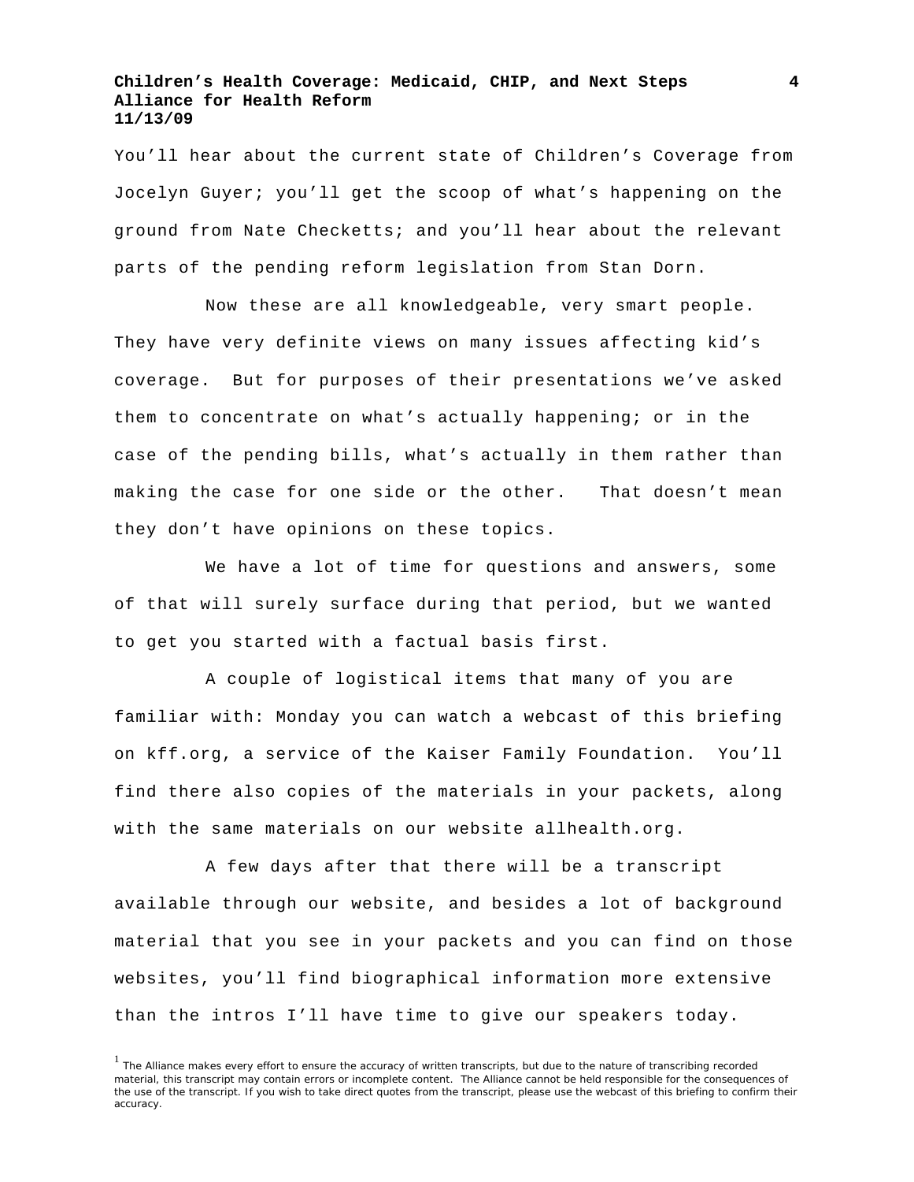You'll hear about the current state of Children's Coverage from Jocelyn Guyer; you'll get the scoop of what's happening on the ground from Nate Checketts; and you'll hear about the relevant parts of the pending reform legislation from Stan Dorn.

Now these are all knowledgeable, very smart people. They have very definite views on many issues affecting kid's coverage. But for purposes of their presentations we've asked them to concentrate on what's actually happening; or in the case of the pending bills, what's actually in them rather than making the case for one side or the other. That doesn't mean they don't have opinions on these topics.

We have a lot of time for questions and answers, some of that will surely surface during that period, but we wanted to get you started with a factual basis first.

A couple of logistical items that many of you are familiar with: Monday you can watch a webcast of this briefing on kff.org, a service of the Kaiser Family Foundation. You'll find there also copies of the materials in your packets, along with the same materials on our website allhealth.org.

A few days after that there will be a transcript available through our website, and besides a lot of background material that you see in your packets and you can find on those websites, you'll find biographical information more extensive than the intros I'll have time to give our speakers today.

[1] The Alliance makes every effort to ensure the accuracy of written transcripts, but due to the nature of transcribing recorded material, this transcript may contain errors or incomplete content. The Alliance cannot be held responsible for the consequences of the use of the transcript. If you wish to take direct quotes from the transcript, please use the webcast of this briefing to confirm their accuracy.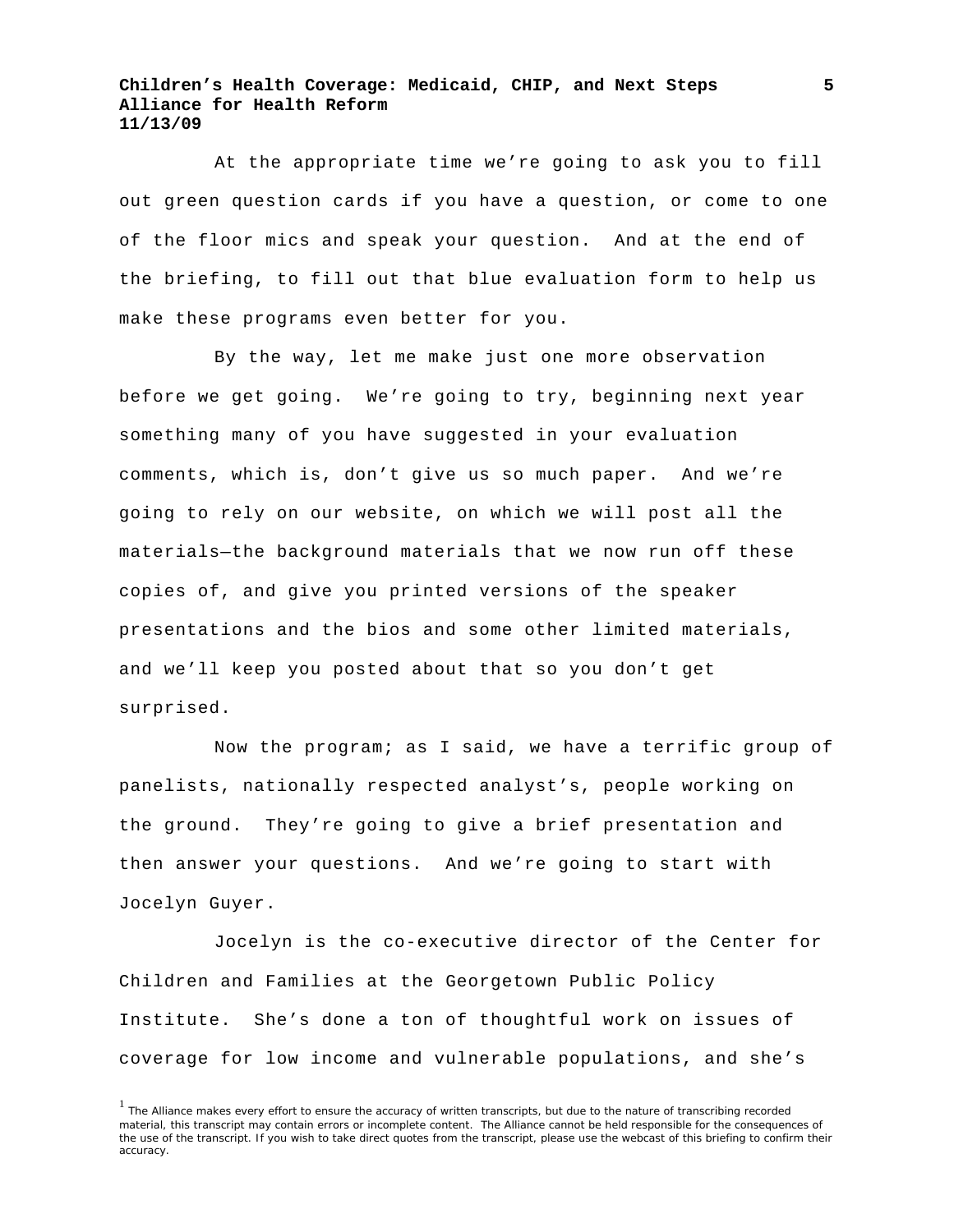At the appropriate time we're going to ask you to fill out green question cards if you have a question, or come to one of the floor mics and speak your question. And at the end of the briefing, to fill out that blue evaluation form to help us make these programs even better for you.

By the way, let me make just one more observation before we get going. We're going to try, beginning next year something many of you have suggested in your evaluation comments, which is, don't give us so much paper. And we're going to rely on our website, on which we will post all the materials—the background materials that we now run off these copies of, and give you printed versions of the speaker presentations and the bios and some other limited materials, and we'll keep you posted about that so you don't get surprised.

Now the program; as I said, we have a terrific group of panelists, nationally respected analyst's, people working on the ground. They're going to give a brief presentation and then answer your questions. And we're going to start with Jocelyn Guyer.

Jocelyn is the co-executive director of the Center for Children and Families at the Georgetown Public Policy Institute. She's done a ton of thoughtful work on issues of coverage for low income and vulnerable populations, and she's

[1] The Alliance makes every effort to ensure the accuracy of written transcripts, but due to the nature of transcribing recorded material, this transcript may contain errors or incomplete content. The Alliance cannot be held responsible for the consequences of the use of the transcript. If you wish to take direct quotes from the transcript, please use the webcast of this briefing to confirm their accuracy.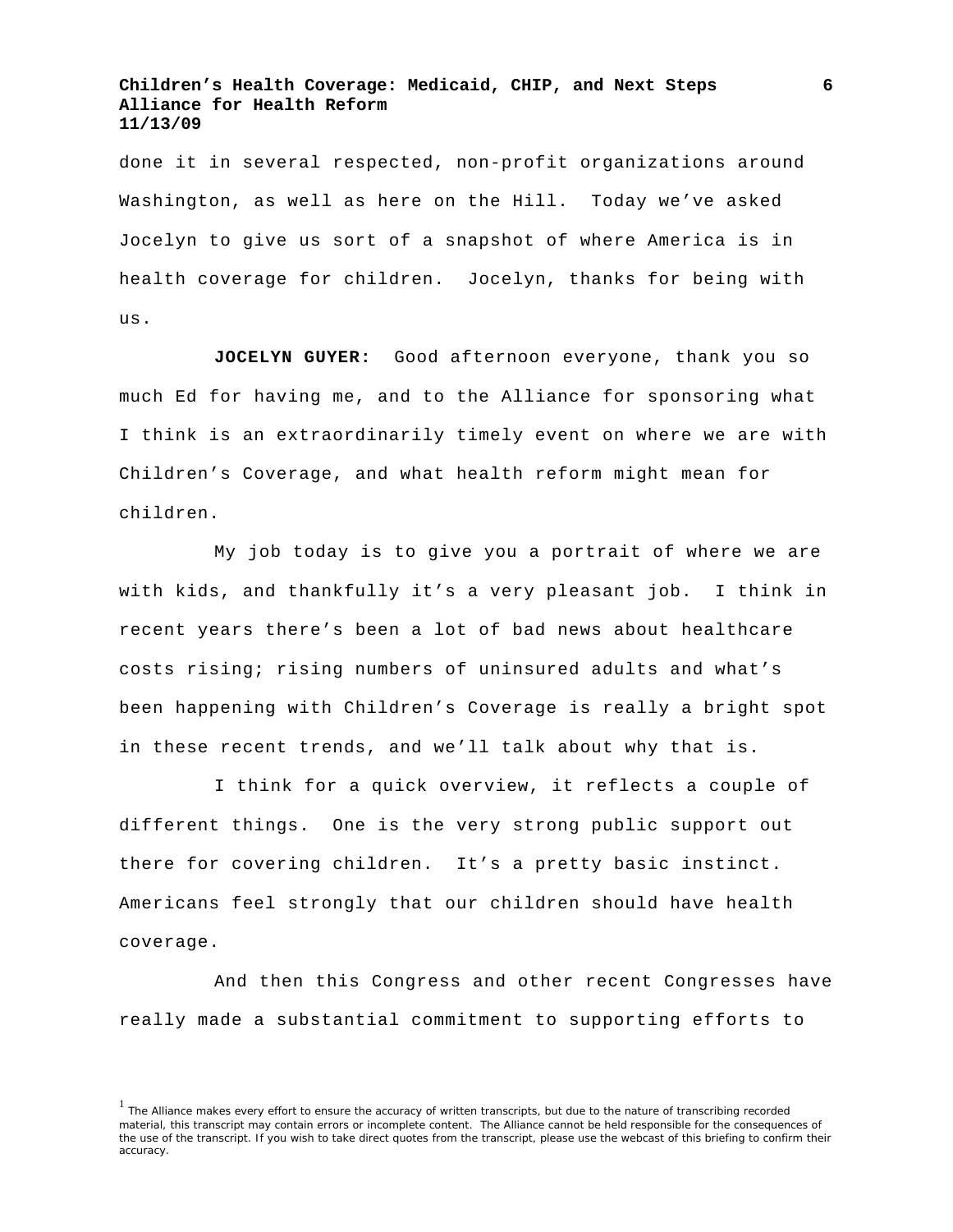done it in several respected, non-profit organizations around Washington, as well as here on the Hill. Today we've asked Jocelyn to give us sort of a snapshot of where America is in health coverage for children. Jocelyn, thanks for being with us.

**JOCELYN GUYER:** Good afternoon everyone, thank you so much Ed for having me, and to the Alliance for sponsoring what I think is an extraordinarily timely event on where we are with Children's Coverage, and what health reform might mean for children.

My job today is to give you a portrait of where we are with kids, and thankfully it's a very pleasant job. I think in recent years there's been a lot of bad news about healthcare costs rising; rising numbers of uninsured adults and what's been happening with Children's Coverage is really a bright spot in these recent trends, and we'll talk about why that is.

I think for a quick overview, it reflects a couple of different things. One is the very strong public support out there for covering children. It's a pretty basic instinct. Americans feel strongly that our children should have health coverage.

And then this Congress and other recent Congresses have really made a substantial commitment to supporting efforts to

[1] The Alliance makes every effort to ensure the accuracy of written transcripts, but due to the nature of transcribing recorded material, this transcript may contain errors or incomplete content. The Alliance cannot be held responsible for the consequences of the use of the transcript. If you wish to take direct quotes from the transcript, please use the webcast of this briefing to confirm their accuracy.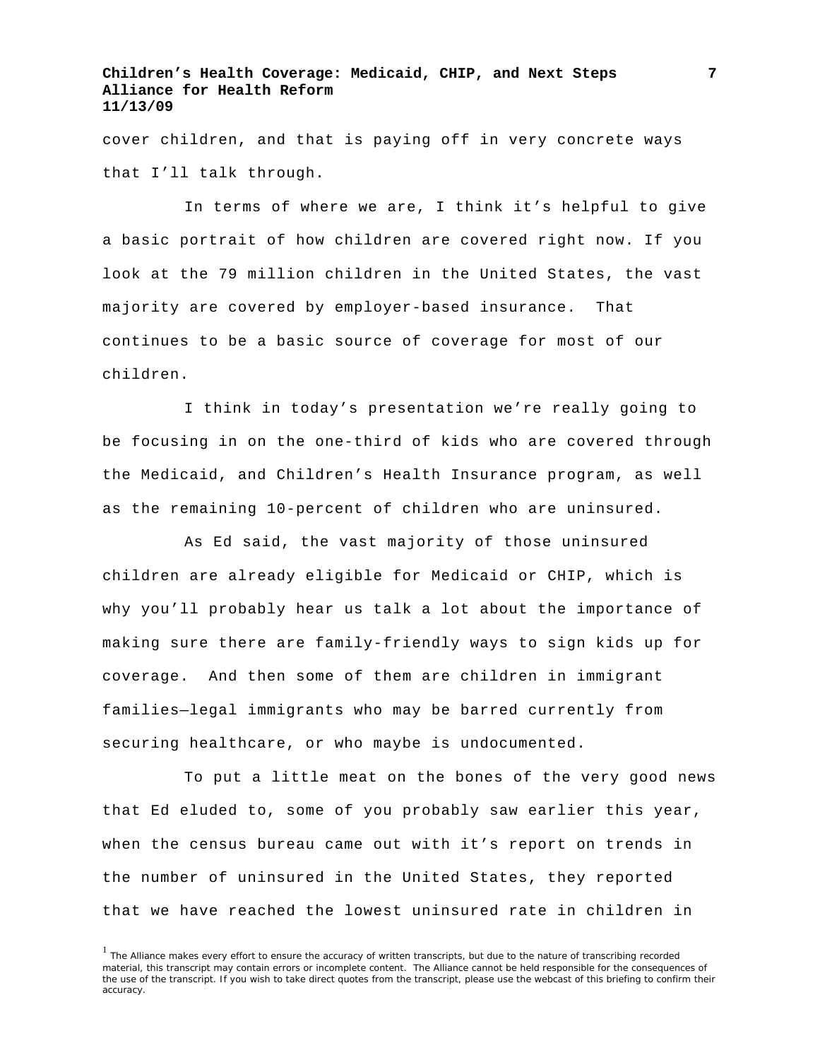cover children, and that is paying off in very concrete ways that I'll talk through.

In terms of where we are, I think it's helpful to give a basic portrait of how children are covered right now. If you look at the 79 million children in the United States, the vast majority are covered by employer-based insurance. That continues to be a basic source of coverage for most of our children.

I think in today's presentation we're really going to be focusing in on the one-third of kids who are covered through the Medicaid, and Children's Health Insurance program, as well as the remaining 10-percent of children who are uninsured.

As Ed said, the vast majority of those uninsured children are already eligible for Medicaid or CHIP, which is why you'll probably hear us talk a lot about the importance of making sure there are family-friendly ways to sign kids up for coverage. And then some of them are children in immigrant families—legal immigrants who may be barred currently from securing healthcare, or who maybe is undocumented.

To put a little meat on the bones of the very good news that Ed eluded to, some of you probably saw earlier this year, when the census bureau came out with it's report on trends in the number of uninsured in the United States, they reported that we have reached the lowest uninsured rate in children in

[1] The Alliance makes every effort to ensure the accuracy of written transcripts, but due to the nature of transcribing recorded material, this transcript may contain errors or incomplete content. The Alliance cannot be held responsible for the consequences of the use of the transcript. If you wish to take direct quotes from the transcript, please use the webcast of this briefing to confirm their accuracy.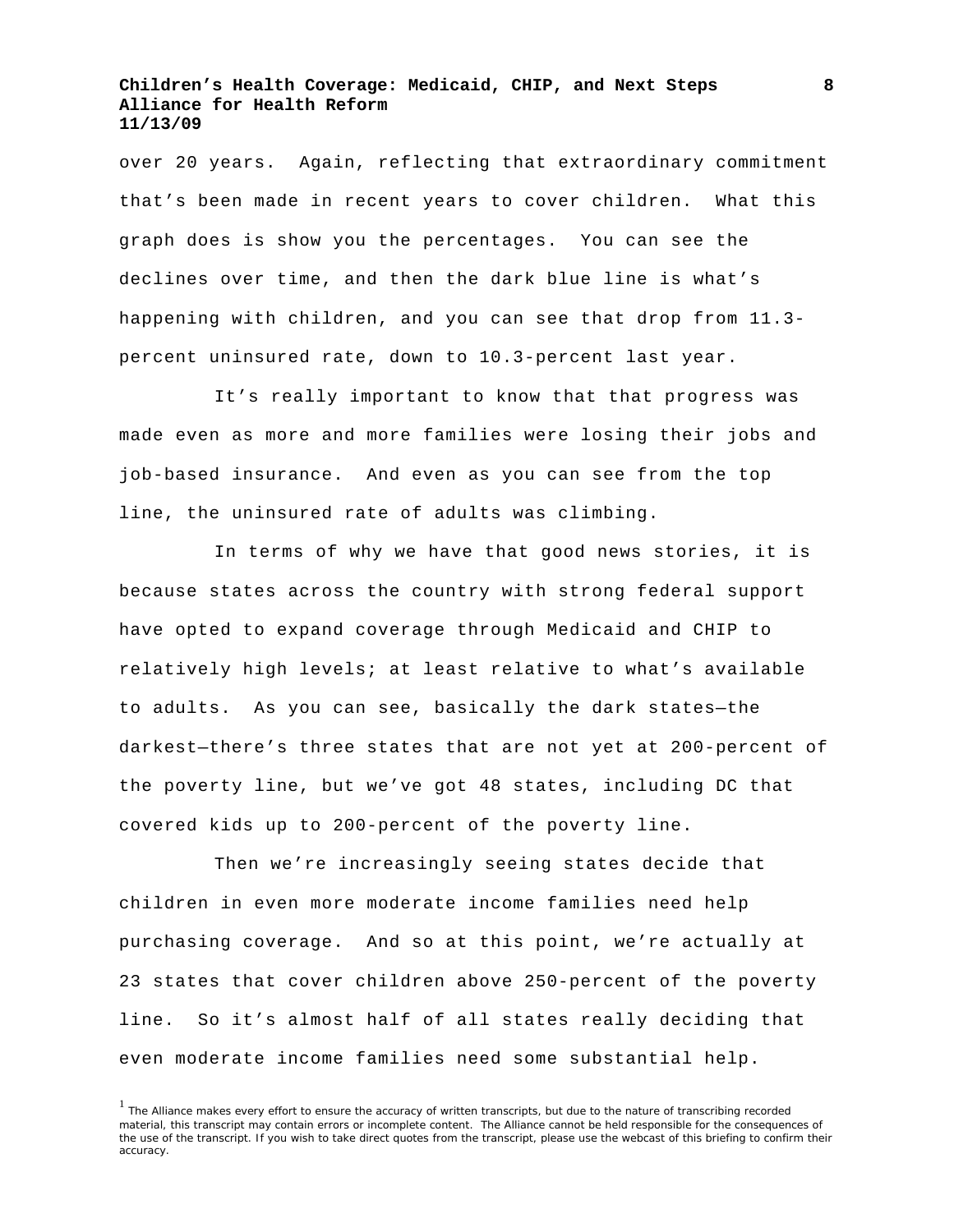over 20 years. Again, reflecting that extraordinary commitment that's been made in recent years to cover children. What this graph does is show you the percentages. You can see the declines over time, and then the dark blue line is what's happening with children, and you can see that drop from 11.3-percent uninsured rate, down to 10.3-percent last year.

It's really important to know that that progress was made even as more and more families were losing their jobs and job-based insurance. And even as you can see from the top line, the uninsured rate of adults was climbing.

In terms of why we have that good news stories, it is because states across the country with strong federal support have opted to expand coverage through Medicaid and CHIP to relatively high levels; at least relative to what's available to adults. As you can see, basically the dark states—the darkest—there's three states that are not yet at 200-percent of the poverty line, but we've got 48 states, including DC that covered kids up to 200-percent of the poverty line.

Then we're increasingly seeing states decide that children in even more moderate income families need help purchasing coverage. And so at this point, we're actually at 23 states that cover children above 250-percent of the poverty line. So it's almost half of all states really deciding that even moderate income families need some substantial help.

[1] The Alliance makes every effort to ensure the accuracy of written transcripts, but due to the nature of transcribing recorded material, this transcript may contain errors or incomplete content. The Alliance cannot be held responsible for the consequences of the use of the transcript. If you wish to take direct quotes from the transcript, please use the webcast of this briefing to confirm their accuracy.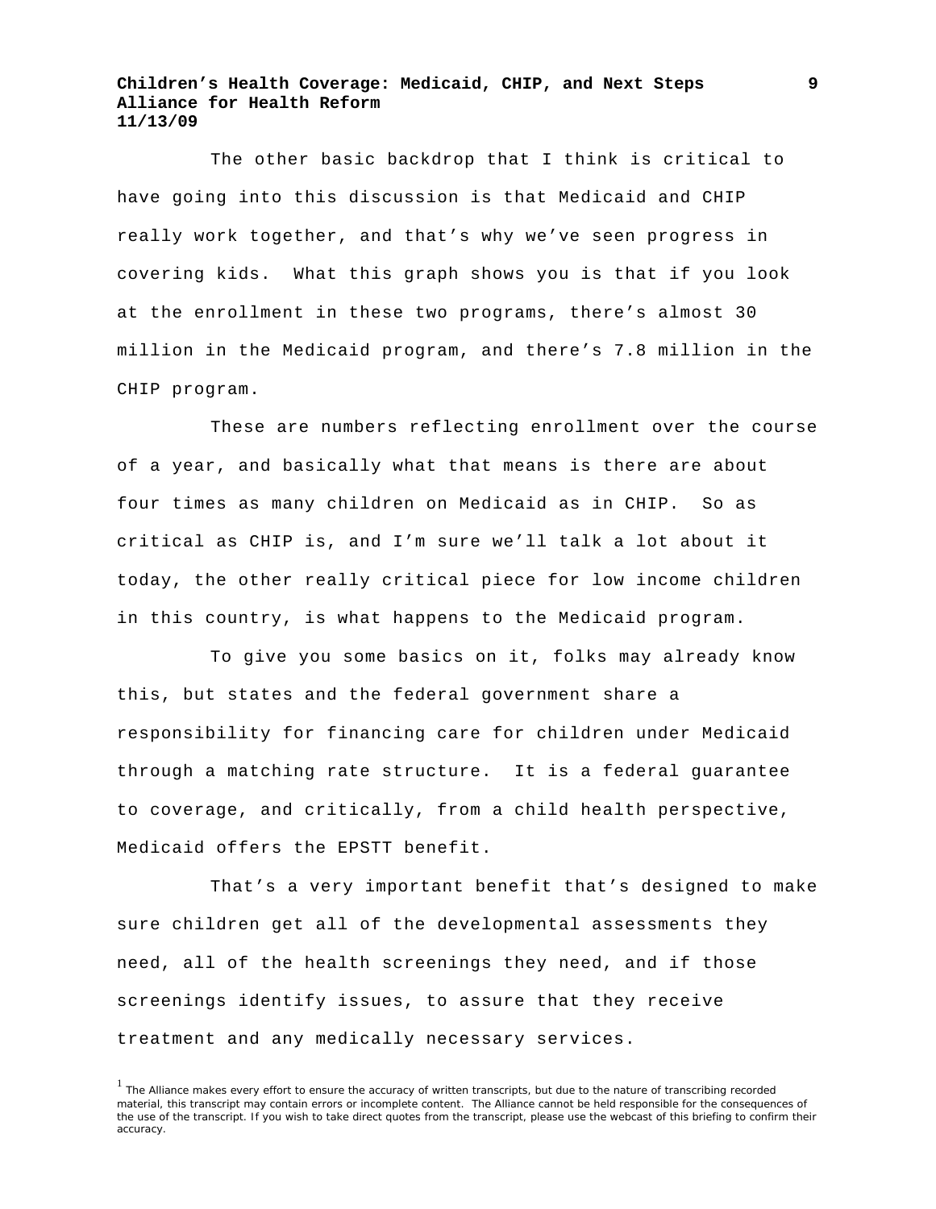The other basic backdrop that I think is critical to have going into this discussion is that Medicaid and CHIP really work together, and that's why we've seen progress in covering kids. What this graph shows you is that if you look at the enrollment in these two programs, there's almost 30 million in the Medicaid program, and there's 7.8 million in the CHIP program.

These are numbers reflecting enrollment over the course of a year, and basically what that means is there are about four times as many children on Medicaid as in CHIP. So as critical as CHIP is, and I'm sure we'll talk a lot about it today, the other really critical piece for low income children in this country, is what happens to the Medicaid program.

To give you some basics on it, folks may already know this, but states and the federal government share a responsibility for financing care for children under Medicaid through a matching rate structure. It is a federal guarantee to coverage, and critically, from a child health perspective, Medicaid offers the EPSTT benefit.

That's a very important benefit that's designed to make sure children get all of the developmental assessments they need, all of the health screenings they need, and if those screenings identify issues, to assure that they receive treatment and any medically necessary services.

[1] The Alliance makes every effort to ensure the accuracy of written transcripts, but due to the nature of transcribing recorded material, this transcript may contain errors or incomplete content. The Alliance cannot be held responsible for the consequences of the use of the transcript. If you wish to take direct quotes from the transcript, please use the webcast of this briefing to confirm their accuracy.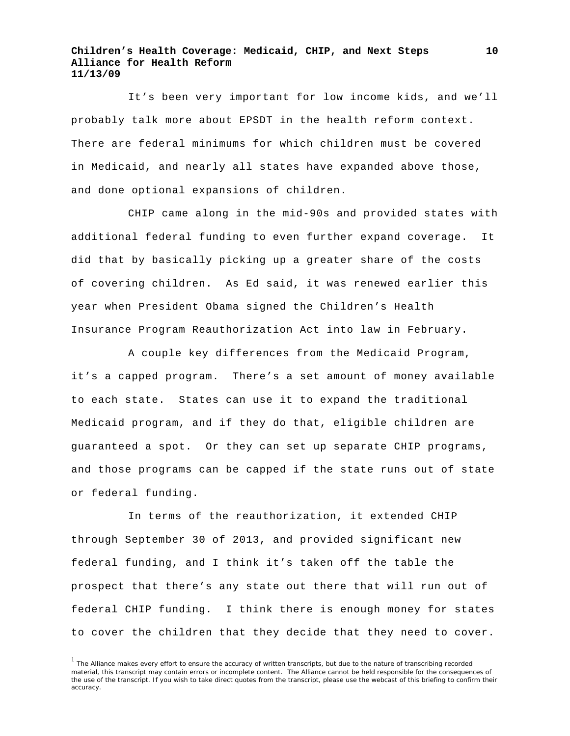It's been very important for low income kids, and we'll probably talk more about EPSDT in the health reform context. There are federal minimums for which children must be covered in Medicaid, and nearly all states have expanded above those, and done optional expansions of children.

CHIP came along in the mid-90s and provided states with additional federal funding to even further expand coverage. It did that by basically picking up a greater share of the costs of covering children. As Ed said, it was renewed earlier this year when President Obama signed the Children's Health Insurance Program Reauthorization Act into law in February.

A couple key differences from the Medicaid Program, it's a capped program. There's a set amount of money available to each state. States can use it to expand the traditional Medicaid program, and if they do that, eligible children are guaranteed a spot. Or they can set up separate CHIP programs, and those programs can be capped if the state runs out of state or federal funding.

In terms of the reauthorization, it extended CHIP through September 30 of 2013, and provided significant new federal funding, and I think it's taken off the table the prospect that there's any state out there that will run out of federal CHIP funding. I think there is enough money for states to cover the children that they decide that they need to cover.

[1] The Alliance makes every effort to ensure the accuracy of written transcripts, but due to the nature of transcribing recorded material, this transcript may contain errors or incomplete content. The Alliance cannot be held responsible for the consequences of the use of the transcript. If you wish to take direct quotes from the transcript, please use the webcast of this briefing to confirm their accuracy.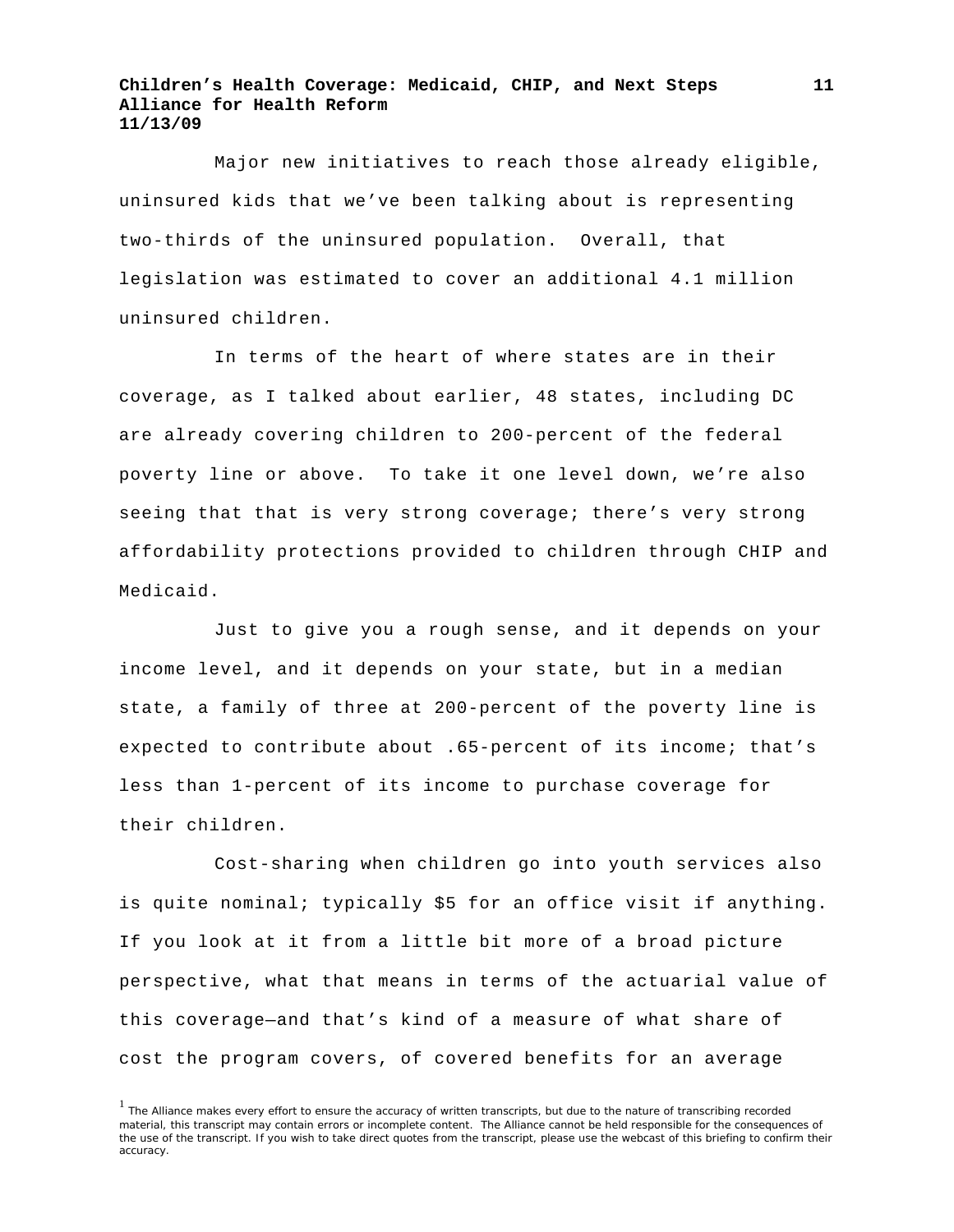Major new initiatives to reach those already eligible, uninsured kids that we've been talking about is representing two-thirds of the uninsured population. Overall, that legislation was estimated to cover an additional 4.1 million uninsured children.

In terms of the heart of where states are in their coverage, as I talked about earlier, 48 states, including DC are already covering children to 200-percent of the federal poverty line or above. To take it one level down, we're also seeing that that is very strong coverage; there's very strong affordability protections provided to children through CHIP and Medicaid.

Just to give you a rough sense, and it depends on your income level, and it depends on your state, but in a median state, a family of three at 200-percent of the poverty line is expected to contribute about .65-percent of its income; that's less than 1-percent of its income to purchase coverage for their children.

Cost-sharing when children go into youth services also is quite nominal; typically $5 for an office visit if anything. If you look at it from a little bit more of a broad picture perspective, what that means in terms of the actuarial value of this coverage—and that's kind of a measure of what share of cost the program covers, of covered benefits for an average

[1] The Alliance makes every effort to ensure the accuracy of written transcripts, but due to the nature of transcribing recorded material, this transcript may contain errors or incomplete content. The Alliance cannot be held responsible for the consequences of the use of the transcript. If you wish to take direct quotes from the transcript, please use the webcast of this briefing to confirm their accuracy.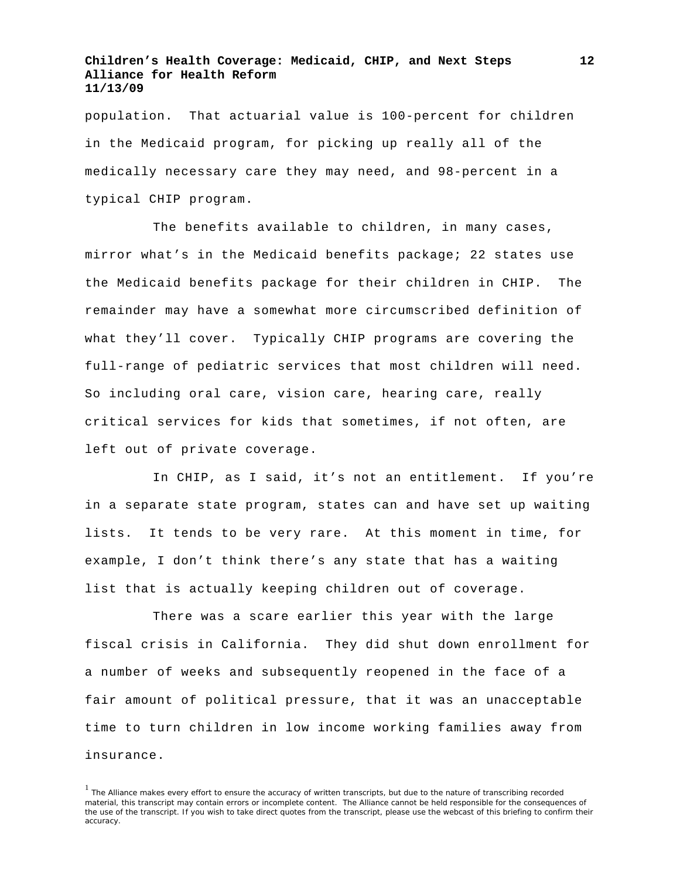population. That actuarial value is 100-percent for children in the Medicaid program, for picking up really all of the medically necessary care they may need, and 98-percent in a typical CHIP program.

The benefits available to children, in many cases, mirror what's in the Medicaid benefits package; 22 states use the Medicaid benefits package for their children in CHIP. The remainder may have a somewhat more circumscribed definition of what they'll cover. Typically CHIP programs are covering the full-range of pediatric services that most children will need. So including oral care, vision care, hearing care, really critical services for kids that sometimes, if not often, are left out of private coverage.

In CHIP, as I said, it's not an entitlement. If you're in a separate state program, states can and have set up waiting lists. It tends to be very rare. At this moment in time, for example, I don't think there's any state that has a waiting list that is actually keeping children out of coverage.

There was a scare earlier this year with the large fiscal crisis in California. They did shut down enrollment for a number of weeks and subsequently reopened in the face of a fair amount of political pressure, that it was an unacceptable time to turn children in low income working families away from insurance.

[1] The Alliance makes every effort to ensure the accuracy of written transcripts, but due to the nature of transcribing recorded material, this transcript may contain errors or incomplete content. The Alliance cannot be held responsible for the consequences of the use of the transcript. If you wish to take direct quotes from the transcript, please use the webcast of this briefing to confirm their accuracy.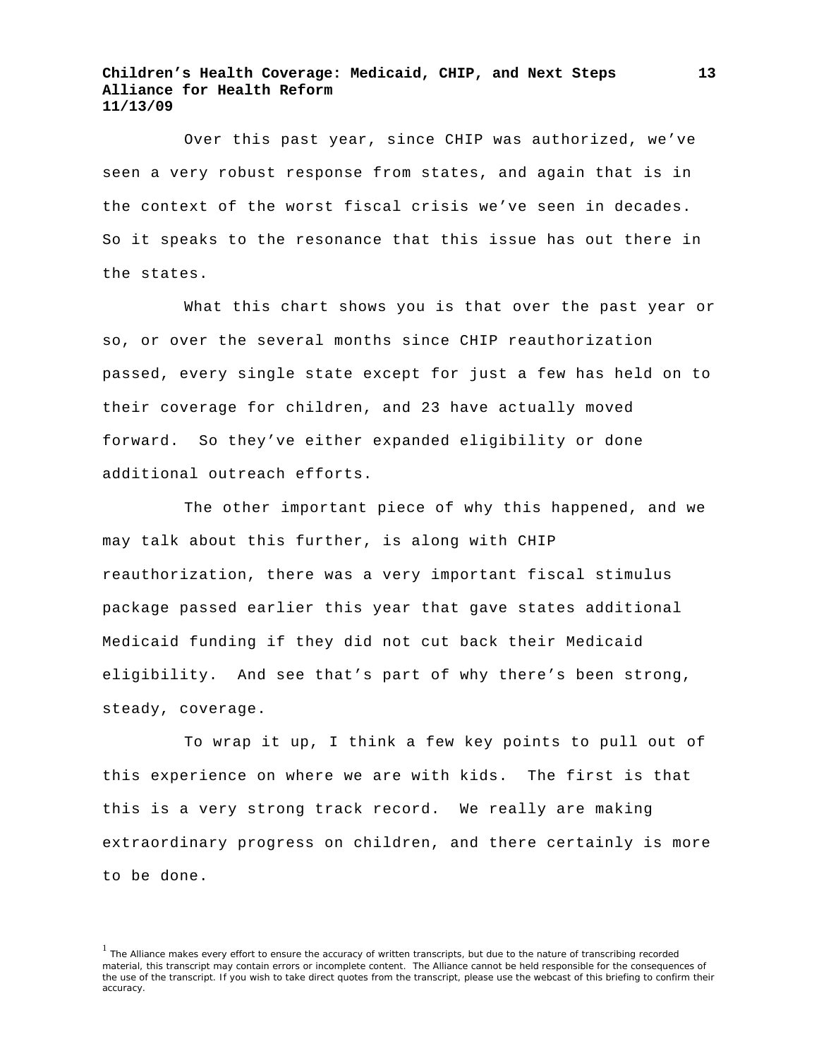Over this past year, since CHIP was authorized, we've seen a very robust response from states, and again that is in the context of the worst fiscal crisis we've seen in decades. So it speaks to the resonance that this issue has out there in the states.

What this chart shows you is that over the past year or so, or over the several months since CHIP reauthorization passed, every single state except for just a few has held on to their coverage for children, and 23 have actually moved forward. So they've either expanded eligibility or done additional outreach efforts.

The other important piece of why this happened, and we may talk about this further, is along with CHIP reauthorization, there was a very important fiscal stimulus package passed earlier this year that gave states additional Medicaid funding if they did not cut back their Medicaid eligibility. And see that's part of why there's been strong, steady, coverage.

To wrap it up, I think a few key points to pull out of this experience on where we are with kids. The first is that this is a very strong track record. We really are making extraordinary progress on children, and there certainly is more to be done.

[1] The Alliance makes every effort to ensure the accuracy of written transcripts, but due to the nature of transcribing recorded material, this transcript may contain errors or incomplete content. The Alliance cannot be held responsible for the consequences of the use of the transcript. If you wish to take direct quotes from the transcript, please use the webcast of this briefing to confirm their accuracy.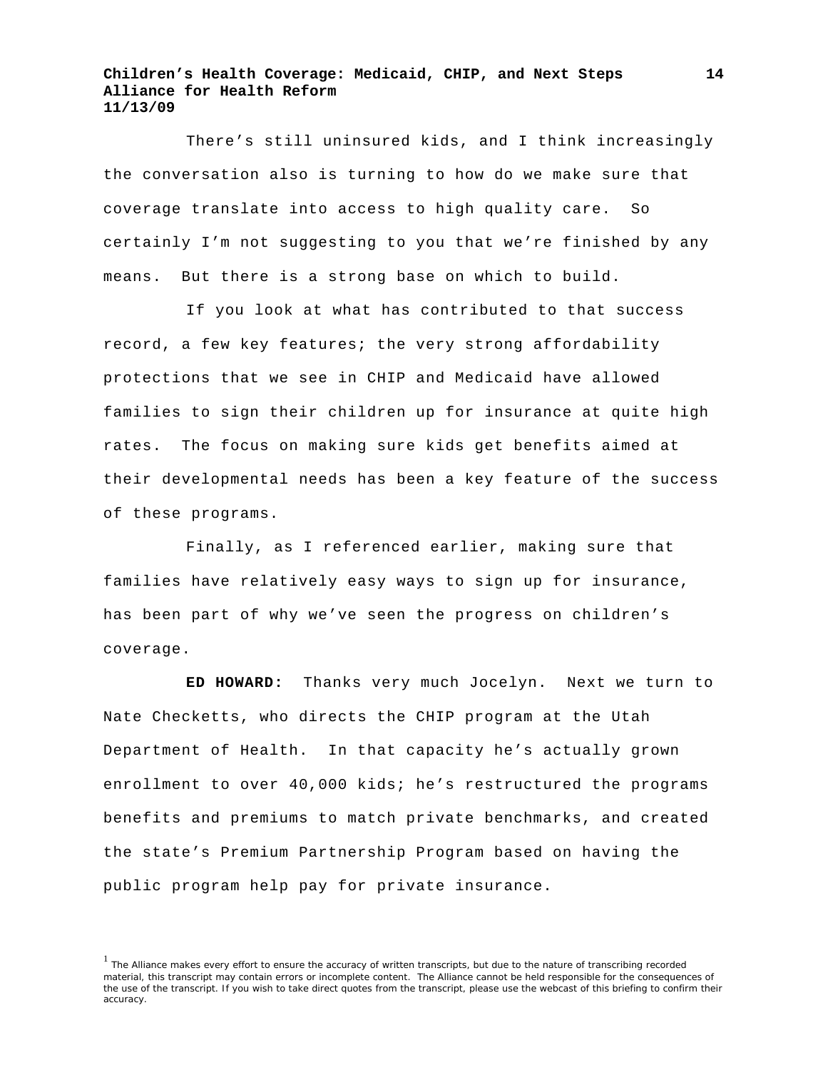There's still uninsured kids, and I think increasingly the conversation also is turning to how do we make sure that coverage translate into access to high quality care. So certainly I'm not suggesting to you that we're finished by any means. But there is a strong base on which to build.

If you look at what has contributed to that success record, a few key features; the very strong affordability protections that we see in CHIP and Medicaid have allowed families to sign their children up for insurance at quite high rates. The focus on making sure kids get benefits aimed at their developmental needs has been a key feature of the success of these programs.

Finally, as I referenced earlier, making sure that families have relatively easy ways to sign up for insurance, has been part of why we've seen the progress on children's coverage.

**ED HOWARD:** Thanks very much Jocelyn. Next we turn to Nate Checketts, who directs the CHIP program at the Utah Department of Health. In that capacity he's actually grown enrollment to over 40,000 kids; he's restructured the programs benefits and premiums to match private benchmarks, and created the state's Premium Partnership Program based on having the public program help pay for private insurance.

[1] The Alliance makes every effort to ensure the accuracy of written transcripts, but due to the nature of transcribing recorded material, this transcript may contain errors or incomplete content. The Alliance cannot be held responsible for the consequences of the use of the transcript. If you wish to take direct quotes from the transcript, please use the webcast of this briefing to confirm their accuracy.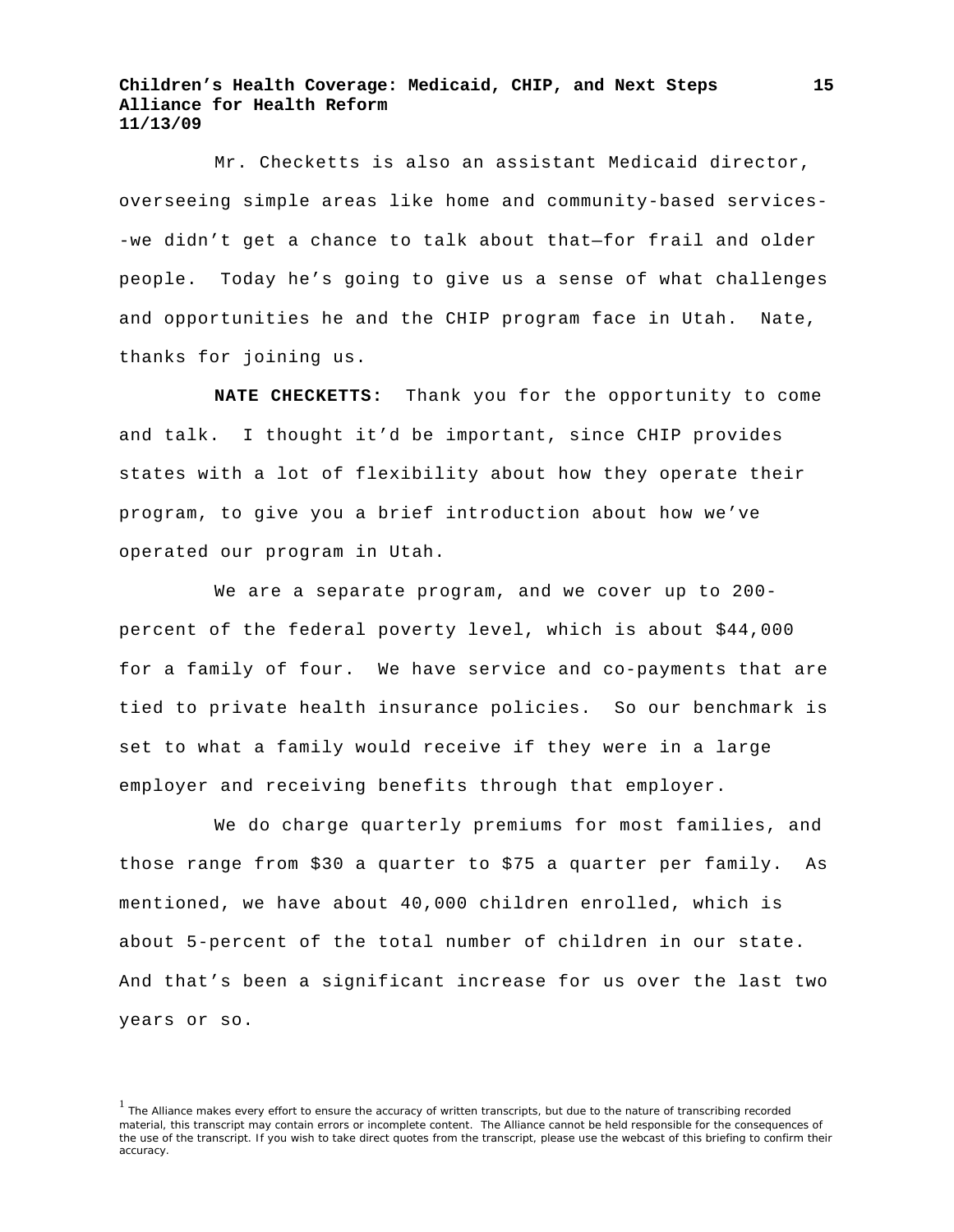Mr. Checketts is also an assistant Medicaid director, overseeing simple areas like home and community-based services--we didn't get a chance to talk about that—for frail and older people. Today he's going to give us a sense of what challenges and opportunities he and the CHIP program face in Utah. Nate, thanks for joining us.

**NATE CHECKETTS:** Thank you for the opportunity to come and talk. I thought it'd be important, since CHIP provides states with a lot of flexibility about how they operate their program, to give you a brief introduction about how we've operated our program in Utah.

We are a separate program, and we cover up to 200-percent of the federal poverty level, which is about $44,000 for a family of four. We have service and co-payments that are tied to private health insurance policies. So our benchmark is set to what a family would receive if they were in a large employer and receiving benefits through that employer.

We do charge quarterly premiums for most families, and those range from $30 a quarter to $75 a quarter per family. As mentioned, we have about 40,000 children enrolled, which is about 5-percent of the total number of children in our state. And that's been a significant increase for us over the last two years or so.

[1] The Alliance makes every effort to ensure the accuracy of written transcripts, but due to the nature of transcribing recorded material, this transcript may contain errors or incomplete content. The Alliance cannot be held responsible for the consequences of the use of the transcript. If you wish to take direct quotes from the transcript, please use the webcast of this briefing to confirm their accuracy.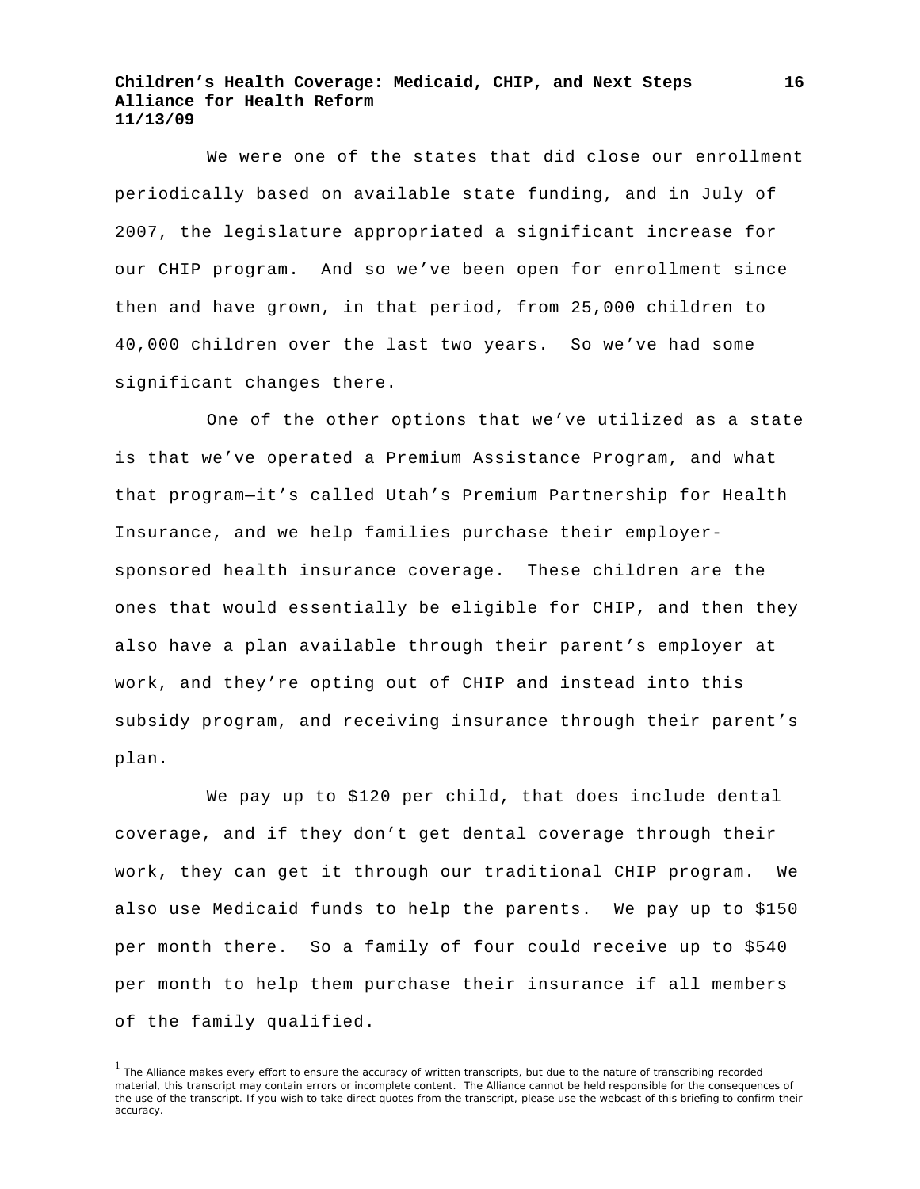We were one of the states that did close our enrollment periodically based on available state funding, and in July of 2007, the legislature appropriated a significant increase for our CHIP program. And so we've been open for enrollment since then and have grown, in that period, from 25,000 children to 40,000 children over the last two years. So we've had some significant changes there.

One of the other options that we've utilized as a state is that we've operated a Premium Assistance Program, and what that program—it's called Utah's Premium Partnership for Health Insurance, and we help families purchase their employer-sponsored health insurance coverage. These children are the ones that would essentially be eligible for CHIP, and then they also have a plan available through their parent's employer at work, and they're opting out of CHIP and instead into this subsidy program, and receiving insurance through their parent's plan.

We pay up to $120 per child, that does include dental coverage, and if they don't get dental coverage through their work, they can get it through our traditional CHIP program. We also use Medicaid funds to help the parents. We pay up to $150 per month there. So a family of four could receive up to $540 per month to help them purchase their insurance if all members of the family qualified.

[1] The Alliance makes every effort to ensure the accuracy of written transcripts, but due to the nature of transcribing recorded material, this transcript may contain errors or incomplete content. The Alliance cannot be held responsible for the consequences of the use of the transcript. If you wish to take direct quotes from the transcript, please use the webcast of this briefing to confirm their accuracy.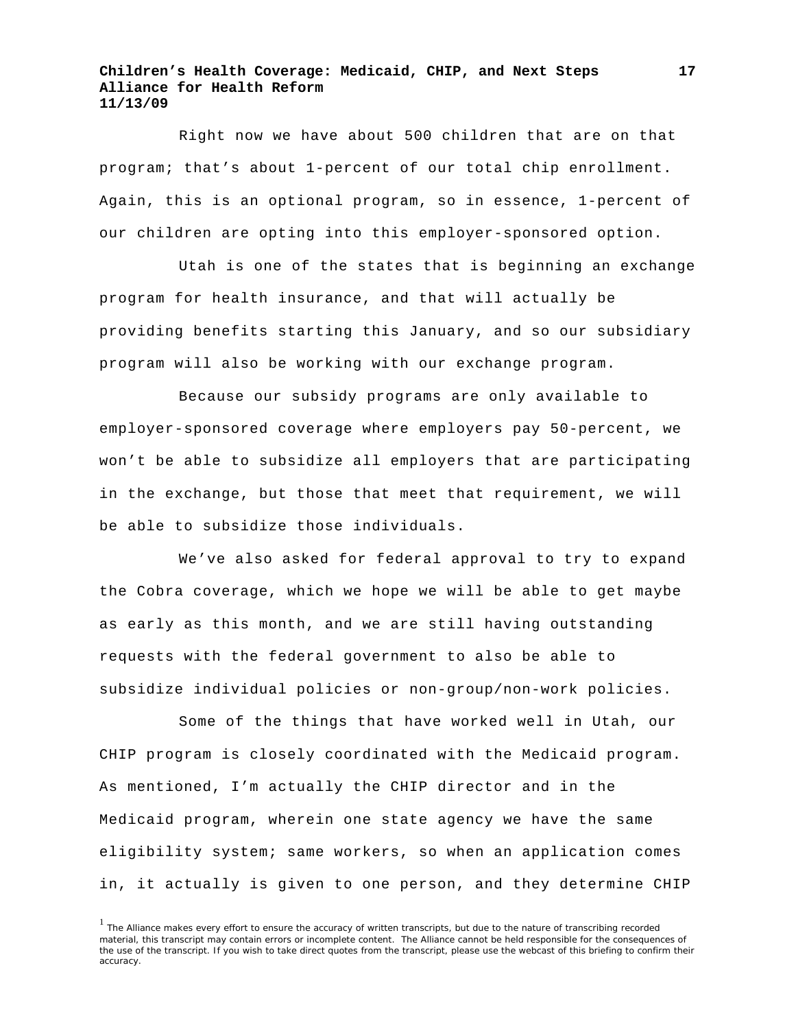Right now we have about 500 children that are on that program; that's about 1-percent of our total chip enrollment. Again, this is an optional program, so in essence, 1-percent of our children are opting into this employer-sponsored option.

Utah is one of the states that is beginning an exchange program for health insurance, and that will actually be providing benefits starting this January, and so our subsidiary program will also be working with our exchange program.

Because our subsidy programs are only available to employer-sponsored coverage where employers pay 50-percent, we won't be able to subsidize all employers that are participating in the exchange, but those that meet that requirement, we will be able to subsidize those individuals.

We've also asked for federal approval to try to expand the Cobra coverage, which we hope we will be able to get maybe as early as this month, and we are still having outstanding requests with the federal government to also be able to subsidize individual policies or non-group/non-work policies.

Some of the things that have worked well in Utah, our CHIP program is closely coordinated with the Medicaid program. As mentioned, I'm actually the CHIP director and in the Medicaid program, wherein one state agency we have the same eligibility system; same workers, so when an application comes in, it actually is given to one person, and they determine CHIP

[1] The Alliance makes every effort to ensure the accuracy of written transcripts, but due to the nature of transcribing recorded material, this transcript may contain errors or incomplete content. The Alliance cannot be held responsible for the consequences of the use of the transcript. If you wish to take direct quotes from the transcript, please use the webcast of this briefing to confirm their accuracy.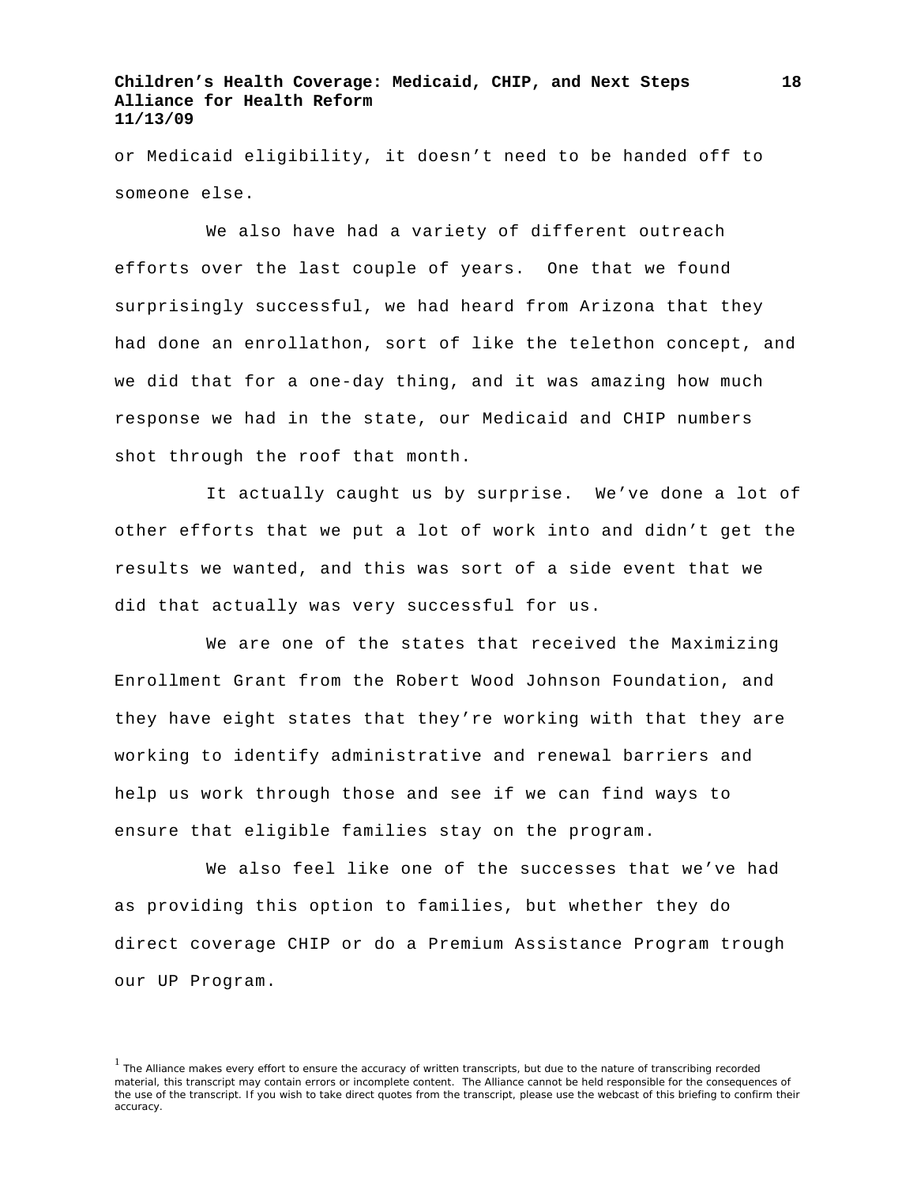or Medicaid eligibility, it doesn't need to be handed off to someone else.

We also have had a variety of different outreach efforts over the last couple of years. One that we found surprisingly successful, we had heard from Arizona that they had done an enrollathon, sort of like the telethon concept, and we did that for a one-day thing, and it was amazing how much response we had in the state, our Medicaid and CHIP numbers shot through the roof that month.

It actually caught us by surprise. We've done a lot of other efforts that we put a lot of work into and didn't get the results we wanted, and this was sort of a side event that we did that actually was very successful for us.

We are one of the states that received the Maximizing Enrollment Grant from the Robert Wood Johnson Foundation, and they have eight states that they're working with that they are working to identify administrative and renewal barriers and help us work through those and see if we can find ways to ensure that eligible families stay on the program.

We also feel like one of the successes that we've had as providing this option to families, but whether they do direct coverage CHIP or do a Premium Assistance Program trough our UP Program.

[1] The Alliance makes every effort to ensure the accuracy of written transcripts, but due to the nature of transcribing recorded material, this transcript may contain errors or incomplete content. The Alliance cannot be held responsible for the consequences of the use of the transcript. If you wish to take direct quotes from the transcript, please use the webcast of this briefing to confirm their accuracy.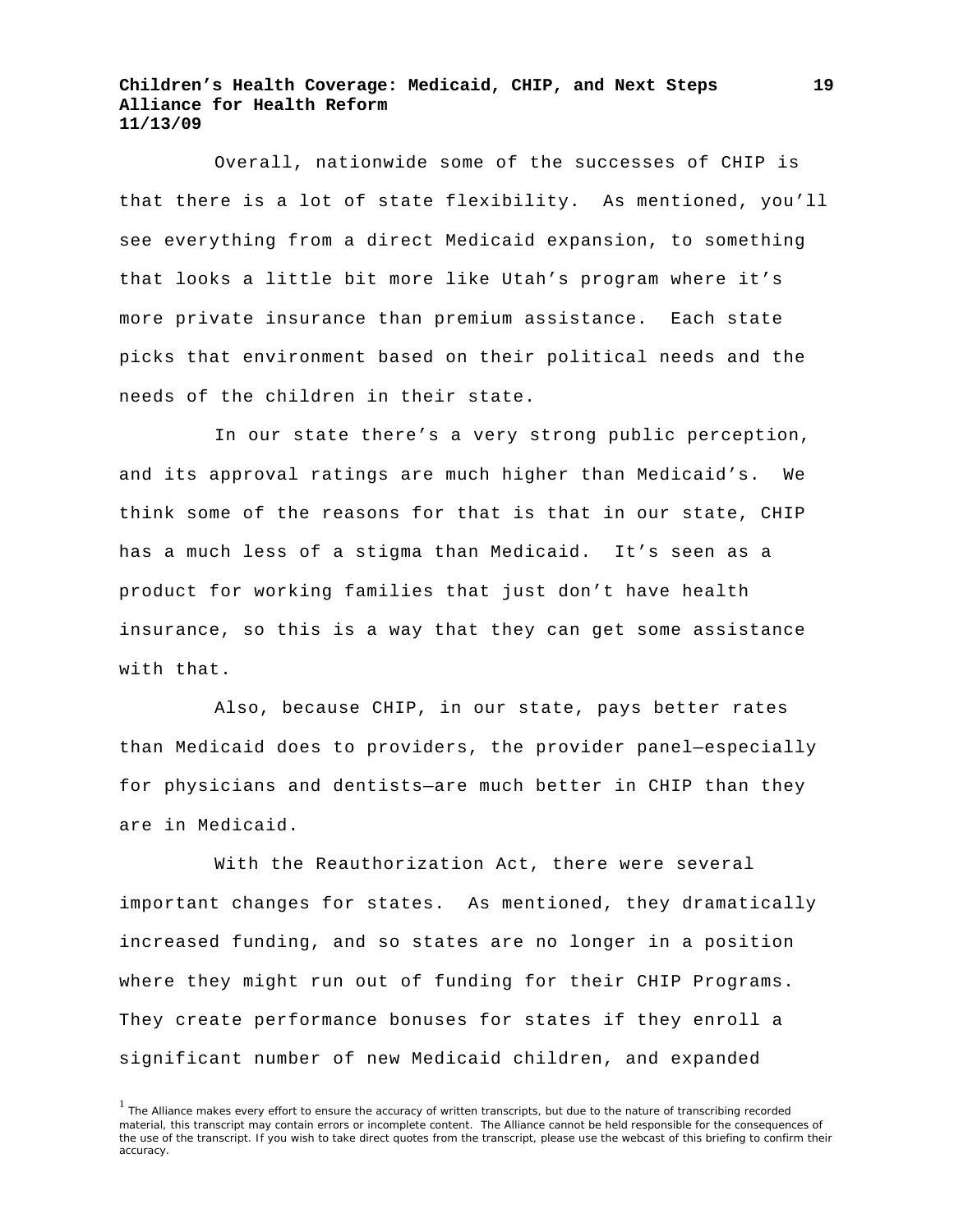Overall, nationwide some of the successes of CHIP is that there is a lot of state flexibility. As mentioned, you'll see everything from a direct Medicaid expansion, to something that looks a little bit more like Utah's program where it's more private insurance than premium assistance. Each state picks that environment based on their political needs and the needs of the children in their state.

In our state there's a very strong public perception, and its approval ratings are much higher than Medicaid's. We think some of the reasons for that is that in our state, CHIP has a much less of a stigma than Medicaid. It's seen as a product for working families that just don't have health insurance, so this is a way that they can get some assistance with that.

Also, because CHIP, in our state, pays better rates than Medicaid does to providers, the provider panel—especially for physicians and dentists—are much better in CHIP than they are in Medicaid.

With the Reauthorization Act, there were several important changes for states. As mentioned, they dramatically increased funding, and so states are no longer in a position where they might run out of funding for their CHIP Programs. They create performance bonuses for states if they enroll a significant number of new Medicaid children, and expanded

[1] The Alliance makes every effort to ensure the accuracy of written transcripts, but due to the nature of transcribing recorded material, this transcript may contain errors or incomplete content. The Alliance cannot be held responsible for the consequences of the use of the transcript. If you wish to take direct quotes from the transcript, please use the webcast of this briefing to confirm their accuracy.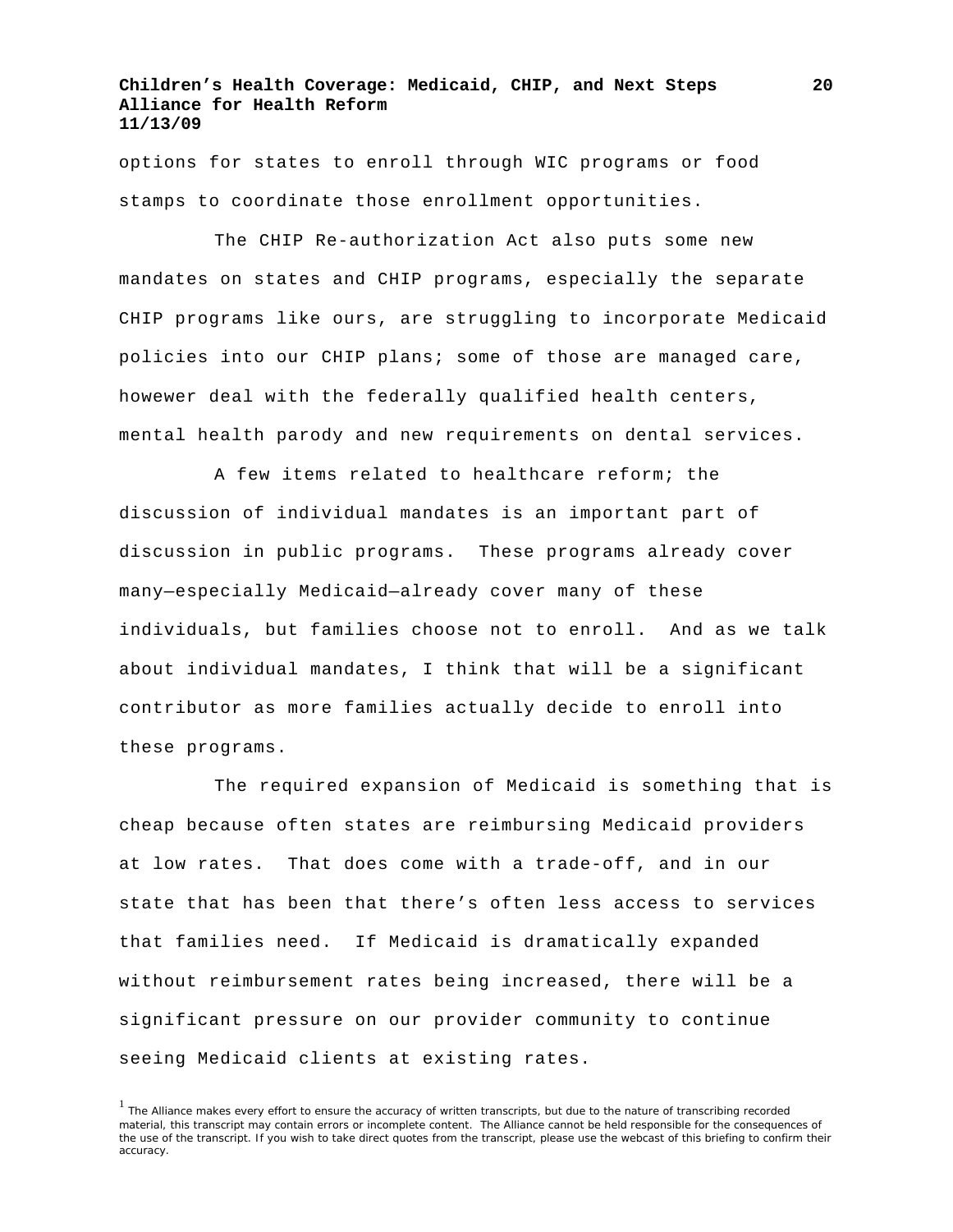options for states to enroll through WIC programs or food stamps to coordinate those enrollment opportunities.

The CHIP Re-authorization Act also puts some new mandates on states and CHIP programs, especially the separate CHIP programs like ours, are struggling to incorporate Medicaid policies into our CHIP plans; some of those are managed care, howewer deal with the federally qualified health centers, mental health parody and new requirements on dental services.

A few items related to healthcare reform; the discussion of individual mandates is an important part of discussion in public programs. These programs already cover many—especially Medicaid—already cover many of these individuals, but families choose not to enroll. And as we talk about individual mandates, I think that will be a significant contributor as more families actually decide to enroll into these programs.

The required expansion of Medicaid is something that is cheap because often states are reimbursing Medicaid providers at low rates. That does come with a trade-off, and in our state that has been that there's often less access to services that families need. If Medicaid is dramatically expanded without reimbursement rates being increased, there will be a significant pressure on our provider community to continue seeing Medicaid clients at existing rates.

[1] The Alliance makes every effort to ensure the accuracy of written transcripts, but due to the nature of transcribing recorded material, this transcript may contain errors or incomplete content. The Alliance cannot be held responsible for the consequences of the use of the transcript. If you wish to take direct quotes from the transcript, please use the webcast of this briefing to confirm their accuracy.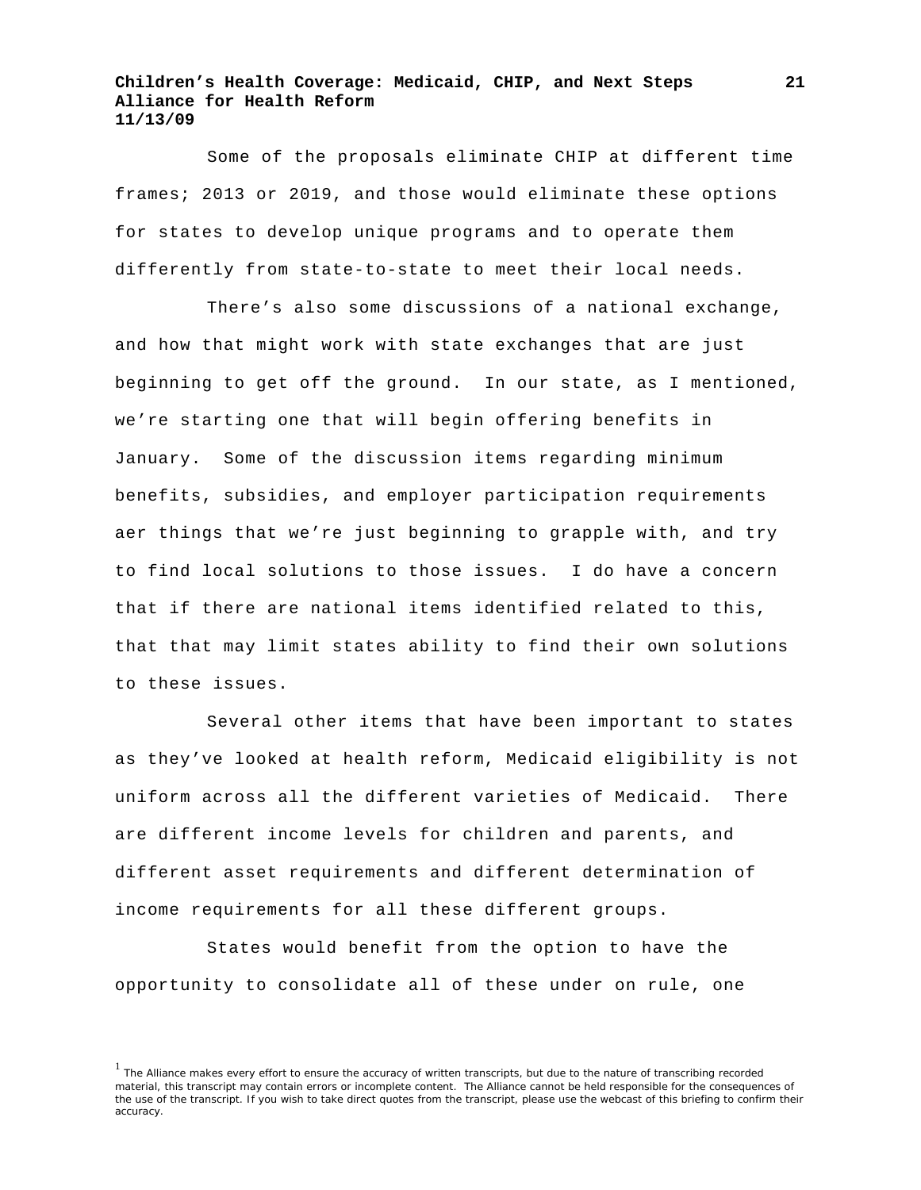Some of the proposals eliminate CHIP at different time frames; 2013 or 2019, and those would eliminate these options for states to develop unique programs and to operate them differently from state-to-state to meet their local needs.

There's also some discussions of a national exchange, and how that might work with state exchanges that are just beginning to get off the ground. In our state, as I mentioned, we're starting one that will begin offering benefits in January. Some of the discussion items regarding minimum benefits, subsidies, and employer participation requirements aer things that we're just beginning to grapple with, and try to find local solutions to those issues. I do have a concern that if there are national items identified related to this, that that may limit states ability to find their own solutions to these issues.

Several other items that have been important to states as they've looked at health reform, Medicaid eligibility is not uniform across all the different varieties of Medicaid. There are different income levels for children and parents, and different asset requirements and different determination of income requirements for all these different groups.

States would benefit from the option to have the opportunity to consolidate all of these under on rule, one

[1] The Alliance makes every effort to ensure the accuracy of written transcripts, but due to the nature of transcribing recorded material, this transcript may contain errors or incomplete content. The Alliance cannot be held responsible for the consequences of the use of the transcript. If you wish to take direct quotes from the transcript, please use the webcast of this briefing to confirm their accuracy.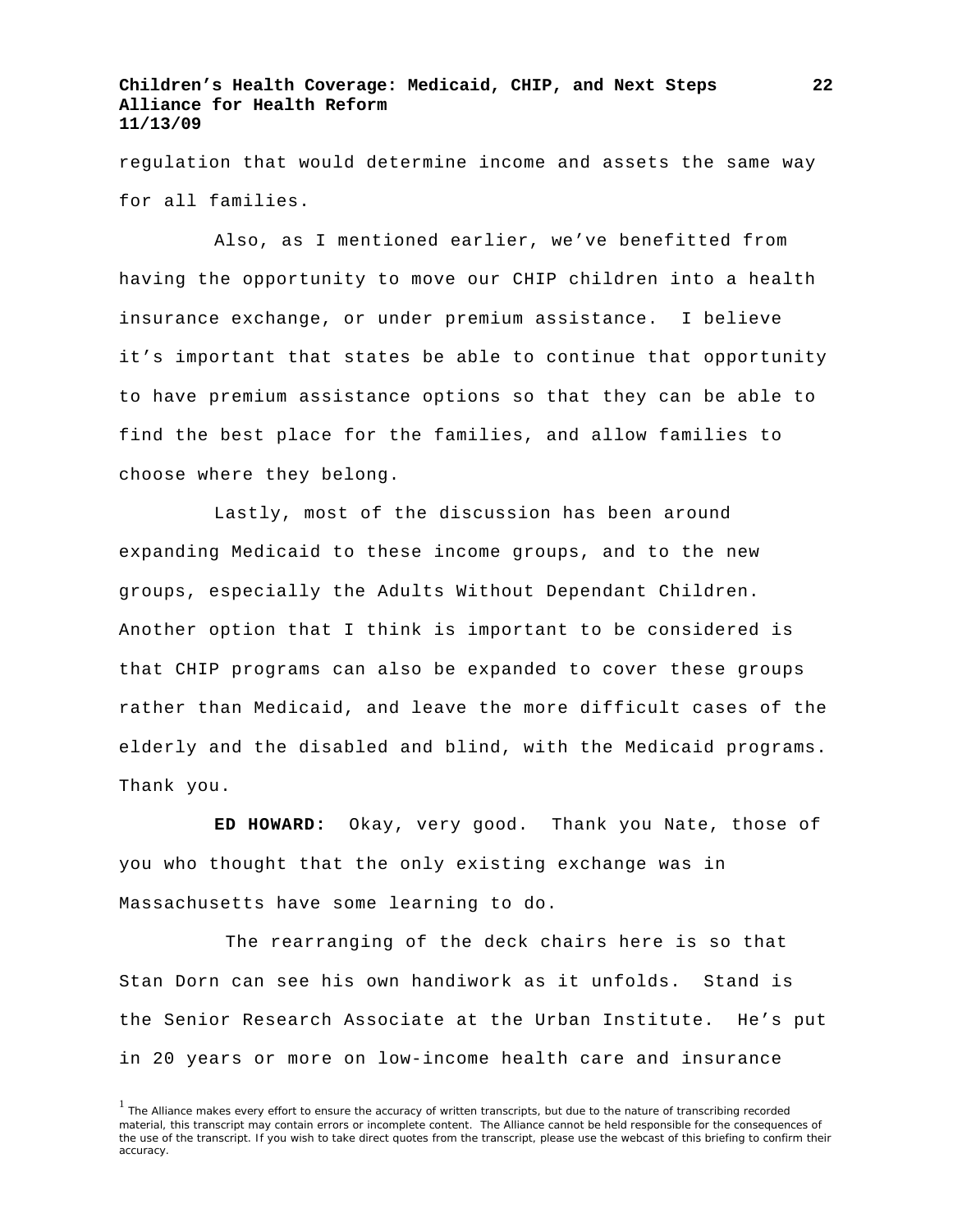regulation that would determine income and assets the same way for all families.

Also, as I mentioned earlier, we've benefitted from having the opportunity to move our CHIP children into a health insurance exchange, or under premium assistance. I believe it's important that states be able to continue that opportunity to have premium assistance options so that they can be able to find the best place for the families, and allow families to choose where they belong.

Lastly, most of the discussion has been around expanding Medicaid to these income groups, and to the new groups, especially the Adults Without Dependant Children. Another option that I think is important to be considered is that CHIP programs can also be expanded to cover these groups rather than Medicaid, and leave the more difficult cases of the elderly and the disabled and blind, with the Medicaid programs. Thank you.

**ED HOWARD:** Okay, very good. Thank you Nate, those of you who thought that the only existing exchange was in Massachusetts have some learning to do.

The rearranging of the deck chairs here is so that Stan Dorn can see his own handiwork as it unfolds. Stand is the Senior Research Associate at the Urban Institute. He's put in 20 years or more on low-income health care and insurance

[1] The Alliance makes every effort to ensure the accuracy of written transcripts, but due to the nature of transcribing recorded material, this transcript may contain errors or incomplete content. The Alliance cannot be held responsible for the consequences of the use of the transcript. If you wish to take direct quotes from the transcript, please use the webcast of this briefing to confirm their accuracy.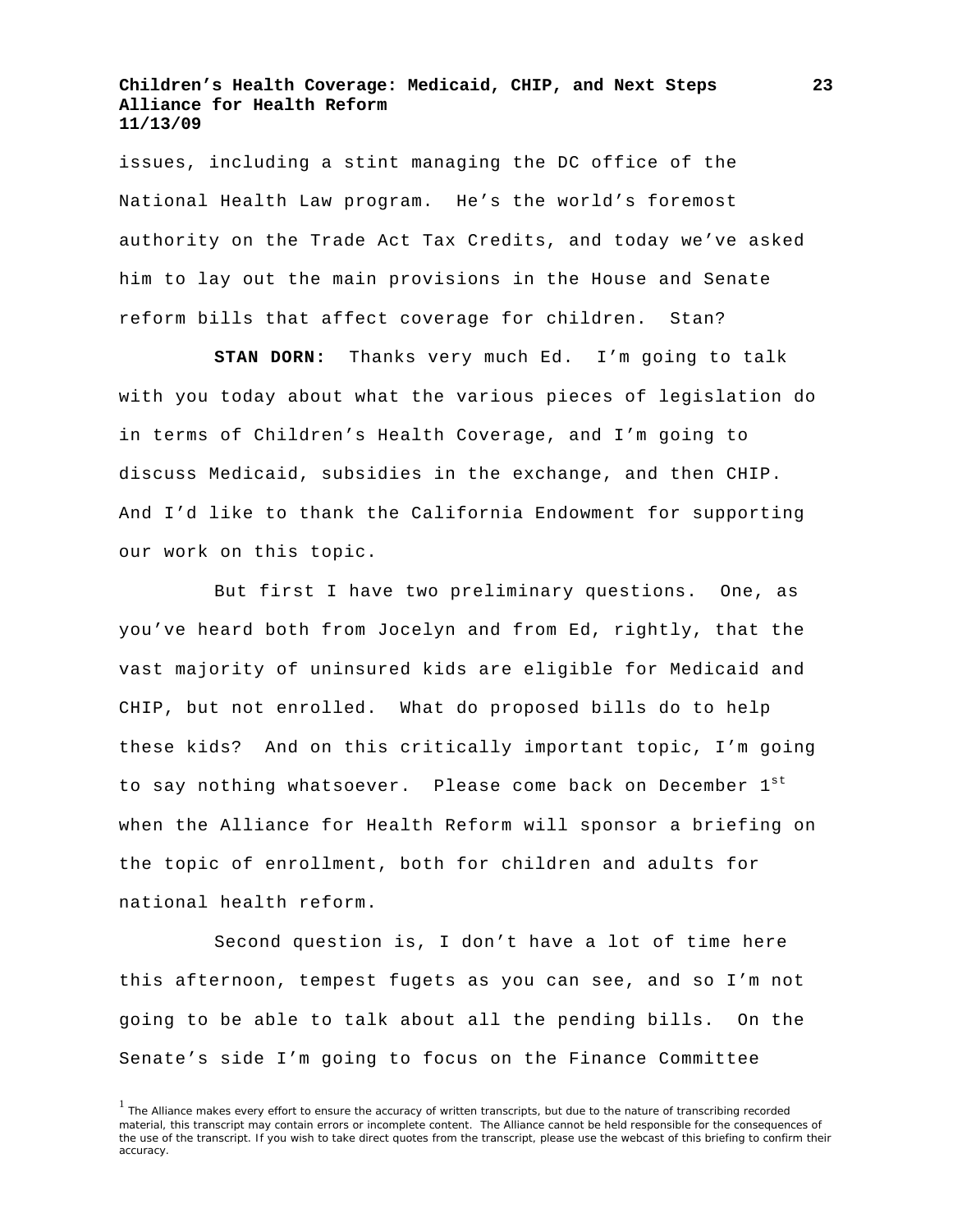issues, including a stint managing the DC office of the National Health Law program. He's the world's foremost authority on the Trade Act Tax Credits, and today we've asked him to lay out the main provisions in the House and Senate reform bills that affect coverage for children. Stan?

**STAN DORN:** Thanks very much Ed. I'm going to talk with you today about what the various pieces of legislation do in terms of Children's Health Coverage, and I'm going to discuss Medicaid, subsidies in the exchange, and then CHIP. And I'd like to thank the California Endowment for supporting our work on this topic.

But first I have two preliminary questions. One, as you've heard both from Jocelyn and from Ed, rightly, that the vast majority of uninsured kids are eligible for Medicaid and CHIP, but not enrolled. What do proposed bills do to help these kids? And on this critically important topic, I'm going to say nothing whatsoever. Please come back on December 1st when the Alliance for Health Reform will sponsor a briefing on the topic of enrollment, both for children and adults for national health reform.

Second question is, I don't have a lot of time here this afternoon, tempest fugets as you can see, and so I'm not going to be able to talk about all the pending bills. On the Senate's side I'm going to focus on the Finance Committee

[1] The Alliance makes every effort to ensure the accuracy of written transcripts, but due to the nature of transcribing recorded material, this transcript may contain errors or incomplete content. The Alliance cannot be held responsible for the consequences of the use of the transcript. If you wish to take direct quotes from the transcript, please use the webcast of this briefing to confirm their accuracy.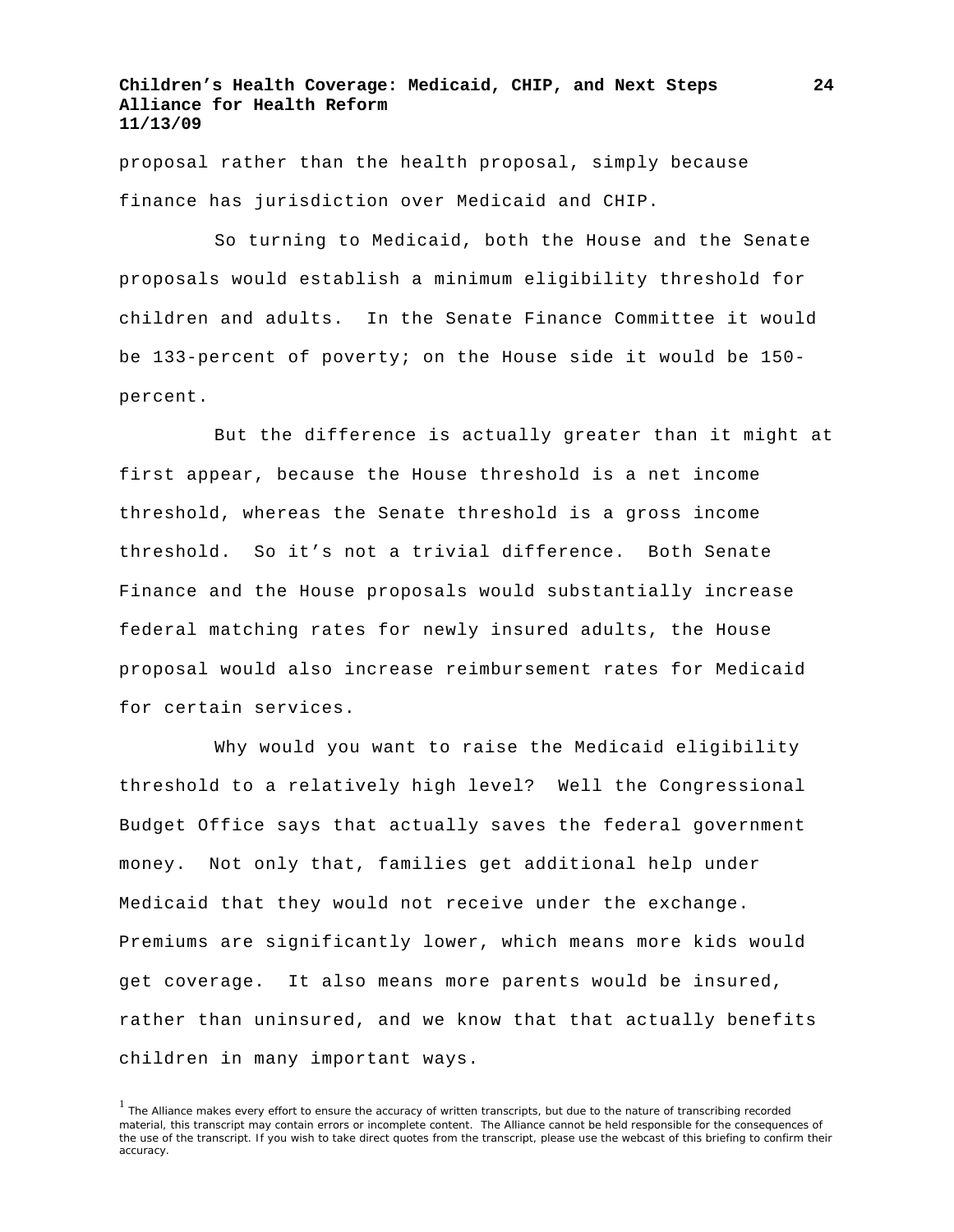proposal rather than the health proposal, simply because finance has jurisdiction over Medicaid and CHIP.

So turning to Medicaid, both the House and the Senate proposals would establish a minimum eligibility threshold for children and adults. In the Senate Finance Committee it would be 133-percent of poverty; on the House side it would be 150-percent.

But the difference is actually greater than it might at first appear, because the House threshold is a net income threshold, whereas the Senate threshold is a gross income threshold. So it's not a trivial difference. Both Senate Finance and the House proposals would substantially increase federal matching rates for newly insured adults, the House proposal would also increase reimbursement rates for Medicaid for certain services.

Why would you want to raise the Medicaid eligibility threshold to a relatively high level? Well the Congressional Budget Office says that actually saves the federal government money. Not only that, families get additional help under Medicaid that they would not receive under the exchange. Premiums are significantly lower, which means more kids would get coverage. It also means more parents would be insured, rather than uninsured, and we know that that actually benefits children in many important ways.

[1] The Alliance makes every effort to ensure the accuracy of written transcripts, but due to the nature of transcribing recorded material, this transcript may contain errors or incomplete content. The Alliance cannot be held responsible for the consequences of the use of the transcript. If you wish to take direct quotes from the transcript, please use the webcast of this briefing to confirm their accuracy.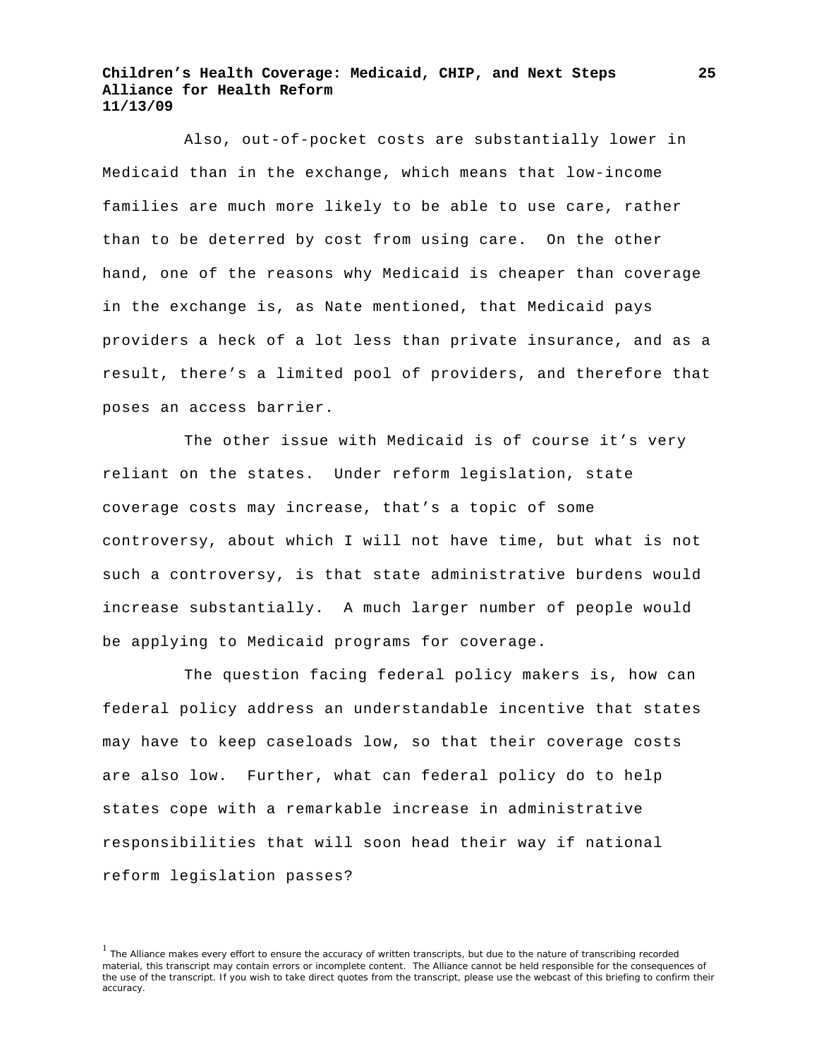Also, out-of-pocket costs are substantially lower in Medicaid than in the exchange, which means that low-income families are much more likely to be able to use care, rather than to be deterred by cost from using care. On the other hand, one of the reasons why Medicaid is cheaper than coverage in the exchange is, as Nate mentioned, that Medicaid pays providers a heck of a lot less than private insurance, and as a result, there's a limited pool of providers, and therefore that poses an access barrier.

The other issue with Medicaid is of course it's very reliant on the states. Under reform legislation, state coverage costs may increase, that's a topic of some controversy, about which I will not have time, but what is not such a controversy, is that state administrative burdens would increase substantially. A much larger number of people would be applying to Medicaid programs for coverage.

The question facing federal policy makers is, how can federal policy address an understandable incentive that states may have to keep caseloads low, so that their coverage costs are also low. Further, what can federal policy do to help states cope with a remarkable increase in administrative responsibilities that will soon head their way if national reform legislation passes?

[1] The Alliance makes every effort to ensure the accuracy of written transcripts, but due to the nature of transcribing recorded material, this transcript may contain errors or incomplete content. The Alliance cannot be held responsible for the consequences of the use of the transcript. If you wish to take direct quotes from the transcript, please use the webcast of this briefing to confirm their accuracy.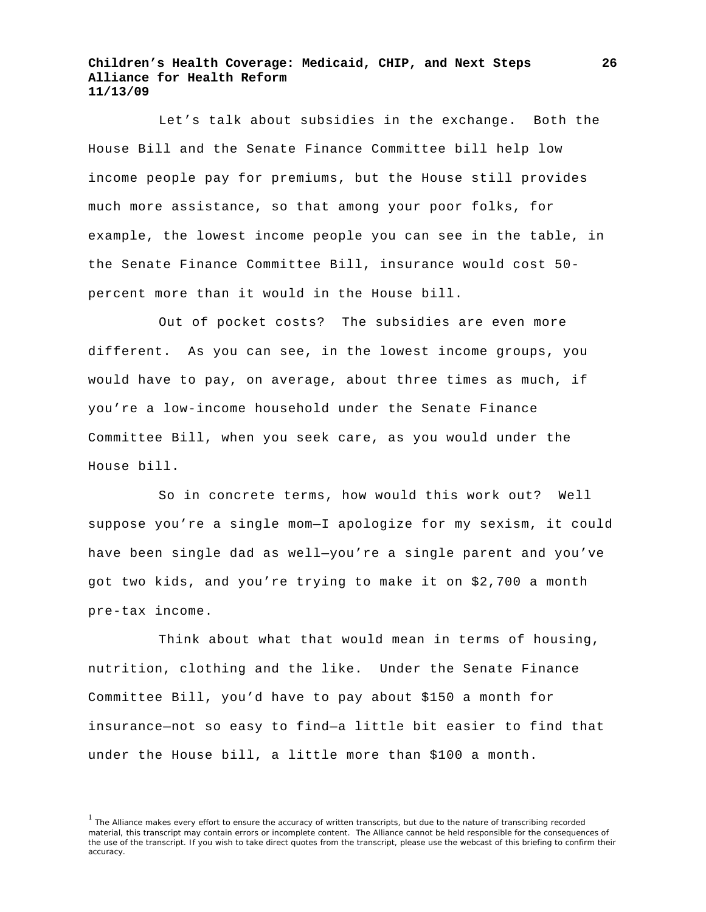Let's talk about subsidies in the exchange. Both the House Bill and the Senate Finance Committee bill help low income people pay for premiums, but the House still provides much more assistance, so that among your poor folks, for example, the lowest income people you can see in the table, in the Senate Finance Committee Bill, insurance would cost 50-percent more than it would in the House bill.

Out of pocket costs? The subsidies are even more different. As you can see, in the lowest income groups, you would have to pay, on average, about three times as much, if you're a low-income household under the Senate Finance Committee Bill, when you seek care, as you would under the House bill.

So in concrete terms, how would this work out? Well suppose you're a single mom—I apologize for my sexism, it could have been single dad as well—you're a single parent and you've got two kids, and you're trying to make it on $2,700 a month pre-tax income.

Think about what that would mean in terms of housing, nutrition, clothing and the like. Under the Senate Finance Committee Bill, you'd have to pay about $150 a month for insurance—not so easy to find—a little bit easier to find that under the House bill, a little more than $100 a month.

[1] The Alliance makes every effort to ensure the accuracy of written transcripts, but due to the nature of transcribing recorded material, this transcript may contain errors or incomplete content. The Alliance cannot be held responsible for the consequences of the use of the transcript. If you wish to take direct quotes from the transcript, please use the webcast of this briefing to confirm their accuracy.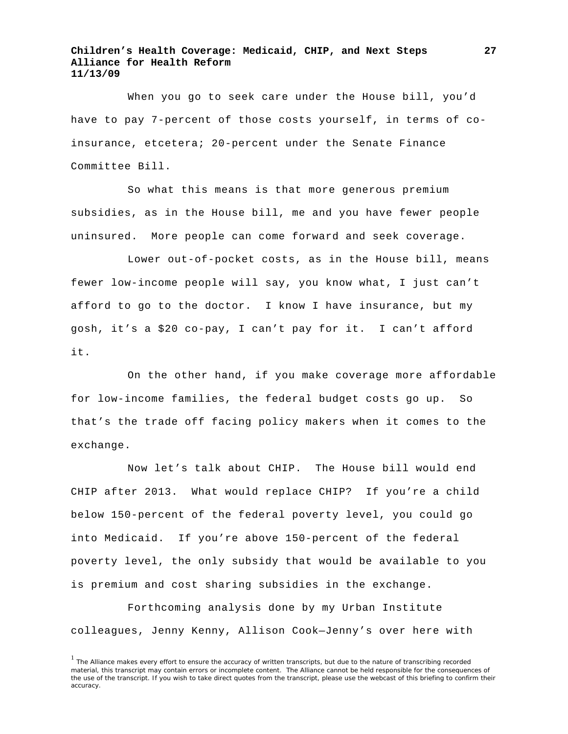When you go to seek care under the House bill, you'd have to pay 7-percent of those costs yourself, in terms of co-insurance, etcetera; 20-percent under the Senate Finance Committee Bill.

So what this means is that more generous premium subsidies, as in the House bill, me and you have fewer people uninsured. More people can come forward and seek coverage.

Lower out-of-pocket costs, as in the House bill, means fewer low-income people will say, you know what, I just can't afford to go to the doctor. I know I have insurance, but my gosh, it's a $20 co-pay, I can't pay for it. I can't afford it.

On the other hand, if you make coverage more affordable for low-income families, the federal budget costs go up. So that's the trade off facing policy makers when it comes to the exchange.

Now let's talk about CHIP. The House bill would end CHIP after 2013. What would replace CHIP? If you're a child below 150-percent of the federal poverty level, you could go into Medicaid. If you're above 150-percent of the federal poverty level, the only subsidy that would be available to you is premium and cost sharing subsidies in the exchange.

Forthcoming analysis done by my Urban Institute colleagues, Jenny Kenny, Allison Cook—Jenny's over here with

[1] The Alliance makes every effort to ensure the accuracy of written transcripts, but due to the nature of transcribing recorded material, this transcript may contain errors or incomplete content. The Alliance cannot be held responsible for the consequences of the use of the transcript. If you wish to take direct quotes from the transcript, please use the webcast of this briefing to confirm their accuracy.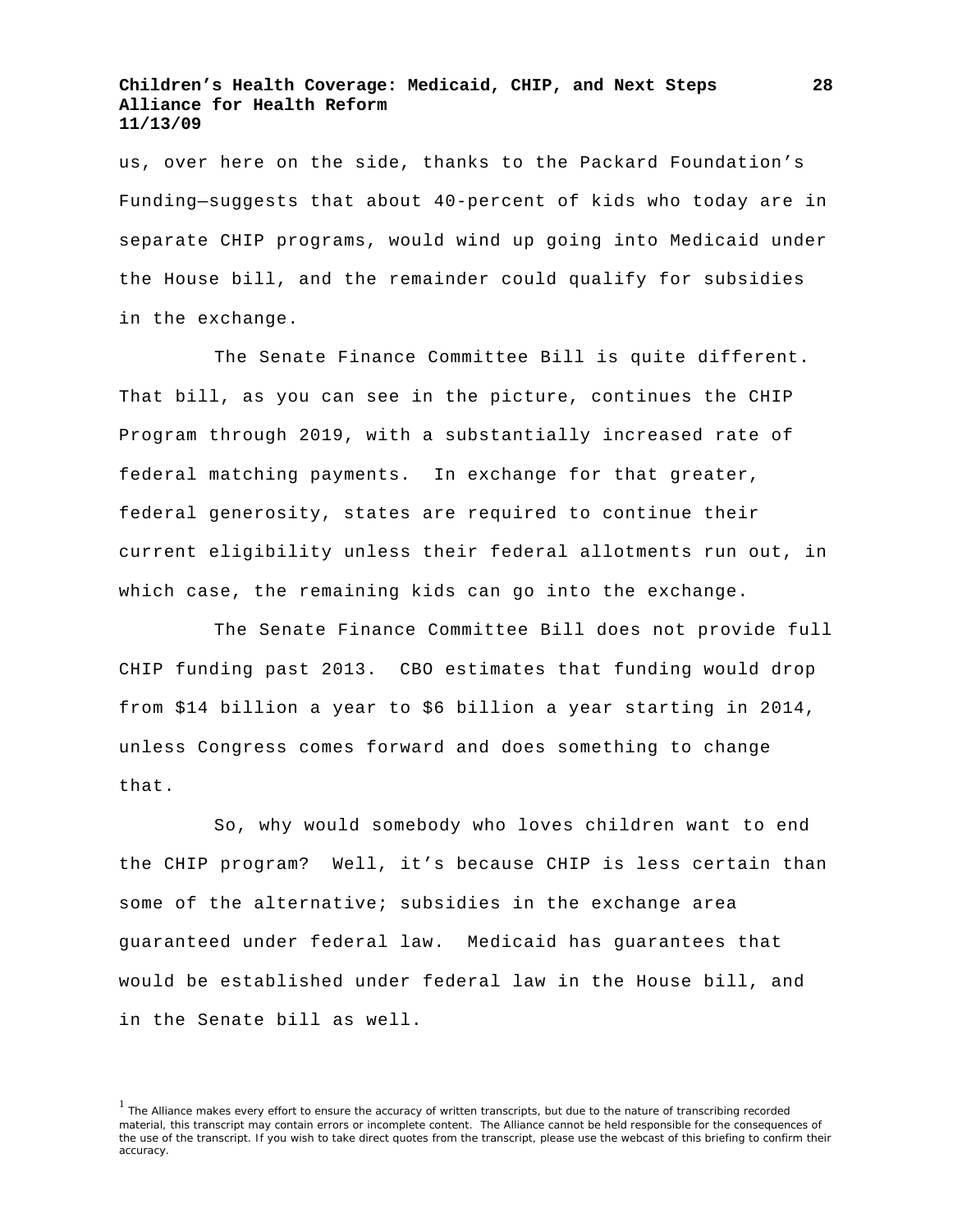us, over here on the side, thanks to the Packard Foundation's Funding—suggests that about 40-percent of kids who today are in separate CHIP programs, would wind up going into Medicaid under the House bill, and the remainder could qualify for subsidies in the exchange.

The Senate Finance Committee Bill is quite different. That bill, as you can see in the picture, continues the CHIP Program through 2019, with a substantially increased rate of federal matching payments. In exchange for that greater, federal generosity, states are required to continue their current eligibility unless their federal allotments run out, in which case, the remaining kids can go into the exchange.

The Senate Finance Committee Bill does not provide full CHIP funding past 2013. CBO estimates that funding would drop from $14 billion a year to $6 billion a year starting in 2014, unless Congress comes forward and does something to change that.

So, why would somebody who loves children want to end the CHIP program? Well, it's because CHIP is less certain than some of the alternative; subsidies in the exchange area guaranteed under federal law. Medicaid has guarantees that would be established under federal law in the House bill, and in the Senate bill as well.

[1] The Alliance makes every effort to ensure the accuracy of written transcripts, but due to the nature of transcribing recorded material, this transcript may contain errors or incomplete content. The Alliance cannot be held responsible for the consequences of the use of the transcript. If you wish to take direct quotes from the transcript, please use the webcast of this briefing to confirm their accuracy.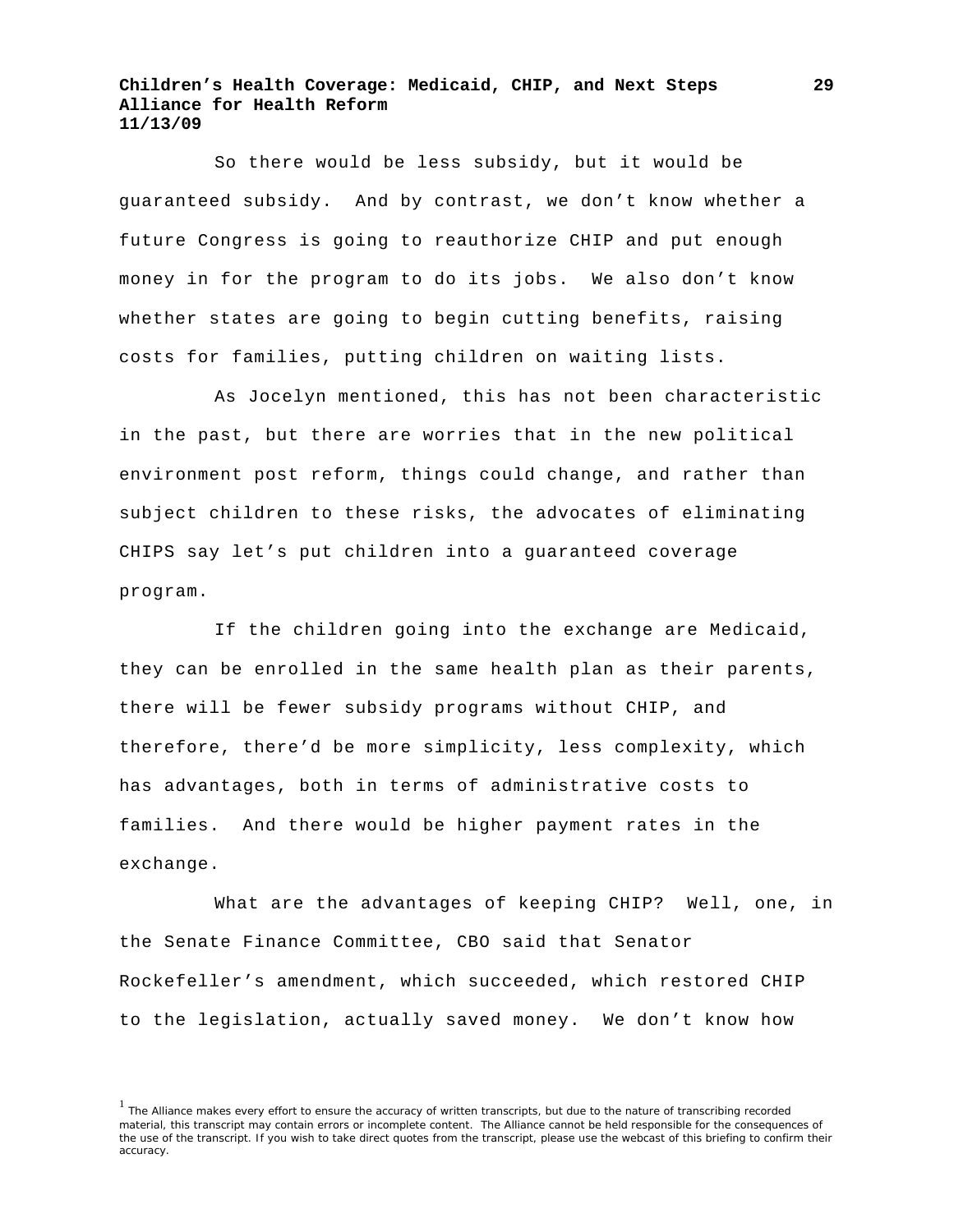So there would be less subsidy, but it would be guaranteed subsidy. And by contrast, we don't know whether a future Congress is going to reauthorize CHIP and put enough money in for the program to do its jobs. We also don't know whether states are going to begin cutting benefits, raising costs for families, putting children on waiting lists.

As Jocelyn mentioned, this has not been characteristic in the past, but there are worries that in the new political environment post reform, things could change, and rather than subject children to these risks, the advocates of eliminating CHIPS say let's put children into a guaranteed coverage program.

If the children going into the exchange are Medicaid, they can be enrolled in the same health plan as their parents, there will be fewer subsidy programs without CHIP, and therefore, there'd be more simplicity, less complexity, which has advantages, both in terms of administrative costs to families. And there would be higher payment rates in the exchange.

What are the advantages of keeping CHIP? Well, one, in the Senate Finance Committee, CBO said that Senator Rockefeller's amendment, which succeeded, which restored CHIP to the legislation, actually saved money. We don't know how

[1] The Alliance makes every effort to ensure the accuracy of written transcripts, but due to the nature of transcribing recorded material, this transcript may contain errors or incomplete content. The Alliance cannot be held responsible for the consequences of the use of the transcript. If you wish to take direct quotes from the transcript, please use the webcast of this briefing to confirm their accuracy.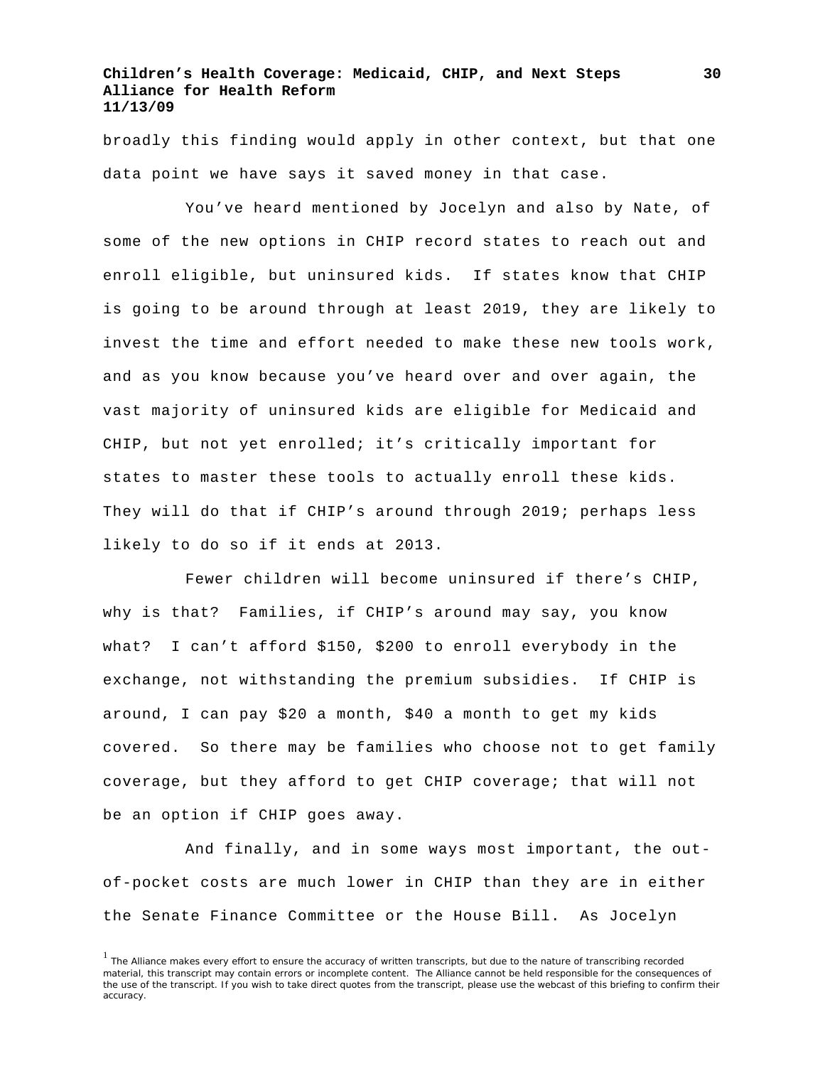broadly this finding would apply in other context, but that one data point we have says it saved money in that case.

You've heard mentioned by Jocelyn and also by Nate, of some of the new options in CHIP record states to reach out and enroll eligible, but uninsured kids. If states know that CHIP is going to be around through at least 2019, they are likely to invest the time and effort needed to make these new tools work, and as you know because you've heard over and over again, the vast majority of uninsured kids are eligible for Medicaid and CHIP, but not yet enrolled; it's critically important for states to master these tools to actually enroll these kids. They will do that if CHIP's around through 2019; perhaps less likely to do so if it ends at 2013.

Fewer children will become uninsured if there's CHIP, why is that? Families, if CHIP's around may say, you know what? I can't afford $150, $200 to enroll everybody in the exchange, not withstanding the premium subsidies. If CHIP is around, I can pay $20 a month, $40 a month to get my kids covered. So there may be families who choose not to get family coverage, but they afford to get CHIP coverage; that will not be an option if CHIP goes away.

And finally, and in some ways most important, the out-of-pocket costs are much lower in CHIP than they are in either the Senate Finance Committee or the House Bill. As Jocelyn

[1] The Alliance makes every effort to ensure the accuracy of written transcripts, but due to the nature of transcribing recorded material, this transcript may contain errors or incomplete content. The Alliance cannot be held responsible for the consequences of the use of the transcript. If you wish to take direct quotes from the transcript, please use the webcast of this briefing to confirm their accuracy.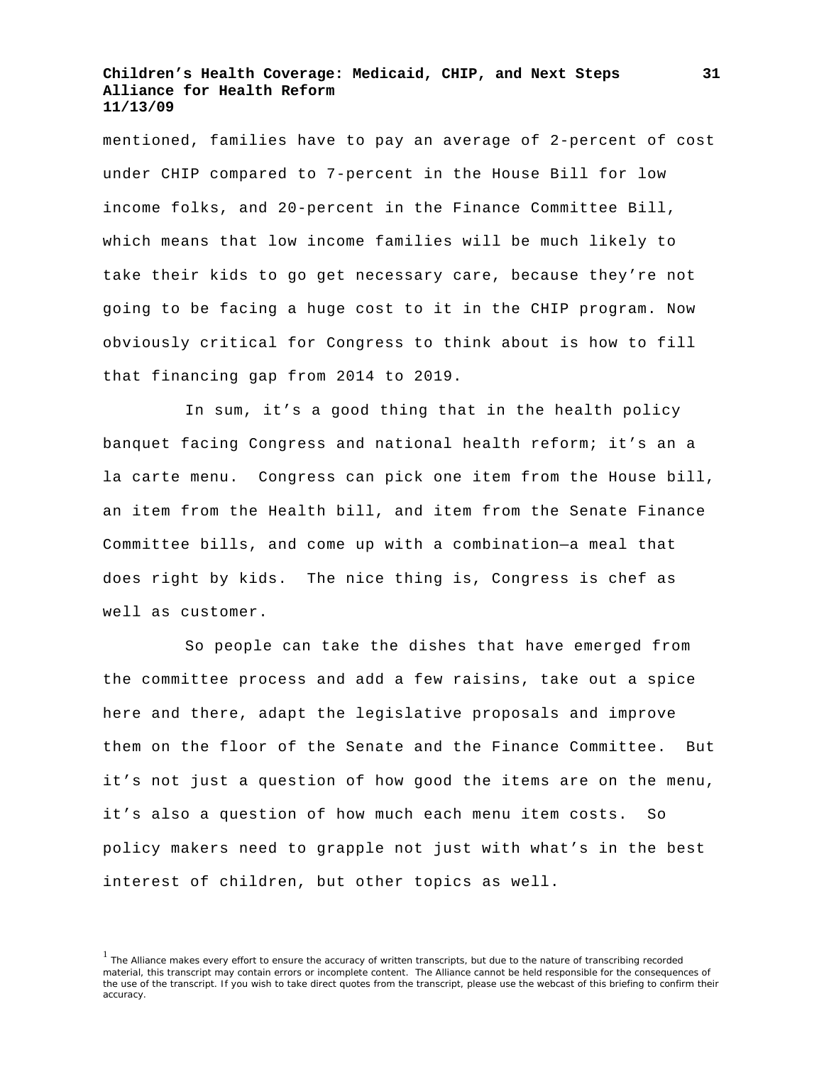mentioned, families have to pay an average of 2-percent of cost under CHIP compared to 7-percent in the House Bill for low income folks, and 20-percent in the Finance Committee Bill, which means that low income families will be much likely to take their kids to go get necessary care, because they're not going to be facing a huge cost to it in the CHIP program. Now obviously critical for Congress to think about is how to fill that financing gap from 2014 to 2019.

In sum, it's a good thing that in the health policy banquet facing Congress and national health reform; it's an a la carte menu. Congress can pick one item from the House bill, an item from the Health bill, and item from the Senate Finance Committee bills, and come up with a combination—a meal that does right by kids. The nice thing is, Congress is chef as well as customer.

So people can take the dishes that have emerged from the committee process and add a few raisins, take out a spice here and there, adapt the legislative proposals and improve them on the floor of the Senate and the Finance Committee. But it's not just a question of how good the items are on the menu, it's also a question of how much each menu item costs. So policy makers need to grapple not just with what's in the best interest of children, but other topics as well.

[1] The Alliance makes every effort to ensure the accuracy of written transcripts, but due to the nature of transcribing recorded material, this transcript may contain errors or incomplete content. The Alliance cannot be held responsible for the consequences of the use of the transcript. If you wish to take direct quotes from the transcript, please use the webcast of this briefing to confirm their accuracy.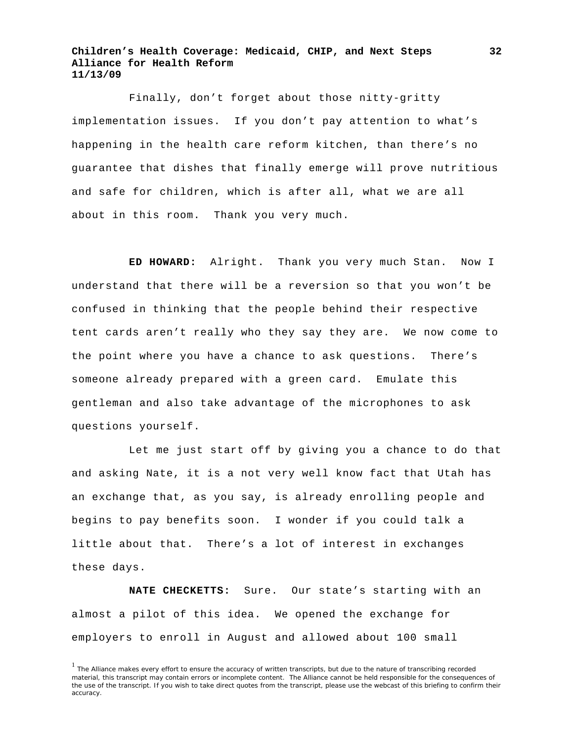Finally, don't forget about those nitty-gritty implementation issues. If you don't pay attention to what's happening in the health care reform kitchen, than there's no guarantee that dishes that finally emerge will prove nutritious and safe for children, which is after all, what we are all about in this room. Thank you very much.

**ED HOWARD:** Alright. Thank you very much Stan. Now I understand that there will be a reversion so that you won't be confused in thinking that the people behind their respective tent cards aren't really who they say they are. We now come to the point where you have a chance to ask questions. There's someone already prepared with a green card. Emulate this gentleman and also take advantage of the microphones to ask questions yourself.

Let me just start off by giving you a chance to do that and asking Nate, it is a not very well know fact that Utah has an exchange that, as you say, is already enrolling people and begins to pay benefits soon. I wonder if you could talk a little about that. There's a lot of interest in exchanges these days.

**NATE CHECKETTS:** Sure. Our state's starting with an almost a pilot of this idea. We opened the exchange for employers to enroll in August and allowed about 100 small

[1] The Alliance makes every effort to ensure the accuracy of written transcripts, but due to the nature of transcribing recorded material, this transcript may contain errors or incomplete content. The Alliance cannot be held responsible for the consequences of the use of the transcript. If you wish to take direct quotes from the transcript, please use the webcast of this briefing to confirm their accuracy.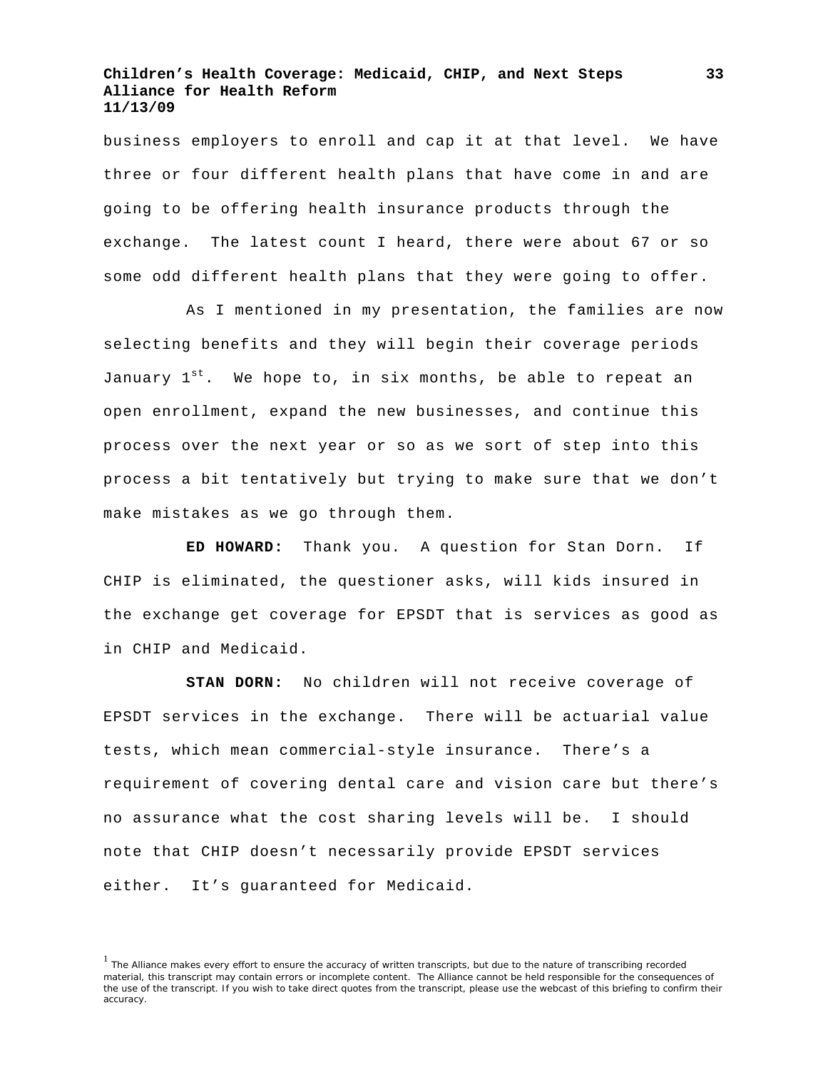business employers to enroll and cap it at that level. We have three or four different health plans that have come in and are going to be offering health insurance products through the exchange. The latest count I heard, there were about 67 or so some odd different health plans that they were going to offer.

As I mentioned in my presentation, the families are now selecting benefits and they will begin their coverage periods January 1st. We hope to, in six months, be able to repeat an open enrollment, expand the new businesses, and continue this process over the next year or so as we sort of step into this process a bit tentatively but trying to make sure that we don't make mistakes as we go through them.

**ED HOWARD:** Thank you. A question for Stan Dorn. If CHIP is eliminated, the questioner asks, will kids insured in the exchange get coverage for EPSDT that is services as good as in CHIP and Medicaid.

**STAN DORN:** No children will not receive coverage of EPSDT services in the exchange. There will be actuarial value tests, which mean commercial-style insurance. There's a requirement of covering dental care and vision care but there's no assurance what the cost sharing levels will be. I should note that CHIP doesn't necessarily provide EPSDT services either. It's guaranteed for Medicaid.

[1] The Alliance makes every effort to ensure the accuracy of written transcripts, but due to the nature of transcribing recorded material, this transcript may contain errors or incomplete content. The Alliance cannot be held responsible for the consequences of the use of the transcript. If you wish to take direct quotes from the transcript, please use the webcast of this briefing to confirm their accuracy.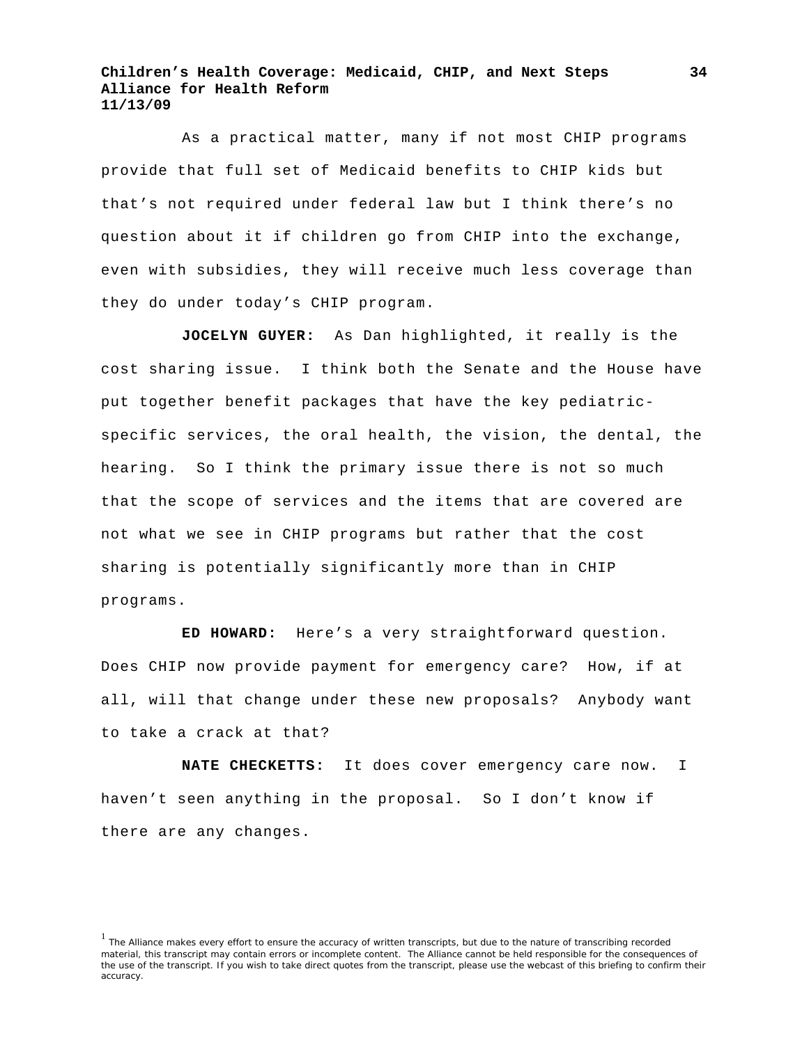As a practical matter, many if not most CHIP programs provide that full set of Medicaid benefits to CHIP kids but that's not required under federal law but I think there's no question about it if children go from CHIP into the exchange, even with subsidies, they will receive much less coverage than they do under today's CHIP program.

**JOCELYN GUYER:** As Dan highlighted, it really is the cost sharing issue. I think both the Senate and the House have put together benefit packages that have the key pediatric-specific services, the oral health, the vision, the dental, the hearing. So I think the primary issue there is not so much that the scope of services and the items that are covered are not what we see in CHIP programs but rather that the cost sharing is potentially significantly more than in CHIP programs.

**ED HOWARD:** Here's a very straightforward question. Does CHIP now provide payment for emergency care? How, if at all, will that change under these new proposals? Anybody want to take a crack at that?

**NATE CHECKETTS:** It does cover emergency care now. I haven't seen anything in the proposal. So I don't know if there are any changes.

[1] The Alliance makes every effort to ensure the accuracy of written transcripts, but due to the nature of transcribing recorded material, this transcript may contain errors or incomplete content. The Alliance cannot be held responsible for the consequences of the use of the transcript. If you wish to take direct quotes from the transcript, please use the webcast of this briefing to confirm their accuracy.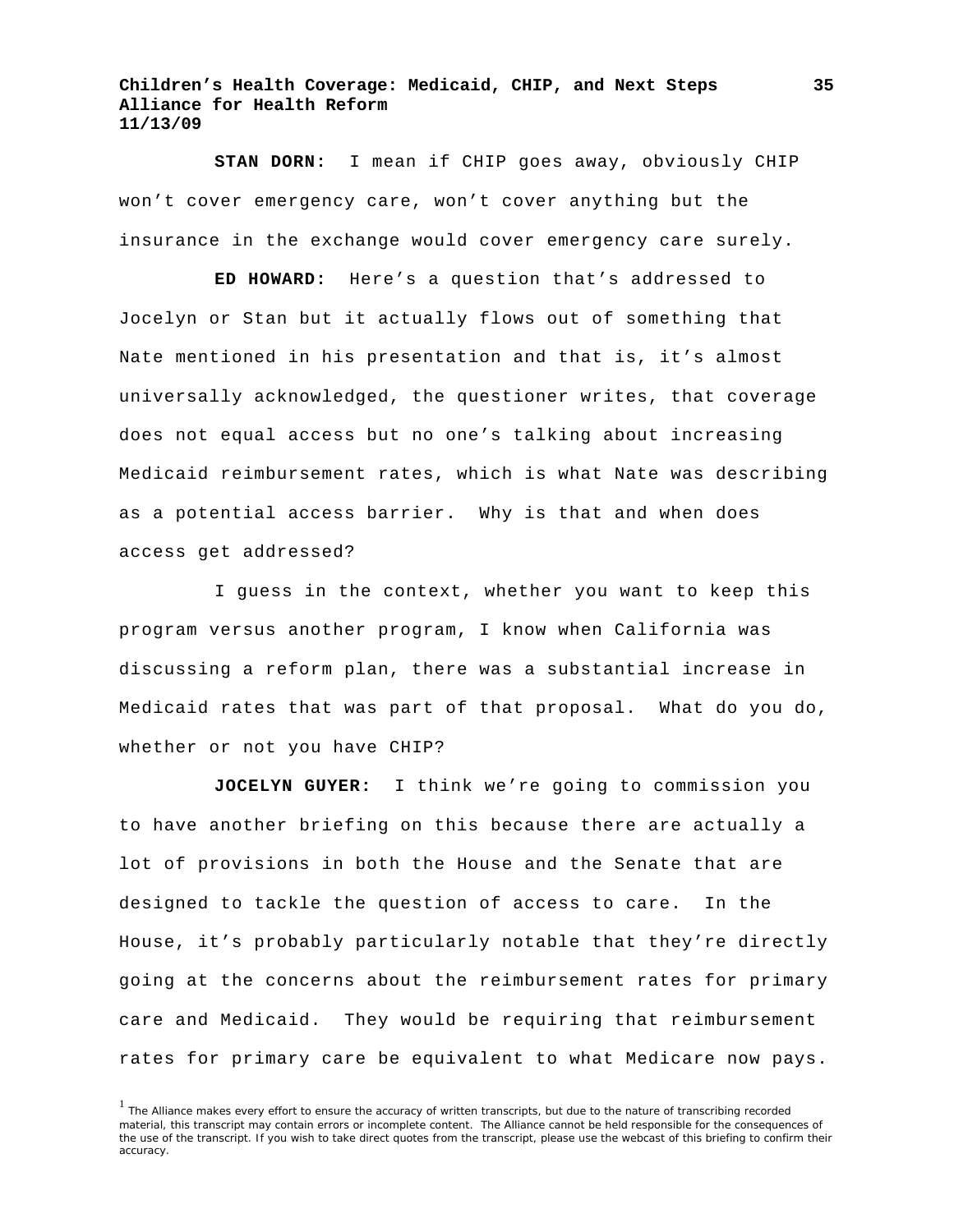**STAN DORN:** I mean if CHIP goes away, obviously CHIP won't cover emergency care, won't cover anything but the insurance in the exchange would cover emergency care surely.

**ED HOWARD:** Here's a question that's addressed to Jocelyn or Stan but it actually flows out of something that Nate mentioned in his presentation and that is, it's almost universally acknowledged, the questioner writes, that coverage does not equal access but no one's talking about increasing Medicaid reimbursement rates, which is what Nate was describing as a potential access barrier. Why is that and when does access get addressed?

I guess in the context, whether you want to keep this program versus another program, I know when California was discussing a reform plan, there was a substantial increase in Medicaid rates that was part of that proposal. What do you do, whether or not you have CHIP?

**JOCELYN GUYER:** I think we're going to commission you to have another briefing on this because there are actually a lot of provisions in both the House and the Senate that are designed to tackle the question of access to care. In the House, it's probably particularly notable that they're directly going at the concerns about the reimbursement rates for primary care and Medicaid. They would be requiring that reimbursement rates for primary care be equivalent to what Medicare now pays.

[1] The Alliance makes every effort to ensure the accuracy of written transcripts, but due to the nature of transcribing recorded material, this transcript may contain errors or incomplete content. The Alliance cannot be held responsible for the consequences of the use of the transcript. If you wish to take direct quotes from the transcript, please use the webcast of this briefing to confirm their accuracy.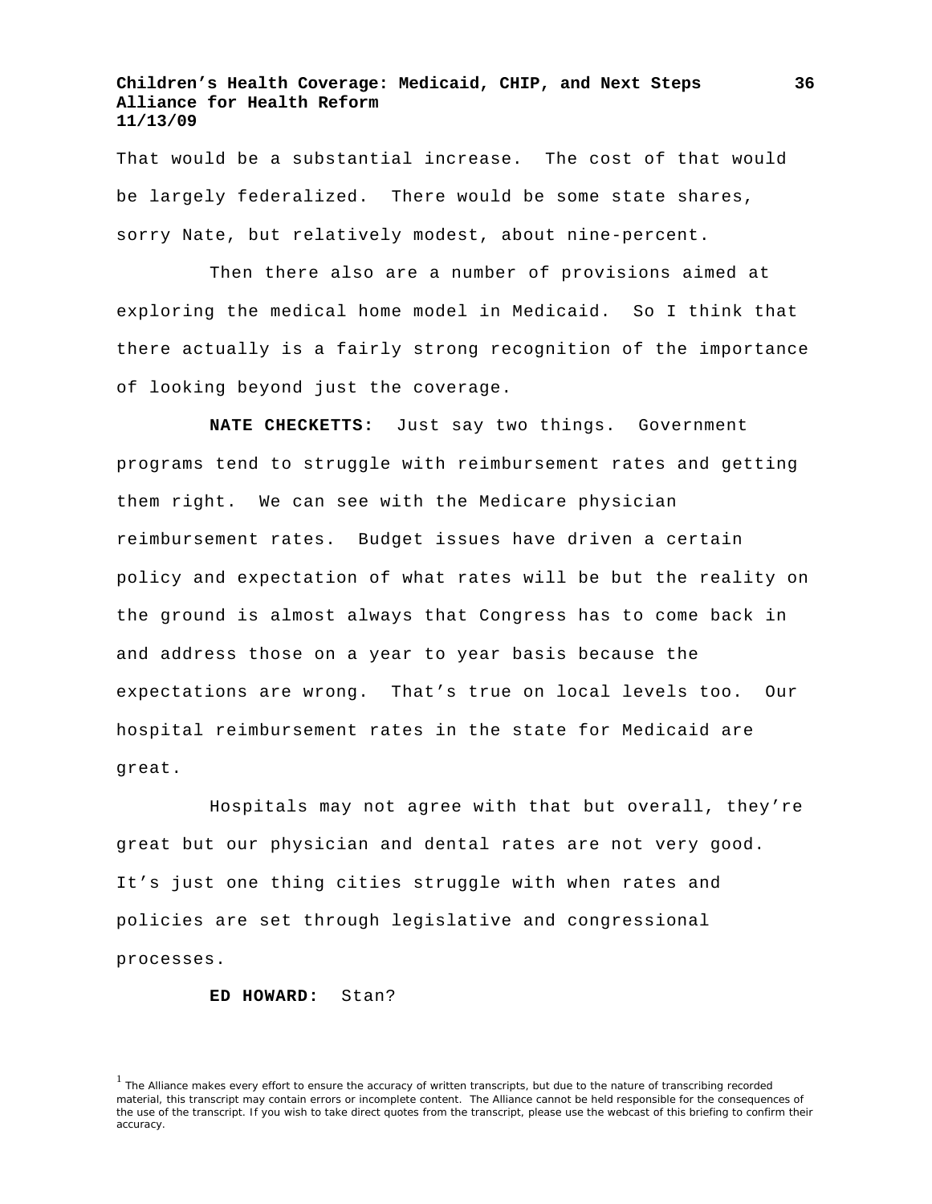That would be a substantial increase. The cost of that would be largely federalized. There would be some state shares, sorry Nate, but relatively modest, about nine-percent.

Then there also are a number of provisions aimed at exploring the medical home model in Medicaid. So I think that there actually is a fairly strong recognition of the importance of looking beyond just the coverage.

**NATE CHECKETTS:** Just say two things. Government programs tend to struggle with reimbursement rates and getting them right. We can see with the Medicare physician reimbursement rates. Budget issues have driven a certain policy and expectation of what rates will be but the reality on the ground is almost always that Congress has to come back in and address those on a year to year basis because the expectations are wrong. That's true on local levels too. Our hospital reimbursement rates in the state for Medicaid are great.

Hospitals may not agree with that but overall, they're great but our physician and dental rates are not very good. It's just one thing cities struggle with when rates and policies are set through legislative and congressional processes.

**ED HOWARD:** Stan?

[1] The Alliance makes every effort to ensure the accuracy of written transcripts, but due to the nature of transcribing recorded material, this transcript may contain errors or incomplete content. The Alliance cannot be held responsible for the consequences of the use of the transcript. If you wish to take direct quotes from the transcript, please use the webcast of this briefing to confirm their accuracy.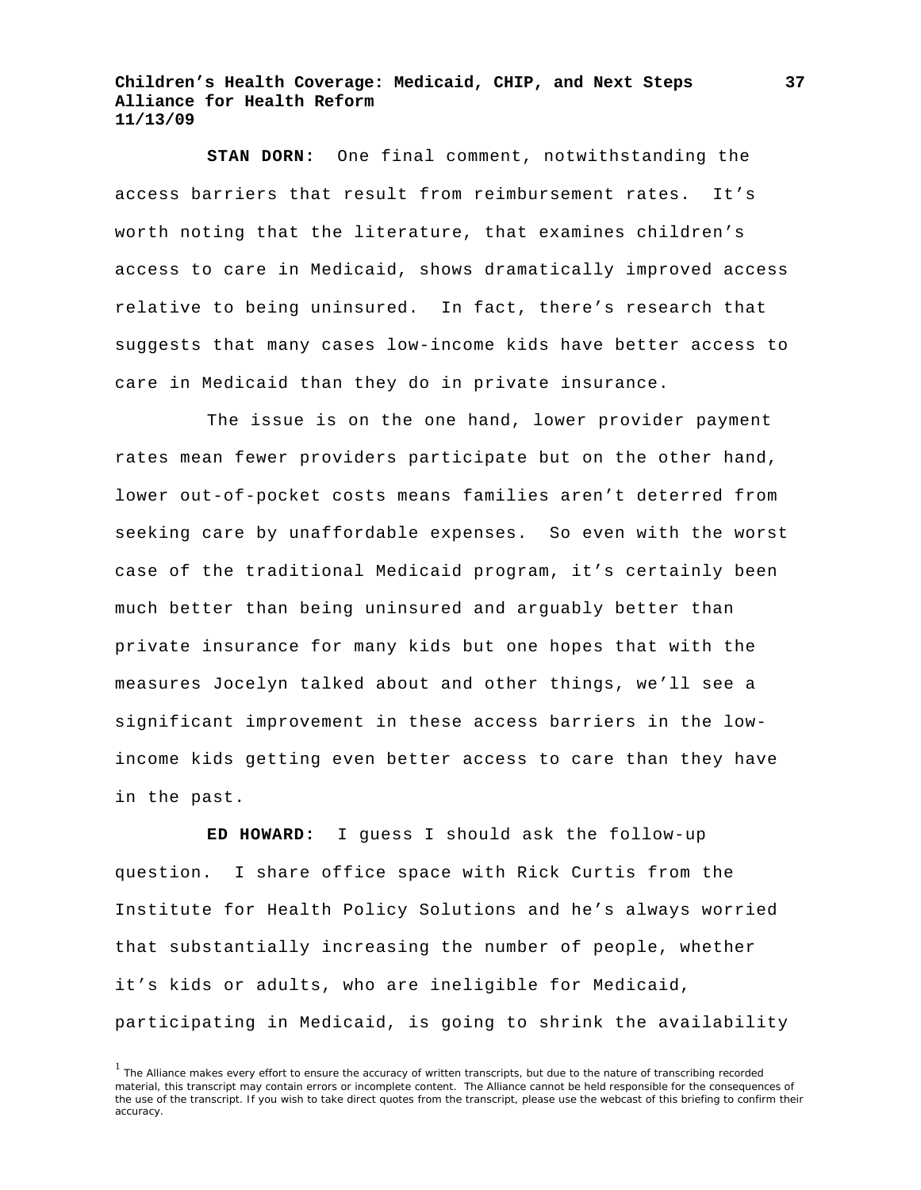**STAN DORN:** One final comment, notwithstanding the access barriers that result from reimbursement rates. It's worth noting that the literature, that examines children's access to care in Medicaid, shows dramatically improved access relative to being uninsured. In fact, there's research that suggests that many cases low-income kids have better access to care in Medicaid than they do in private insurance.

The issue is on the one hand, lower provider payment rates mean fewer providers participate but on the other hand, lower out-of-pocket costs means families aren't deterred from seeking care by unaffordable expenses. So even with the worst case of the traditional Medicaid program, it's certainly been much better than being uninsured and arguably better than private insurance for many kids but one hopes that with the measures Jocelyn talked about and other things, we'll see a significant improvement in these access barriers in the low-income kids getting even better access to care than they have in the past.

**ED HOWARD:** I guess I should ask the follow-up question. I share office space with Rick Curtis from the Institute for Health Policy Solutions and he's always worried that substantially increasing the number of people, whether it's kids or adults, who are ineligible for Medicaid, participating in Medicaid, is going to shrink the availability

[1] The Alliance makes every effort to ensure the accuracy of written transcripts, but due to the nature of transcribing recorded material, this transcript may contain errors or incomplete content. The Alliance cannot be held responsible for the consequences of the use of the transcript. If you wish to take direct quotes from the transcript, please use the webcast of this briefing to confirm their accuracy.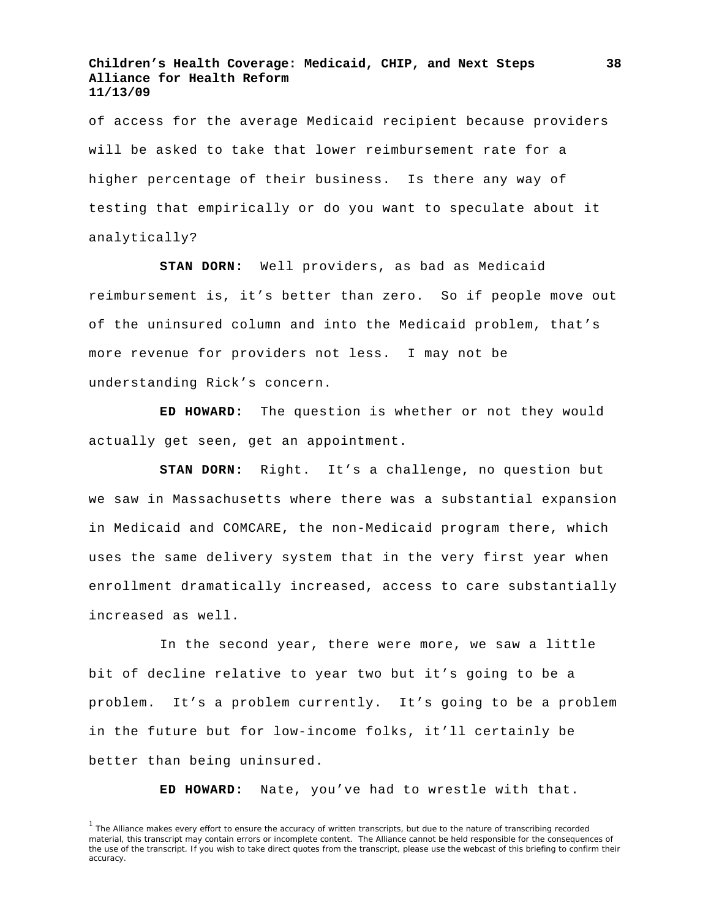of access for the average Medicaid recipient because providers will be asked to take that lower reimbursement rate for a higher percentage of their business. Is there any way of testing that empirically or do you want to speculate about it analytically?

**STAN DORN:** Well providers, as bad as Medicaid reimbursement is, it's better than zero. So if people move out of the uninsured column and into the Medicaid problem, that's more revenue for providers not less. I may not be understanding Rick's concern.

**ED HOWARD:** The question is whether or not they would actually get seen, get an appointment.

**STAN DORN:** Right. It's a challenge, no question but we saw in Massachusetts where there was a substantial expansion in Medicaid and COMCARE, the non-Medicaid program there, which uses the same delivery system that in the very first year when enrollment dramatically increased, access to care substantially increased as well.

In the second year, there were more, we saw a little bit of decline relative to year two but it's going to be a problem. It's a problem currently. It's going to be a problem in the future but for low-income folks, it'll certainly be better than being uninsured.

**ED HOWARD:** Nate, you've had to wrestle with that.

[1] The Alliance makes every effort to ensure the accuracy of written transcripts, but due to the nature of transcribing recorded material, this transcript may contain errors or incomplete content. The Alliance cannot be held responsible for the consequences of the use of the transcript. If you wish to take direct quotes from the transcript, please use the webcast of this briefing to confirm their accuracy.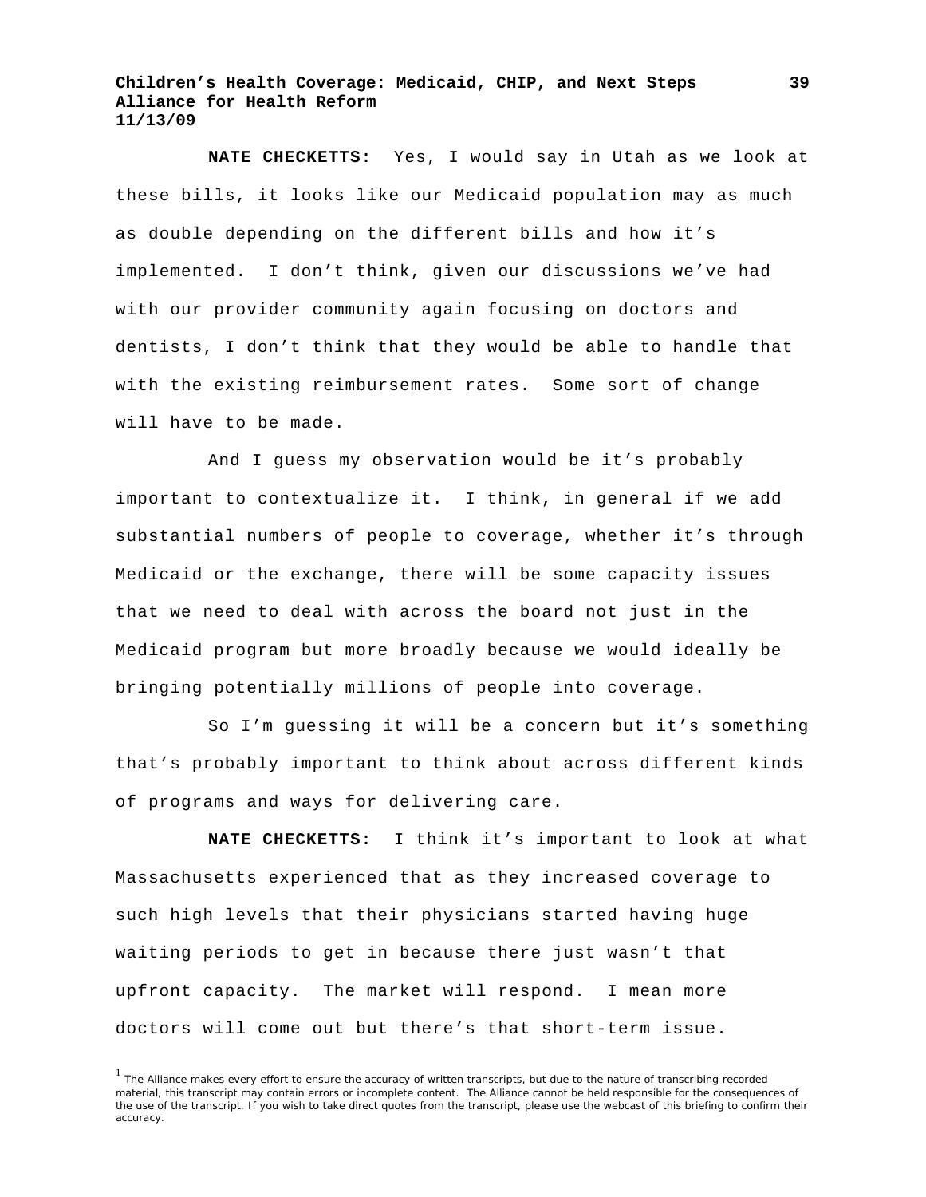**NATE CHECKETTS:** Yes, I would say in Utah as we look at these bills, it looks like our Medicaid population may as much as double depending on the different bills and how it's implemented. I don't think, given our discussions we've had with our provider community again focusing on doctors and dentists, I don't think that they would be able to handle that with the existing reimbursement rates. Some sort of change will have to be made.

And I guess my observation would be it's probably important to contextualize it. I think, in general if we add substantial numbers of people to coverage, whether it's through Medicaid or the exchange, there will be some capacity issues that we need to deal with across the board not just in the Medicaid program but more broadly because we would ideally be bringing potentially millions of people into coverage.

So I'm guessing it will be a concern but it's something that's probably important to think about across different kinds of programs and ways for delivering care.

**NATE CHECKETTS:** I think it's important to look at what Massachusetts experienced that as they increased coverage to such high levels that their physicians started having huge waiting periods to get in because there just wasn't that upfront capacity. The market will respond. I mean more doctors will come out but there's that short-term issue.

[1] The Alliance makes every effort to ensure the accuracy of written transcripts, but due to the nature of transcribing recorded material, this transcript may contain errors or incomplete content. The Alliance cannot be held responsible for the consequences of the use of the transcript. If you wish to take direct quotes from the transcript, please use the webcast of this briefing to confirm their accuracy.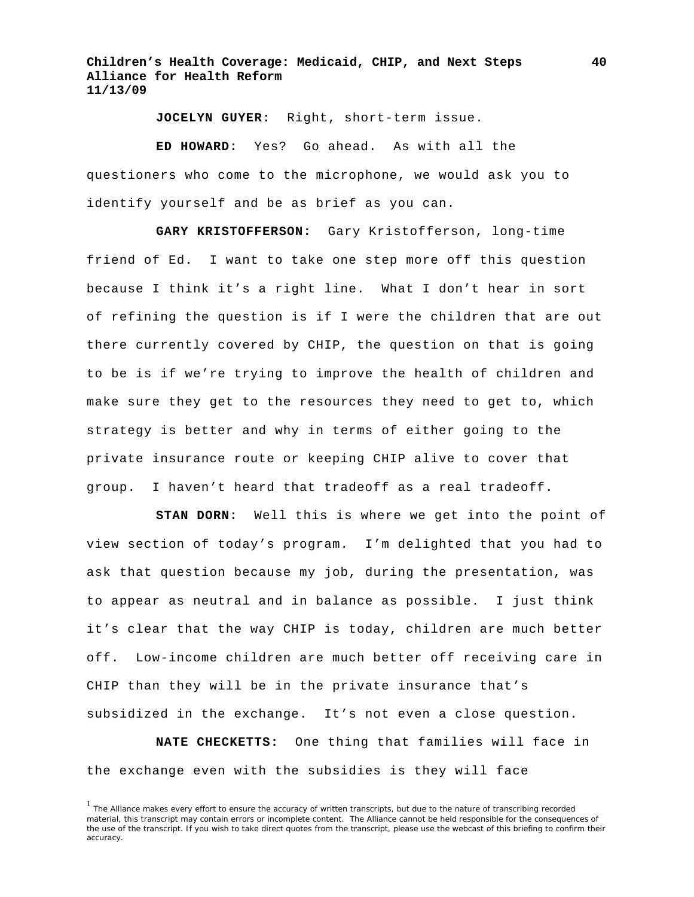**JOCELYN GUYER:** Right, short-term issue.

**ED HOWARD:** Yes? Go ahead. As with all the questioners who come to the microphone, we would ask you to identify yourself and be as brief as you can.

**GARY KRISTOFFERSON:** Gary Kristofferson, long-time friend of Ed. I want to take one step more off this question because I think it's a right line. What I don't hear in sort of refining the question is if I were the children that are out there currently covered by CHIP, the question on that is going to be is if we're trying to improve the health of children and make sure they get to the resources they need to get to, which strategy is better and why in terms of either going to the private insurance route or keeping CHIP alive to cover that group. I haven't heard that tradeoff as a real tradeoff.

**STAN DORN:** Well this is where we get into the point of view section of today's program. I'm delighted that you had to ask that question because my job, during the presentation, was to appear as neutral and in balance as possible. I just think it's clear that the way CHIP is today, children are much better off. Low-income children are much better off receiving care in CHIP than they will be in the private insurance that's subsidized in the exchange. It's not even a close question.

**NATE CHECKETTS:** One thing that families will face in the exchange even with the subsidies is they will face

[1] The Alliance makes every effort to ensure the accuracy of written transcripts, but due to the nature of transcribing recorded material, this transcript may contain errors or incomplete content. The Alliance cannot be held responsible for the consequences of the use of the transcript. If you wish to take direct quotes from the transcript, please use the webcast of this briefing to confirm their accuracy.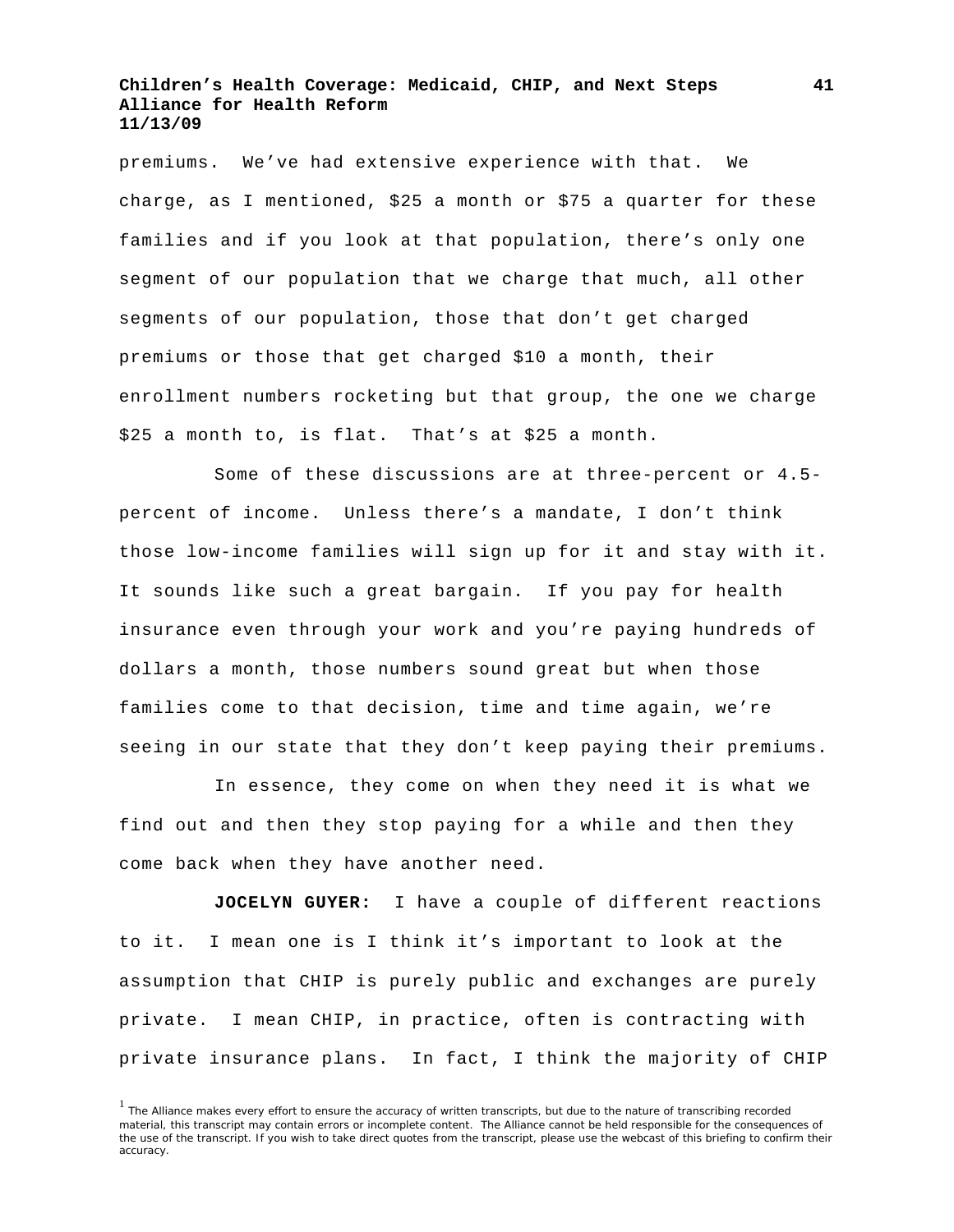premiums. We've had extensive experience with that. We charge, as I mentioned, $25 a month or $75 a quarter for these families and if you look at that population, there's only one segment of our population that we charge that much, all other segments of our population, those that don't get charged premiums or those that get charged $10 a month, their enrollment numbers rocketing but that group, the one we charge $25 a month to, is flat. That's at $25 a month.

Some of these discussions are at three-percent or 4.5-percent of income. Unless there's a mandate, I don't think those low-income families will sign up for it and stay with it. It sounds like such a great bargain. If you pay for health insurance even through your work and you're paying hundreds of dollars a month, those numbers sound great but when those families come to that decision, time and time again, we're seeing in our state that they don't keep paying their premiums.

In essence, they come on when they need it is what we find out and then they stop paying for a while and then they come back when they have another need.

**JOCELYN GUYER:** I have a couple of different reactions to it. I mean one is I think it's important to look at the assumption that CHIP is purely public and exchanges are purely private. I mean CHIP, in practice, often is contracting with private insurance plans. In fact, I think the majority of CHIP

[1] The Alliance makes every effort to ensure the accuracy of written transcripts, but due to the nature of transcribing recorded material, this transcript may contain errors or incomplete content. The Alliance cannot be held responsible for the consequences of the use of the transcript. If you wish to take direct quotes from the transcript, please use the webcast of this briefing to confirm their accuracy.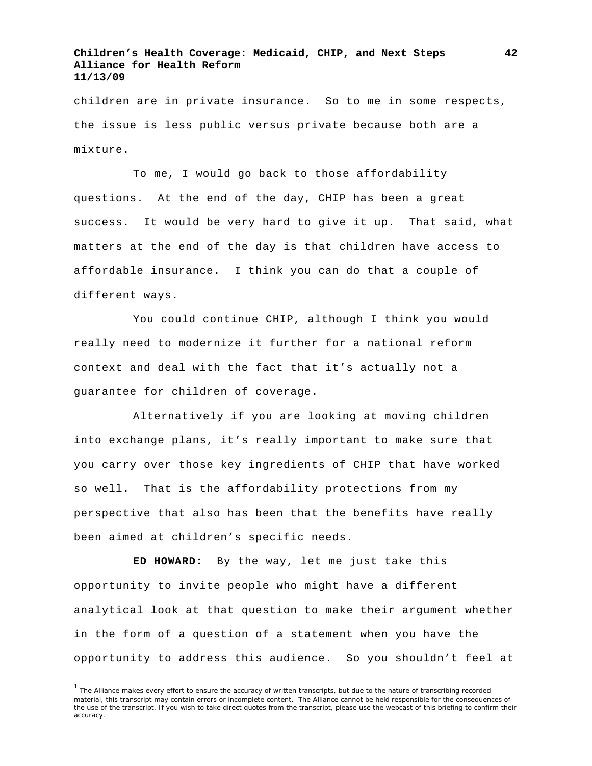children are in private insurance. So to me in some respects, the issue is less public versus private because both are a mixture.

To me, I would go back to those affordability questions. At the end of the day, CHIP has been a great success. It would be very hard to give it up. That said, what matters at the end of the day is that children have access to affordable insurance. I think you can do that a couple of different ways.

You could continue CHIP, although I think you would really need to modernize it further for a national reform context and deal with the fact that it's actually not a guarantee for children of coverage.

Alternatively if you are looking at moving children into exchange plans, it's really important to make sure that you carry over those key ingredients of CHIP that have worked so well. That is the affordability protections from my perspective that also has been that the benefits have really been aimed at children's specific needs.

**ED HOWARD:** By the way, let me just take this opportunity to invite people who might have a different analytical look at that question to make their argument whether in the form of a question of a statement when you have the opportunity to address this audience. So you shouldn't feel at

[1] The Alliance makes every effort to ensure the accuracy of written transcripts, but due to the nature of transcribing recorded material, this transcript may contain errors or incomplete content. The Alliance cannot be held responsible for the consequences of the use of the transcript. If you wish to take direct quotes from the transcript, please use the webcast of this briefing to confirm their accuracy.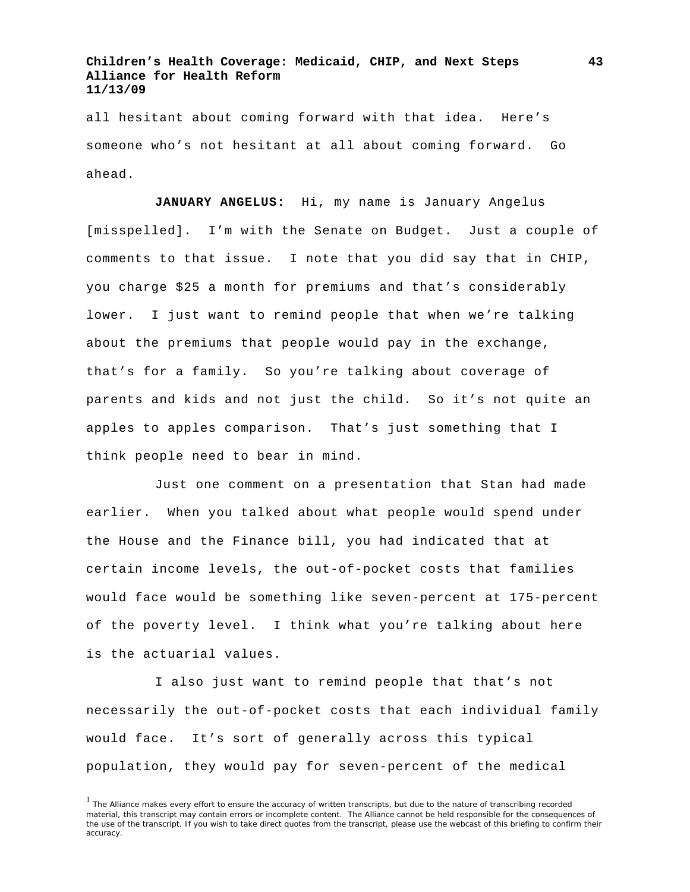all hesitant about coming forward with that idea. Here's someone who's not hesitant at all about coming forward. Go ahead.

**JANUARY ANGELUS:** Hi, my name is January Angelus [misspelled]. I'm with the Senate on Budget. Just a couple of comments to that issue. I note that you did say that in CHIP, you charge $25 a month for premiums and that's considerably lower. I just want to remind people that when we're talking about the premiums that people would pay in the exchange, that's for a family. So you're talking about coverage of parents and kids and not just the child. So it's not quite an apples to apples comparison. That's just something that I think people need to bear in mind.

Just one comment on a presentation that Stan had made earlier. When you talked about what people would spend under the House and the Finance bill, you had indicated that at certain income levels, the out-of-pocket costs that families would face would be something like seven-percent at 175-percent of the poverty level. I think what you're talking about here is the actuarial values.

I also just want to remind people that that's not necessarily the out-of-pocket costs that each individual family would face. It's sort of generally across this typical population, they would pay for seven-percent of the medical

[1] The Alliance makes every effort to ensure the accuracy of written transcripts, but due to the nature of transcribing recorded material, this transcript may contain errors or incomplete content. The Alliance cannot be held responsible for the consequences of the use of the transcript. If you wish to take direct quotes from the transcript, please use the webcast of this briefing to confirm their accuracy.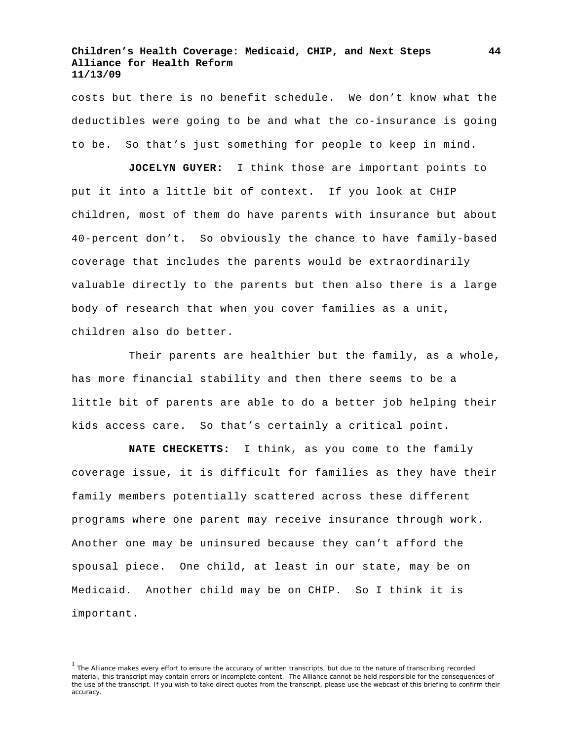costs but there is no benefit schedule. We don’t know what the deductibles were going to be and what the co-insurance is going to be. So that’s just something for people to keep in mind.

**JOCELYN GUYER:** I think those are important points to put it into a little bit of context. If you look at CHIP children, most of them do have parents with insurance but about 40-percent don’t. So obviously the chance to have family-based coverage that includes the parents would be extraordinarily valuable directly to the parents but then also there is a large body of research that when you cover families as a unit, children also do better.

Their parents are healthier but the family, as a whole, has more financial stability and then there seems to be a little bit of parents are able to do a better job helping their kids access care. So that’s certainly a critical point.

**NATE CHECKETTS:** I think, as you come to the family coverage issue, it is difficult for families as they have their family members potentially scattered across these different programs where one parent may receive insurance through work. Another one may be uninsured because they can’t afford the spousal piece. One child, at least in our state, may be on Medicaid. Another child may be on CHIP. So I think it is important.

[1] The Alliance makes every effort to ensure the accuracy of written transcripts, but due to the nature of transcribing recorded material, this transcript may contain errors or incomplete content. The Alliance cannot be held responsible for the consequences of the use of the transcript. If you wish to take direct quotes from the transcript, please use the webcast of this briefing to confirm their accuracy.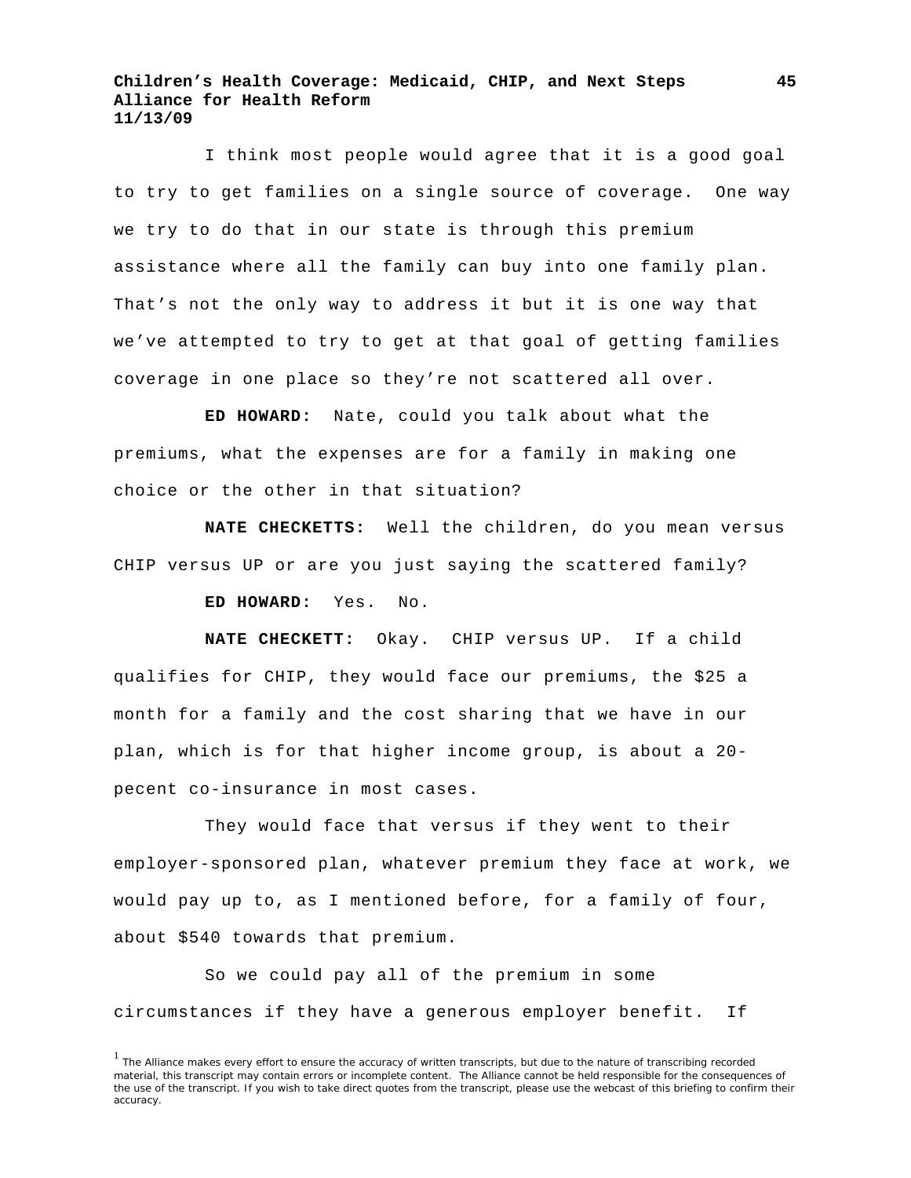I think most people would agree that it is a good goal to try to get families on a single source of coverage. One way we try to do that in our state is through this premium assistance where all the family can buy into one family plan. That's not the only way to address it but it is one way that we've attempted to try to get at that goal of getting families coverage in one place so they're not scattered all over.

**ED HOWARD:** Nate, could you talk about what the premiums, what the expenses are for a family in making one choice or the other in that situation?

**NATE CHECKETTS:** Well the children, do you mean versus CHIP versus UP or are you just saying the scattered family?

**ED HOWARD:** Yes. No.

**NATE CHECKETT:** Okay. CHIP versus UP. If a child qualifies for CHIP, they would face our premiums, the $25 a month for a family and the cost sharing that we have in our plan, which is for that higher income group, is about a 20-pecent co-insurance in most cases.

They would face that versus if they went to their employer-sponsored plan, whatever premium they face at work, we would pay up to, as I mentioned before, for a family of four, about $540 towards that premium.

So we could pay all of the premium in some circumstances if they have a generous employer benefit. If

[1] The Alliance makes every effort to ensure the accuracy of written transcripts, but due to the nature of transcribing recorded material, this transcript may contain errors or incomplete content. The Alliance cannot be held responsible for the consequences of the use of the transcript. If you wish to take direct quotes from the transcript, please use the webcast of this briefing to confirm their accuracy.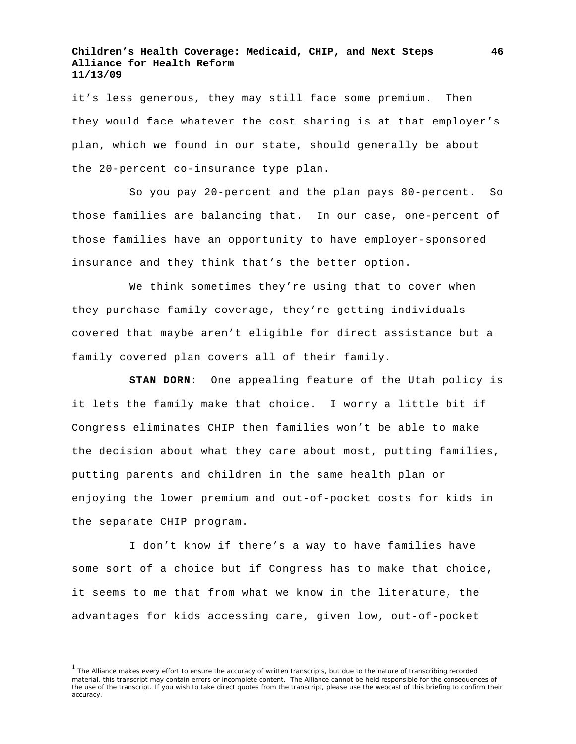it's less generous, they may still face some premium. Then they would face whatever the cost sharing is at that employer's plan, which we found in our state, should generally be about the 20-percent co-insurance type plan.

So you pay 20-percent and the plan pays 80-percent. So those families are balancing that. In our case, one-percent of those families have an opportunity to have employer-sponsored insurance and they think that's the better option.

We think sometimes they're using that to cover when they purchase family coverage, they're getting individuals covered that maybe aren't eligible for direct assistance but a family covered plan covers all of their family.

**STAN DORN:** One appealing feature of the Utah policy is it lets the family make that choice. I worry a little bit if Congress eliminates CHIP then families won't be able to make the decision about what they care about most, putting families, putting parents and children in the same health plan or enjoying the lower premium and out-of-pocket costs for kids in the separate CHIP program.

I don't know if there's a way to have families have some sort of a choice but if Congress has to make that choice, it seems to me that from what we know in the literature, the advantages for kids accessing care, given low, out-of-pocket

[1] The Alliance makes every effort to ensure the accuracy of written transcripts, but due to the nature of transcribing recorded material, this transcript may contain errors or incomplete content. The Alliance cannot be held responsible for the consequences of the use of the transcript. If you wish to take direct quotes from the transcript, please use the webcast of this briefing to confirm their accuracy.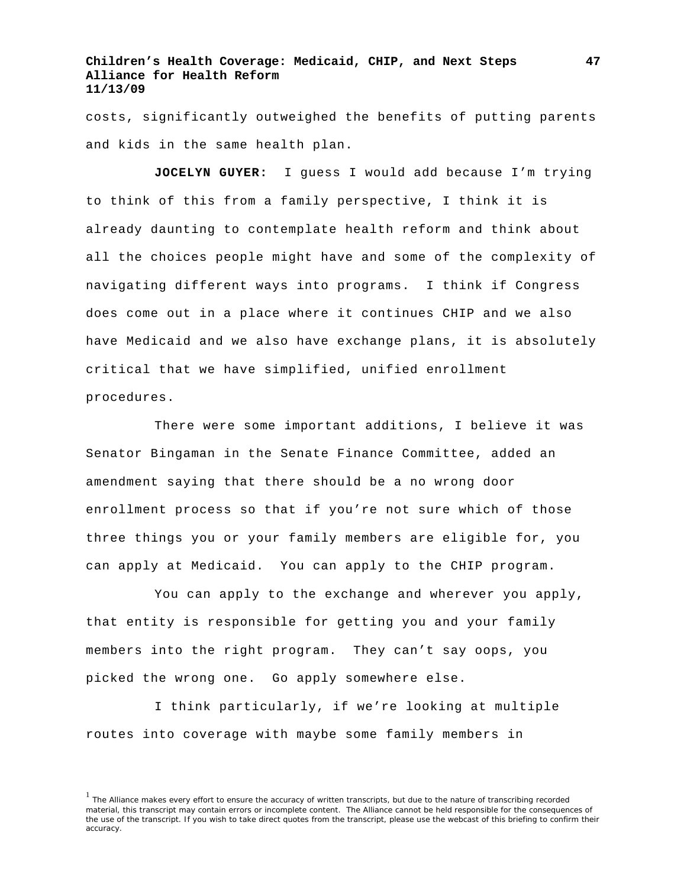costs, significantly outweighed the benefits of putting parents and kids in the same health plan.

**JOCELYN GUYER:** I guess I would add because I'm trying to think of this from a family perspective, I think it is already daunting to contemplate health reform and think about all the choices people might have and some of the complexity of navigating different ways into programs. I think if Congress does come out in a place where it continues CHIP and we also have Medicaid and we also have exchange plans, it is absolutely critical that we have simplified, unified enrollment procedures.

There were some important additions, I believe it was Senator Bingaman in the Senate Finance Committee, added an amendment saying that there should be a no wrong door enrollment process so that if you're not sure which of those three things you or your family members are eligible for, you can apply at Medicaid. You can apply to the CHIP program.

You can apply to the exchange and wherever you apply, that entity is responsible for getting you and your family members into the right program. They can't say oops, you picked the wrong one. Go apply somewhere else.

I think particularly, if we're looking at multiple routes into coverage with maybe some family members in

[1] The Alliance makes every effort to ensure the accuracy of written transcripts, but due to the nature of transcribing recorded material, this transcript may contain errors or incomplete content. The Alliance cannot be held responsible for the consequences of the use of the transcript. If you wish to take direct quotes from the transcript, please use the webcast of this briefing to confirm their accuracy.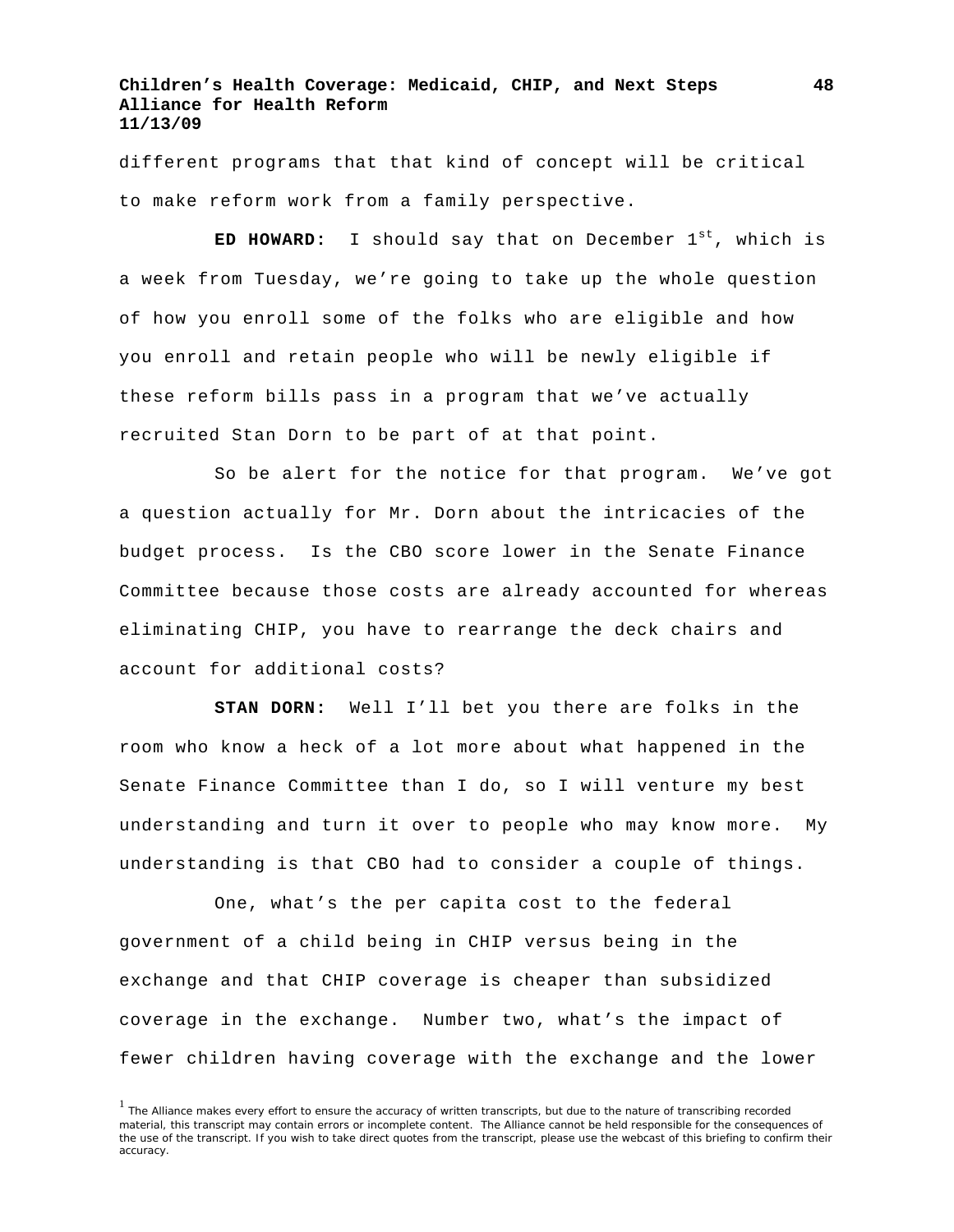different programs that that kind of concept will be critical to make reform work from a family perspective.

**ED HOWARD:** I should say that on December 1st, which is a week from Tuesday, we're going to take up the whole question of how you enroll some of the folks who are eligible and how you enroll and retain people who will be newly eligible if these reform bills pass in a program that we've actually recruited Stan Dorn to be part of at that point.

So be alert for the notice for that program. We've got a question actually for Mr. Dorn about the intricacies of the budget process. Is the CBO score lower in the Senate Finance Committee because those costs are already accounted for whereas eliminating CHIP, you have to rearrange the deck chairs and account for additional costs?

**STAN DORN:** Well I'll bet you there are folks in the room who know a heck of a lot more about what happened in the Senate Finance Committee than I do, so I will venture my best understanding and turn it over to people who may know more. My understanding is that CBO had to consider a couple of things.

One, what's the per capita cost to the federal government of a child being in CHIP versus being in the exchange and that CHIP coverage is cheaper than subsidized coverage in the exchange. Number two, what's the impact of fewer children having coverage with the exchange and the lower

[1] The Alliance makes every effort to ensure the accuracy of written transcripts, but due to the nature of transcribing recorded material, this transcript may contain errors or incomplete content. The Alliance cannot be held responsible for the consequences of the use of the transcript. If you wish to take direct quotes from the transcript, please use the webcast of this briefing to confirm their accuracy.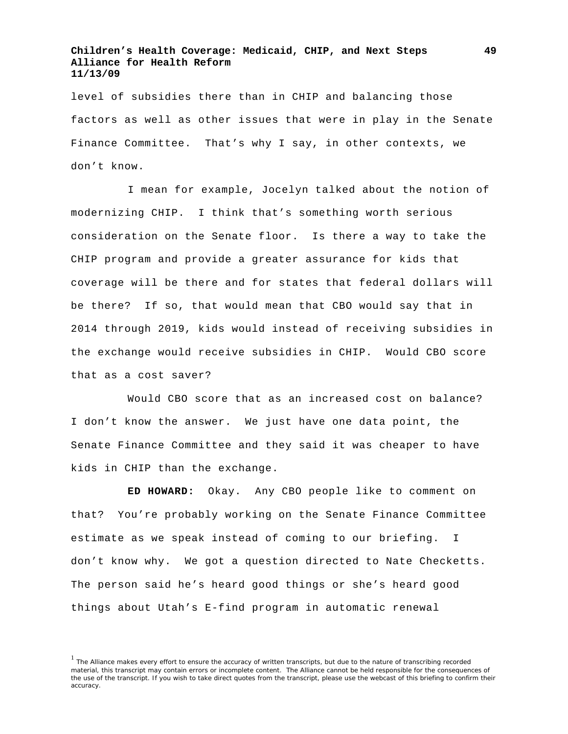level of subsidies there than in CHIP and balancing those factors as well as other issues that were in play in the Senate Finance Committee. That's why I say, in other contexts, we don't know.

I mean for example, Jocelyn talked about the notion of modernizing CHIP. I think that's something worth serious consideration on the Senate floor. Is there a way to take the CHIP program and provide a greater assurance for kids that coverage will be there and for states that federal dollars will be there? If so, that would mean that CBO would say that in 2014 through 2019, kids would instead of receiving subsidies in the exchange would receive subsidies in CHIP. Would CBO score that as a cost saver?

Would CBO score that as an increased cost on balance? I don't know the answer. We just have one data point, the Senate Finance Committee and they said it was cheaper to have kids in CHIP than the exchange.

**ED HOWARD:** Okay. Any CBO people like to comment on that? You're probably working on the Senate Finance Committee estimate as we speak instead of coming to our briefing. I don't know why. We got a question directed to Nate Checketts. The person said he's heard good things or she's heard good things about Utah's E-find program in automatic renewal

[1] The Alliance makes every effort to ensure the accuracy of written transcripts, but due to the nature of transcribing recorded material, this transcript may contain errors or incomplete content. The Alliance cannot be held responsible for the consequences of the use of the transcript. If you wish to take direct quotes from the transcript, please use the webcast of this briefing to confirm their accuracy.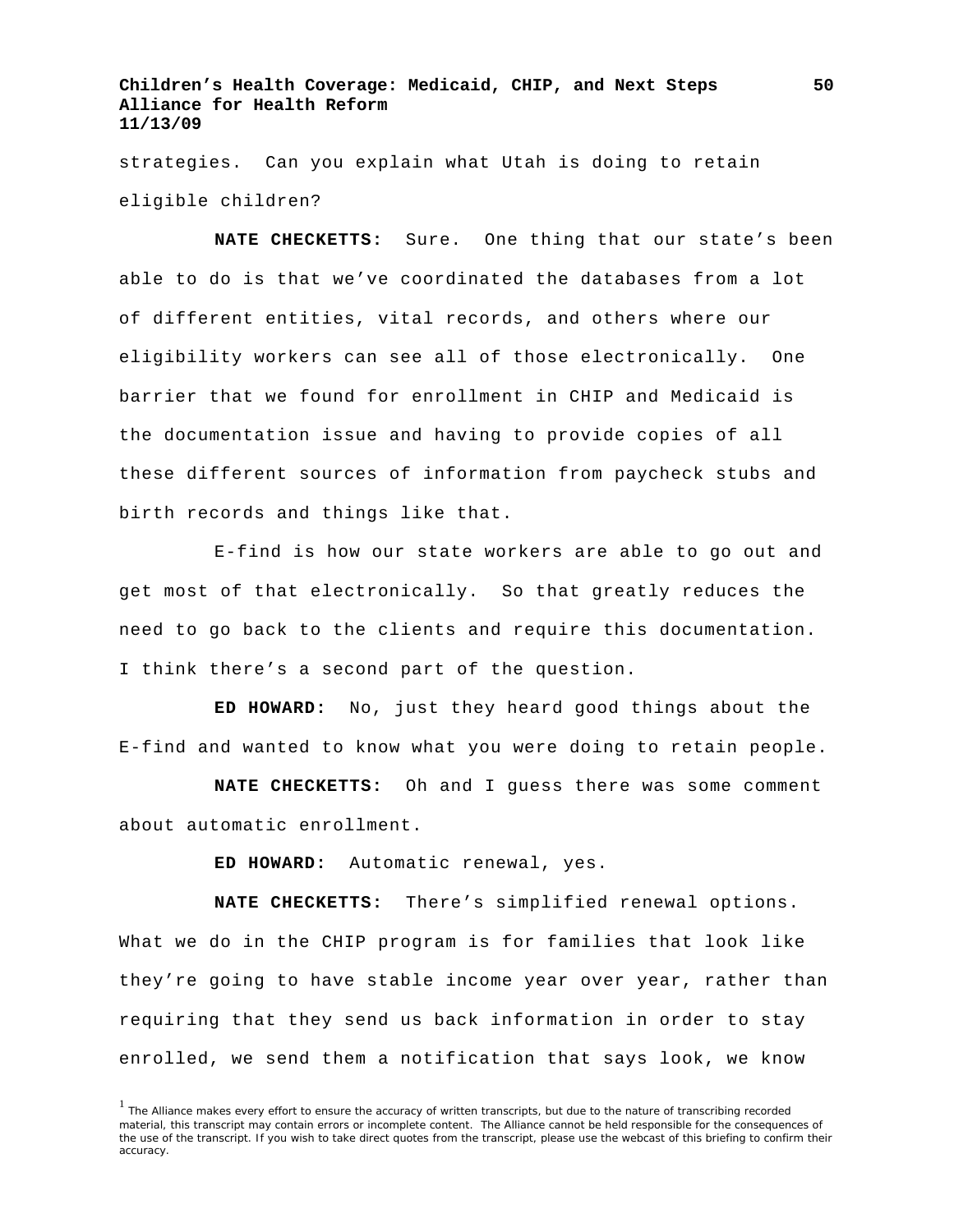strategies. Can you explain what Utah is doing to retain eligible children?

**NATE CHECKETTS:** Sure. One thing that our state's been able to do is that we've coordinated the databases from a lot of different entities, vital records, and others where our eligibility workers can see all of those electronically. One barrier that we found for enrollment in CHIP and Medicaid is the documentation issue and having to provide copies of all these different sources of information from paycheck stubs and birth records and things like that.

E-find is how our state workers are able to go out and get most of that electronically. So that greatly reduces the need to go back to the clients and require this documentation. I think there's a second part of the question.

**ED HOWARD:** No, just they heard good things about the E-find and wanted to know what you were doing to retain people.

**NATE CHECKETTS:** Oh and I guess there was some comment about automatic enrollment.

**ED HOWARD:** Automatic renewal, yes.

**NATE CHECKETTS:** There's simplified renewal options. What we do in the CHIP program is for families that look like they're going to have stable income year over year, rather than requiring that they send us back information in order to stay enrolled, we send them a notification that says look, we know

[1] The Alliance makes every effort to ensure the accuracy of written transcripts, but due to the nature of transcribing recorded material, this transcript may contain errors or incomplete content. The Alliance cannot be held responsible for the consequences of the use of the transcript. If you wish to take direct quotes from the transcript, please use the webcast of this briefing to confirm their accuracy.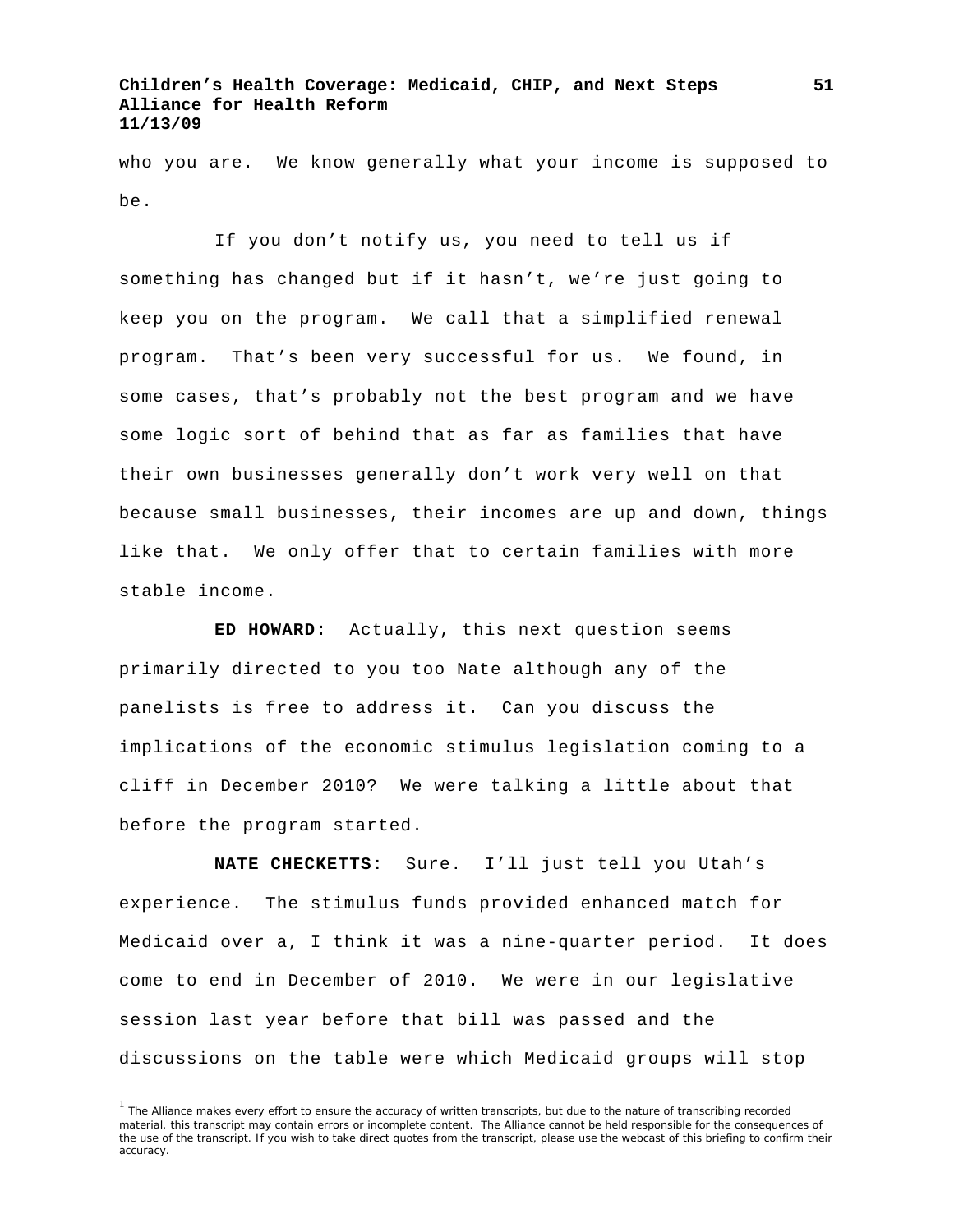who you are. We know generally what your income is supposed to be.

If you don't notify us, you need to tell us if something has changed but if it hasn't, we're just going to keep you on the program. We call that a simplified renewal program. That's been very successful for us. We found, in some cases, that's probably not the best program and we have some logic sort of behind that as far as families that have their own businesses generally don't work very well on that because small businesses, their incomes are up and down, things like that. We only offer that to certain families with more stable income.

**ED HOWARD:** Actually, this next question seems primarily directed to you too Nate although any of the panelists is free to address it. Can you discuss the implications of the economic stimulus legislation coming to a cliff in December 2010? We were talking a little about that before the program started.

**NATE CHECKETTS:** Sure. I'll just tell you Utah's experience. The stimulus funds provided enhanced match for Medicaid over a, I think it was a nine-quarter period. It does come to end in December of 2010. We were in our legislative session last year before that bill was passed and the discussions on the table were which Medicaid groups will stop

[1] The Alliance makes every effort to ensure the accuracy of written transcripts, but due to the nature of transcribing recorded material, this transcript may contain errors or incomplete content. The Alliance cannot be held responsible for the consequences of the use of the transcript. If you wish to take direct quotes from the transcript, please use the webcast of this briefing to confirm their accuracy.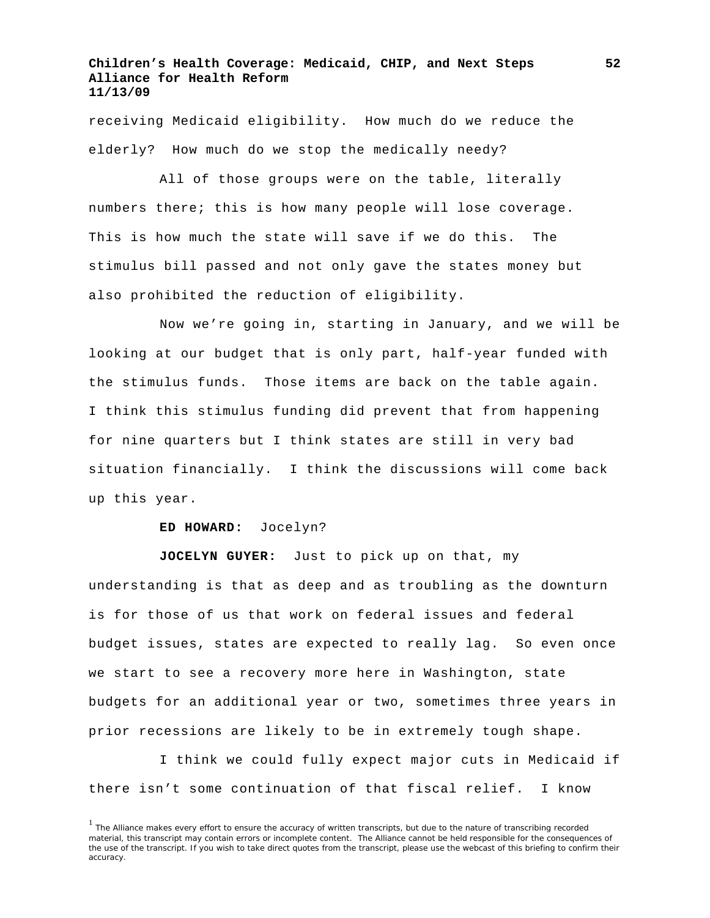receiving Medicaid eligibility. How much do we reduce the elderly? How much do we stop the medically needy?

All of those groups were on the table, literally numbers there; this is how many people will lose coverage. This is how much the state will save if we do this. The stimulus bill passed and not only gave the states money but also prohibited the reduction of eligibility.

Now we're going in, starting in January, and we will be looking at our budget that is only part, half-year funded with the stimulus funds. Those items are back on the table again. I think this stimulus funding did prevent that from happening for nine quarters but I think states are still in very bad situation financially. I think the discussions will come back up this year.

**ED HOWARD:** Jocelyn?

**JOCELYN GUYER:** Just to pick up on that, my understanding is that as deep and as troubling as the downturn is for those of us that work on federal issues and federal budget issues, states are expected to really lag. So even once we start to see a recovery more here in Washington, state budgets for an additional year or two, sometimes three years in prior recessions are likely to be in extremely tough shape.

I think we could fully expect major cuts in Medicaid if there isn't some continuation of that fiscal relief. I know

[1] The Alliance makes every effort to ensure the accuracy of written transcripts, but due to the nature of transcribing recorded material, this transcript may contain errors or incomplete content. The Alliance cannot be held responsible for the consequences of the use of the transcript. If you wish to take direct quotes from the transcript, please use the webcast of this briefing to confirm their accuracy.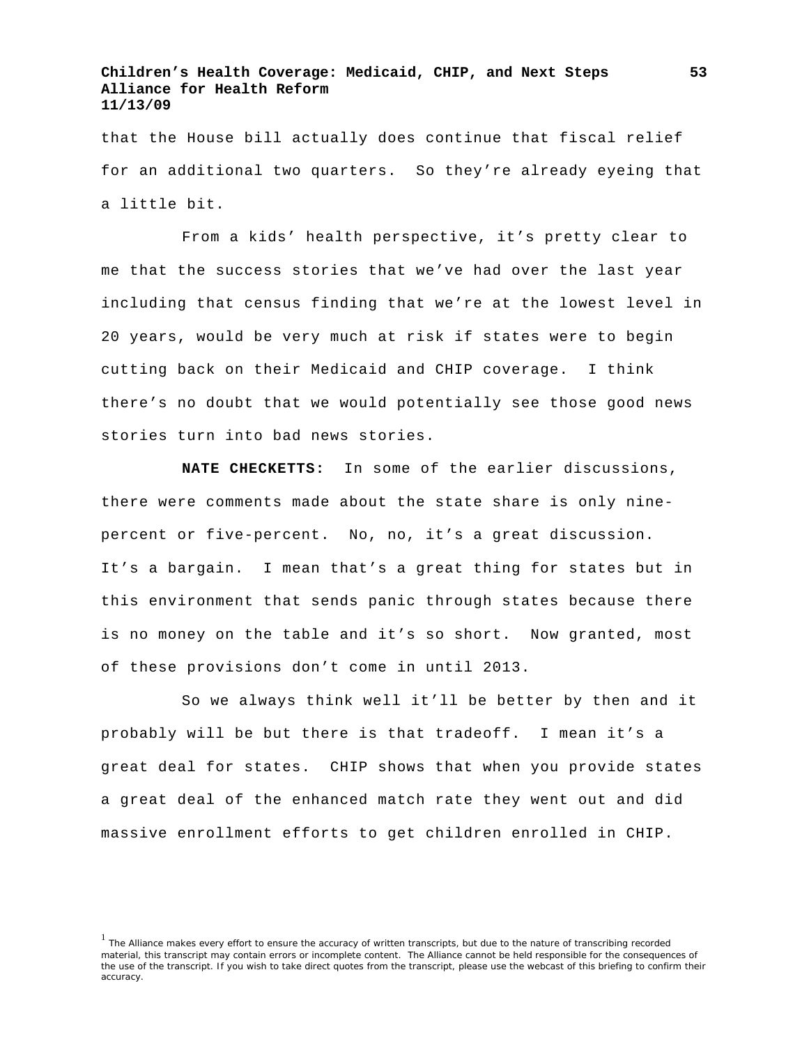that the House bill actually does continue that fiscal relief for an additional two quarters. So they're already eyeing that a little bit.

From a kids' health perspective, it's pretty clear to me that the success stories that we've had over the last year including that census finding that we're at the lowest level in 20 years, would be very much at risk if states were to begin cutting back on their Medicaid and CHIP coverage. I think there's no doubt that we would potentially see those good news stories turn into bad news stories.

**NATE CHECKETTS:** In some of the earlier discussions, there were comments made about the state share is only nine-percent or five-percent. No, no, it's a great discussion. It's a bargain. I mean that's a great thing for states but in this environment that sends panic through states because there is no money on the table and it's so short. Now granted, most of these provisions don't come in until 2013.

So we always think well it'll be better by then and it probably will be but there is that tradeoff. I mean it's a great deal for states. CHIP shows that when you provide states a great deal of the enhanced match rate they went out and did massive enrollment efforts to get children enrolled in CHIP.

[1] The Alliance makes every effort to ensure the accuracy of written transcripts, but due to the nature of transcribing recorded material, this transcript may contain errors or incomplete content. The Alliance cannot be held responsible for the consequences of the use of the transcript. If you wish to take direct quotes from the transcript, please use the webcast of this briefing to confirm their accuracy.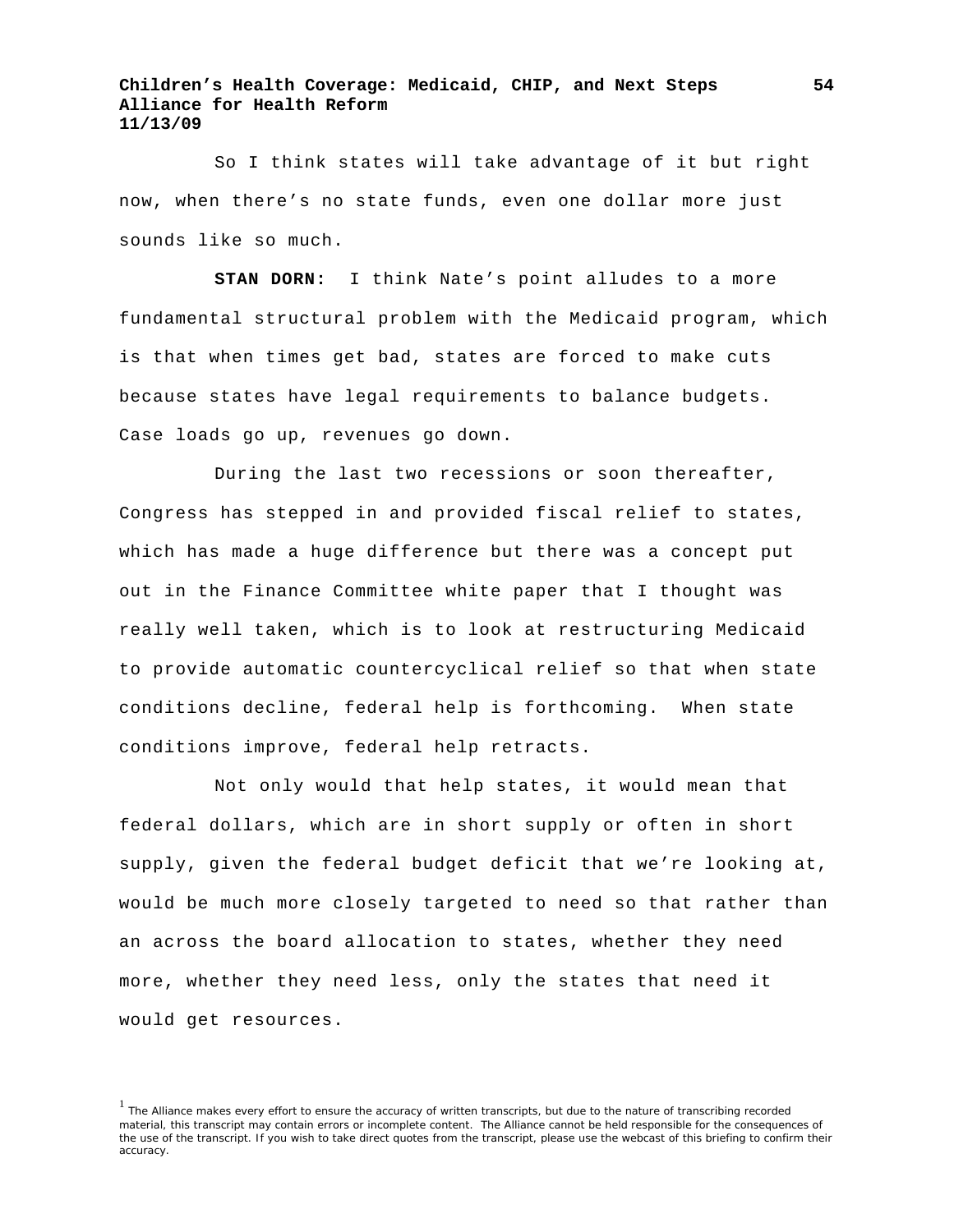So I think states will take advantage of it but right now, when there's no state funds, even one dollar more just sounds like so much.

**STAN DORN:** I think Nate's point alludes to a more fundamental structural problem with the Medicaid program, which is that when times get bad, states are forced to make cuts because states have legal requirements to balance budgets. Case loads go up, revenues go down.

During the last two recessions or soon thereafter, Congress has stepped in and provided fiscal relief to states, which has made a huge difference but there was a concept put out in the Finance Committee white paper that I thought was really well taken, which is to look at restructuring Medicaid to provide automatic countercyclical relief so that when state conditions decline, federal help is forthcoming. When state conditions improve, federal help retracts.

Not only would that help states, it would mean that federal dollars, which are in short supply or often in short supply, given the federal budget deficit that we're looking at, would be much more closely targeted to need so that rather than an across the board allocation to states, whether they need more, whether they need less, only the states that need it would get resources.

[1] The Alliance makes every effort to ensure the accuracy of written transcripts, but due to the nature of transcribing recorded material, this transcript may contain errors or incomplete content. The Alliance cannot be held responsible for the consequences of the use of the transcript. If you wish to take direct quotes from the transcript, please use the webcast of this briefing to confirm their accuracy.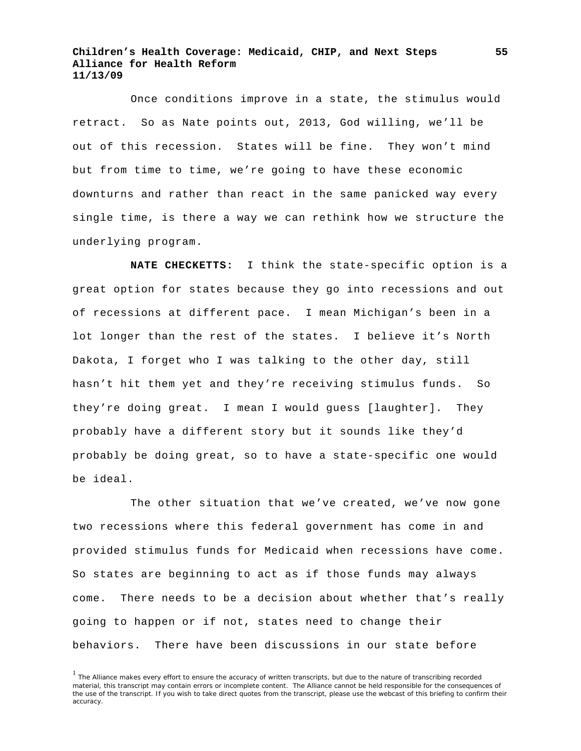Once conditions improve in a state, the stimulus would retract. So as Nate points out, 2013, God willing, we'll be out of this recession. States will be fine. They won't mind but from time to time, we're going to have these economic downturns and rather than react in the same panicked way every single time, is there a way we can rethink how we structure the underlying program.

**NATE CHECKETTS:** I think the state-specific option is a great option for states because they go into recessions and out of recessions at different pace. I mean Michigan's been in a lot longer than the rest of the states. I believe it's North Dakota, I forget who I was talking to the other day, still hasn't hit them yet and they're receiving stimulus funds. So they're doing great. I mean I would guess [laughter]. They probably have a different story but it sounds like they'd probably be doing great, so to have a state-specific one would be ideal.

The other situation that we've created, we've now gone two recessions where this federal government has come in and provided stimulus funds for Medicaid when recessions have come. So states are beginning to act as if those funds may always come. There needs to be a decision about whether that's really going to happen or if not, states need to change their behaviors. There have been discussions in our state before

[1] The Alliance makes every effort to ensure the accuracy of written transcripts, but due to the nature of transcribing recorded material, this transcript may contain errors or incomplete content. The Alliance cannot be held responsible for the consequences of the use of the transcript. If you wish to take direct quotes from the transcript, please use the webcast of this briefing to confirm their accuracy.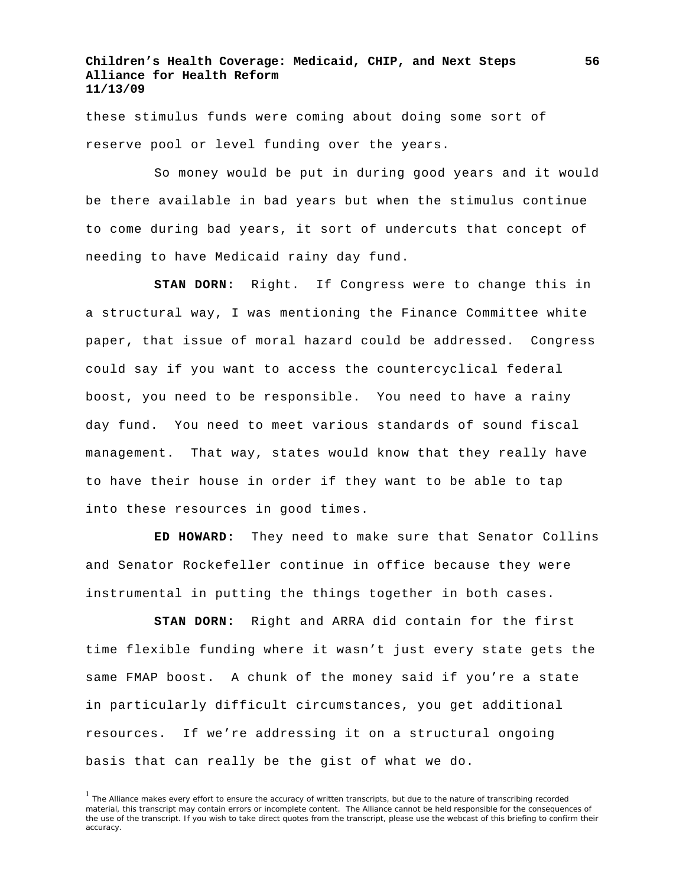these stimulus funds were coming about doing some sort of reserve pool or level funding over the years.

So money would be put in during good years and it would be there available in bad years but when the stimulus continue to come during bad years, it sort of undercuts that concept of needing to have Medicaid rainy day fund.

**STAN DORN:** Right. If Congress were to change this in a structural way, I was mentioning the Finance Committee white paper, that issue of moral hazard could be addressed. Congress could say if you want to access the countercyclical federal boost, you need to be responsible. You need to have a rainy day fund. You need to meet various standards of sound fiscal management. That way, states would know that they really have to have their house in order if they want to be able to tap into these resources in good times.

**ED HOWARD:** They need to make sure that Senator Collins and Senator Rockefeller continue in office because they were instrumental in putting the things together in both cases.

**STAN DORN:** Right and ARRA did contain for the first time flexible funding where it wasn't just every state gets the same FMAP boost. A chunk of the money said if you're a state in particularly difficult circumstances, you get additional resources. If we're addressing it on a structural ongoing basis that can really be the gist of what we do.

[1] The Alliance makes every effort to ensure the accuracy of written transcripts, but due to the nature of transcribing recorded material, this transcript may contain errors or incomplete content. The Alliance cannot be held responsible for the consequences of the use of the transcript. If you wish to take direct quotes from the transcript, please use the webcast of this briefing to confirm their accuracy.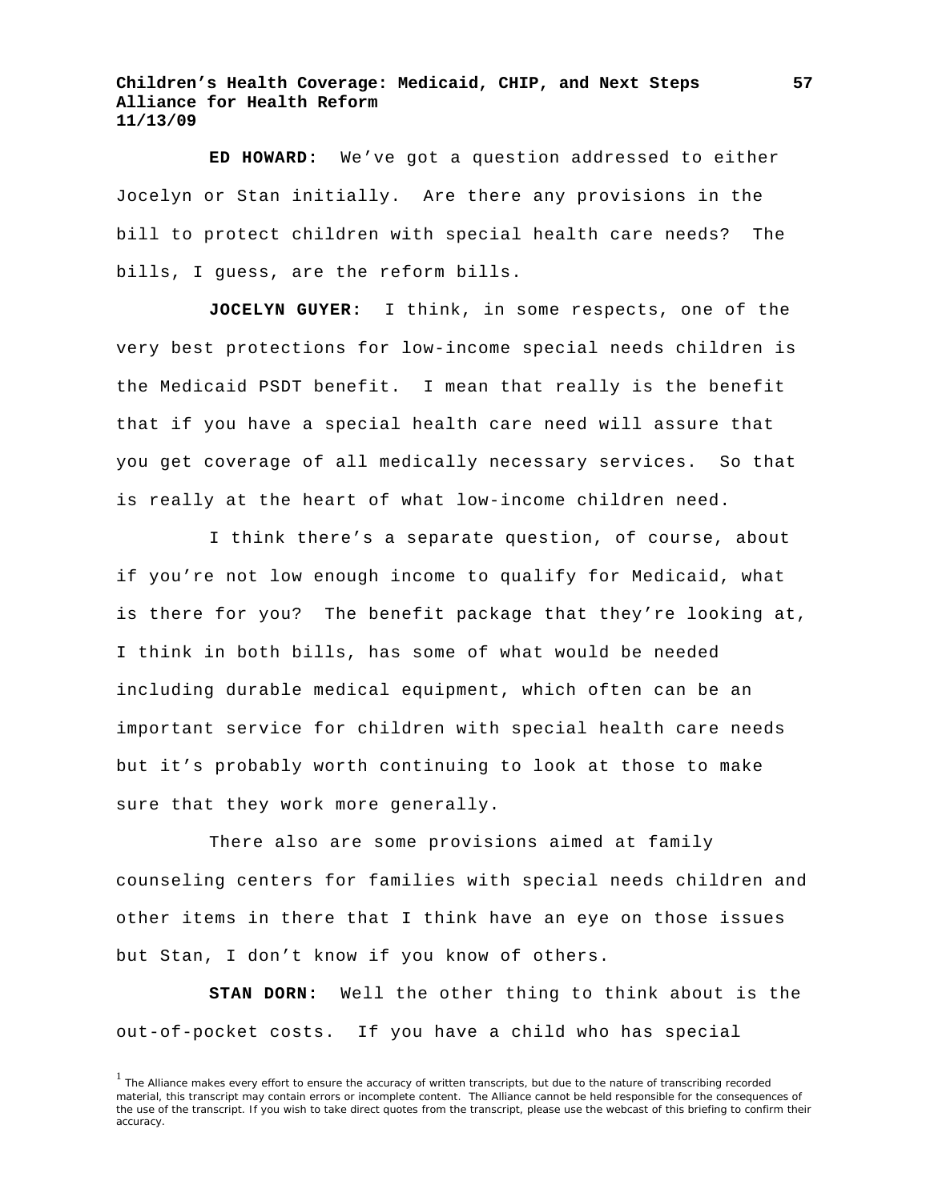**ED HOWARD:** We've got a question addressed to either Jocelyn or Stan initially. Are there any provisions in the bill to protect children with special health care needs? The bills, I guess, are the reform bills.

**JOCELYN GUYER:** I think, in some respects, one of the very best protections for low-income special needs children is the Medicaid PSDT benefit. I mean that really is the benefit that if you have a special health care need will assure that you get coverage of all medically necessary services. So that is really at the heart of what low-income children need.

I think there's a separate question, of course, about if you're not low enough income to qualify for Medicaid, what is there for you? The benefit package that they're looking at, I think in both bills, has some of what would be needed including durable medical equipment, which often can be an important service for children with special health care needs but it's probably worth continuing to look at those to make sure that they work more generally.

There also are some provisions aimed at family counseling centers for families with special needs children and other items in there that I think have an eye on those issues but Stan, I don't know if you know of others.

**STAN DORN:** Well the other thing to think about is the out-of-pocket costs. If you have a child who has special

[1] The Alliance makes every effort to ensure the accuracy of written transcripts, but due to the nature of transcribing recorded material, this transcript may contain errors or incomplete content. The Alliance cannot be held responsible for the consequences of the use of the transcript. If you wish to take direct quotes from the transcript, please use the webcast of this briefing to confirm their accuracy.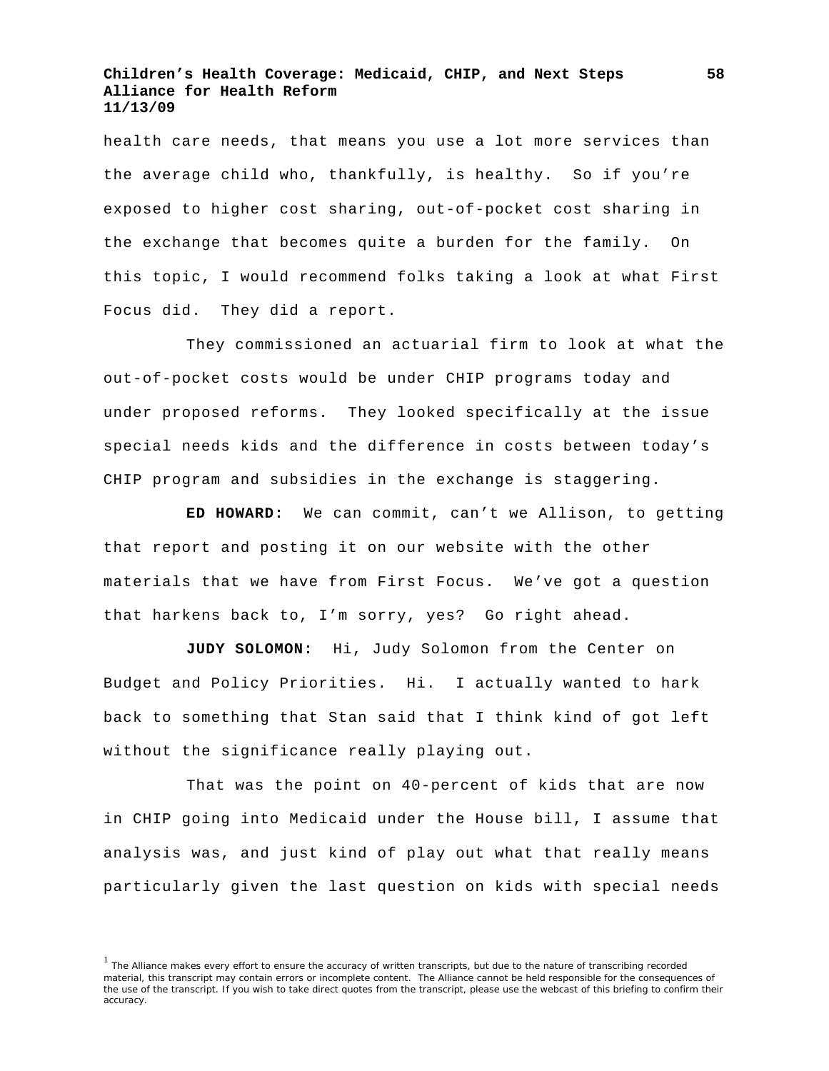health care needs, that means you use a lot more services than the average child who, thankfully, is healthy. So if you're exposed to higher cost sharing, out-of-pocket cost sharing in the exchange that becomes quite a burden for the family. On this topic, I would recommend folks taking a look at what First Focus did. They did a report.

They commissioned an actuarial firm to look at what the out-of-pocket costs would be under CHIP programs today and under proposed reforms. They looked specifically at the issue special needs kids and the difference in costs between today's CHIP program and subsidies in the exchange is staggering.

**ED HOWARD:** We can commit, can't we Allison, to getting that report and posting it on our website with the other materials that we have from First Focus. We've got a question that harkens back to, I'm sorry, yes? Go right ahead.

**JUDY SOLOMON:** Hi, Judy Solomon from the Center on Budget and Policy Priorities. Hi. I actually wanted to hark back to something that Stan said that I think kind of got left without the significance really playing out.

That was the point on 40-percent of kids that are now in CHIP going into Medicaid under the House bill, I assume that analysis was, and just kind of play out what that really means particularly given the last question on kids with special needs

[1] The Alliance makes every effort to ensure the accuracy of written transcripts, but due to the nature of transcribing recorded material, this transcript may contain errors or incomplete content. The Alliance cannot be held responsible for the consequences of the use of the transcript. If you wish to take direct quotes from the transcript, please use the webcast of this briefing to confirm their accuracy.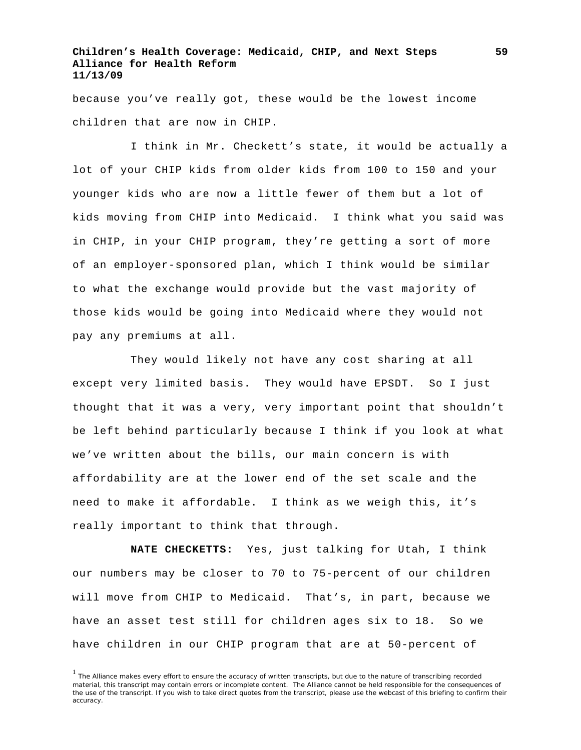because you’ve really got, these would be the lowest income children that are now in CHIP.

I think in Mr. Checkett’s state, it would be actually a lot of your CHIP kids from older kids from 100 to 150 and your younger kids who are now a little fewer of them but a lot of kids moving from CHIP into Medicaid. I think what you said was in CHIP, in your CHIP program, they’re getting a sort of more of an employer-sponsored plan, which I think would be similar to what the exchange would provide but the vast majority of those kids would be going into Medicaid where they would not pay any premiums at all.

They would likely not have any cost sharing at all except very limited basis. They would have EPSDT. So I just thought that it was a very, very important point that shouldn’t be left behind particularly because I think if you look at what we’ve written about the bills, our main concern is with affordability are at the lower end of the set scale and the need to make it affordable. I think as we weigh this, it’s really important to think that through.

**NATE CHECKETTS:** Yes, just talking for Utah, I think our numbers may be closer to 70 to 75-percent of our children will move from CHIP to Medicaid. That’s, in part, because we have an asset test still for children ages six to 18. So we have children in our CHIP program that are at 50-percent of

[1] The Alliance makes every effort to ensure the accuracy of written transcripts, but due to the nature of transcribing recorded material, this transcript may contain errors or incomplete content. The Alliance cannot be held responsible for the consequences of the use of the transcript. If you wish to take direct quotes from the transcript, please use the webcast of this briefing to confirm their accuracy.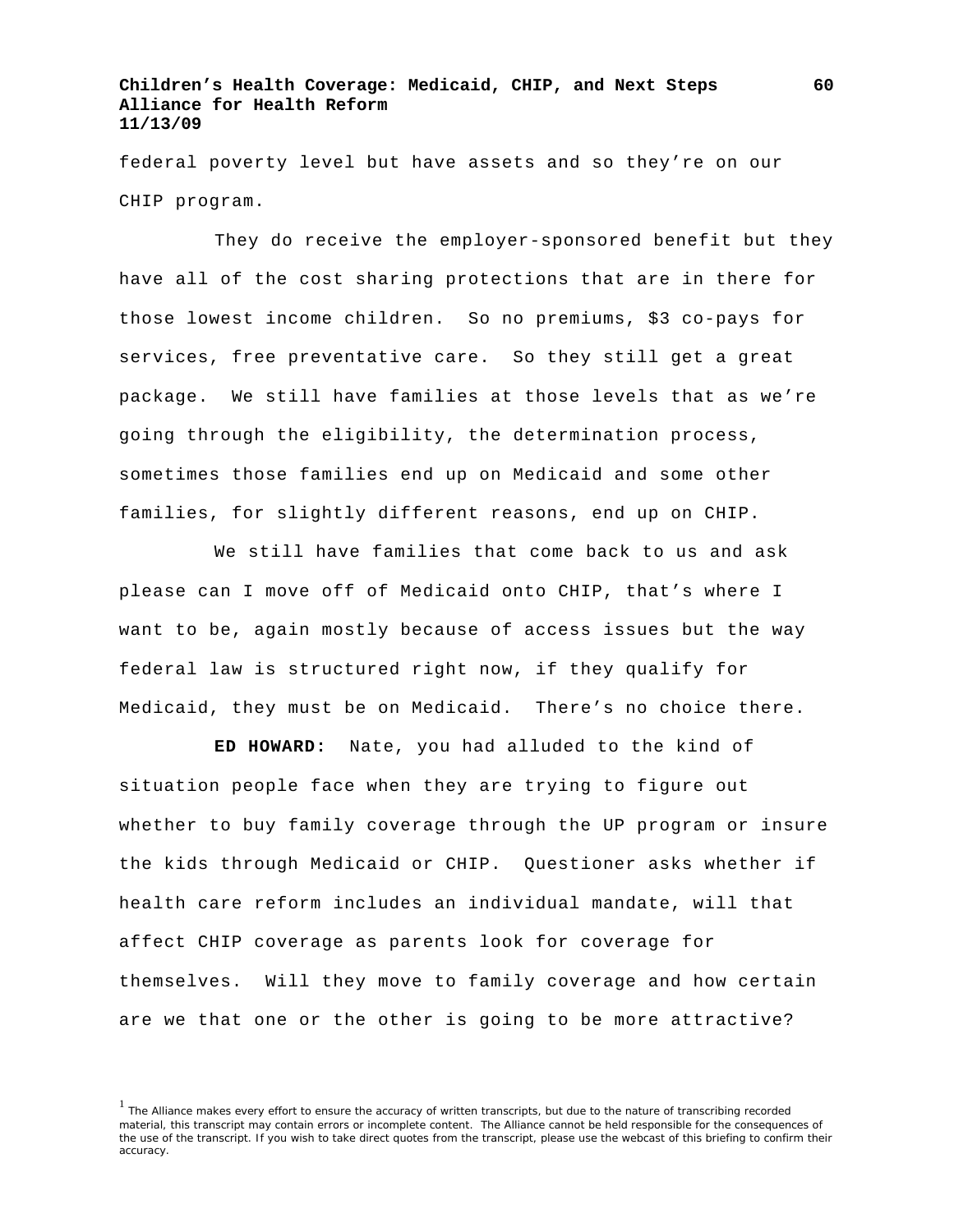federal poverty level but have assets and so they're on our CHIP program.

They do receive the employer-sponsored benefit but they have all of the cost sharing protections that are in there for those lowest income children. So no premiums, $3 co-pays for services, free preventative care. So they still get a great package. We still have families at those levels that as we're going through the eligibility, the determination process, sometimes those families end up on Medicaid and some other families, for slightly different reasons, end up on CHIP.

We still have families that come back to us and ask please can I move off of Medicaid onto CHIP, that's where I want to be, again mostly because of access issues but the way federal law is structured right now, if they qualify for Medicaid, they must be on Medicaid. There's no choice there.

**ED HOWARD:** Nate, you had alluded to the kind of situation people face when they are trying to figure out whether to buy family coverage through the UP program or insure the kids through Medicaid or CHIP. Questioner asks whether if health care reform includes an individual mandate, will that affect CHIP coverage as parents look for coverage for themselves. Will they move to family coverage and how certain are we that one or the other is going to be more attractive?

[1] The Alliance makes every effort to ensure the accuracy of written transcripts, but due to the nature of transcribing recorded material, this transcript may contain errors or incomplete content. The Alliance cannot be held responsible for the consequences of the use of the transcript. If you wish to take direct quotes from the transcript, please use the webcast of this briefing to confirm their accuracy.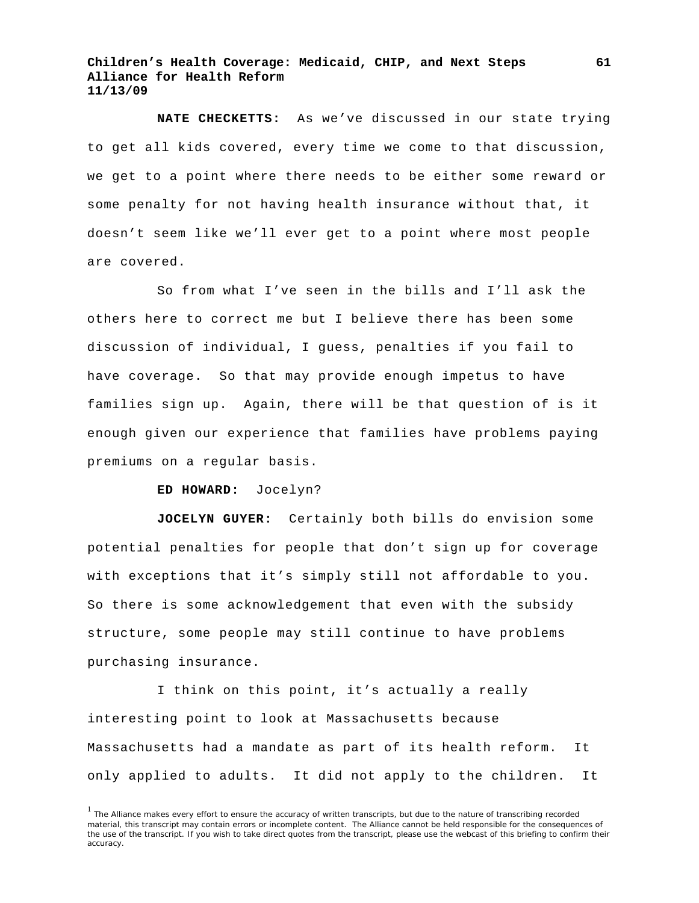**NATE CHECKETTS:** As we've discussed in our state trying to get all kids covered, every time we come to that discussion, we get to a point where there needs to be either some reward or some penalty for not having health insurance without that, it doesn't seem like we'll ever get to a point where most people are covered.

So from what I've seen in the bills and I'll ask the others here to correct me but I believe there has been some discussion of individual, I guess, penalties if you fail to have coverage. So that may provide enough impetus to have families sign up. Again, there will be that question of is it enough given our experience that families have problems paying premiums on a regular basis.

**ED HOWARD:** Jocelyn?

**JOCELYN GUYER:** Certainly both bills do envision some potential penalties for people that don't sign up for coverage with exceptions that it's simply still not affordable to you. So there is some acknowledgement that even with the subsidy structure, some people may still continue to have problems purchasing insurance.

I think on this point, it's actually a really interesting point to look at Massachusetts because Massachusetts had a mandate as part of its health reform. It only applied to adults. It did not apply to the children. It

[1] The Alliance makes every effort to ensure the accuracy of written transcripts, but due to the nature of transcribing recorded material, this transcript may contain errors or incomplete content. The Alliance cannot be held responsible for the consequences of the use of the transcript. If you wish to take direct quotes from the transcript, please use the webcast of this briefing to confirm their accuracy.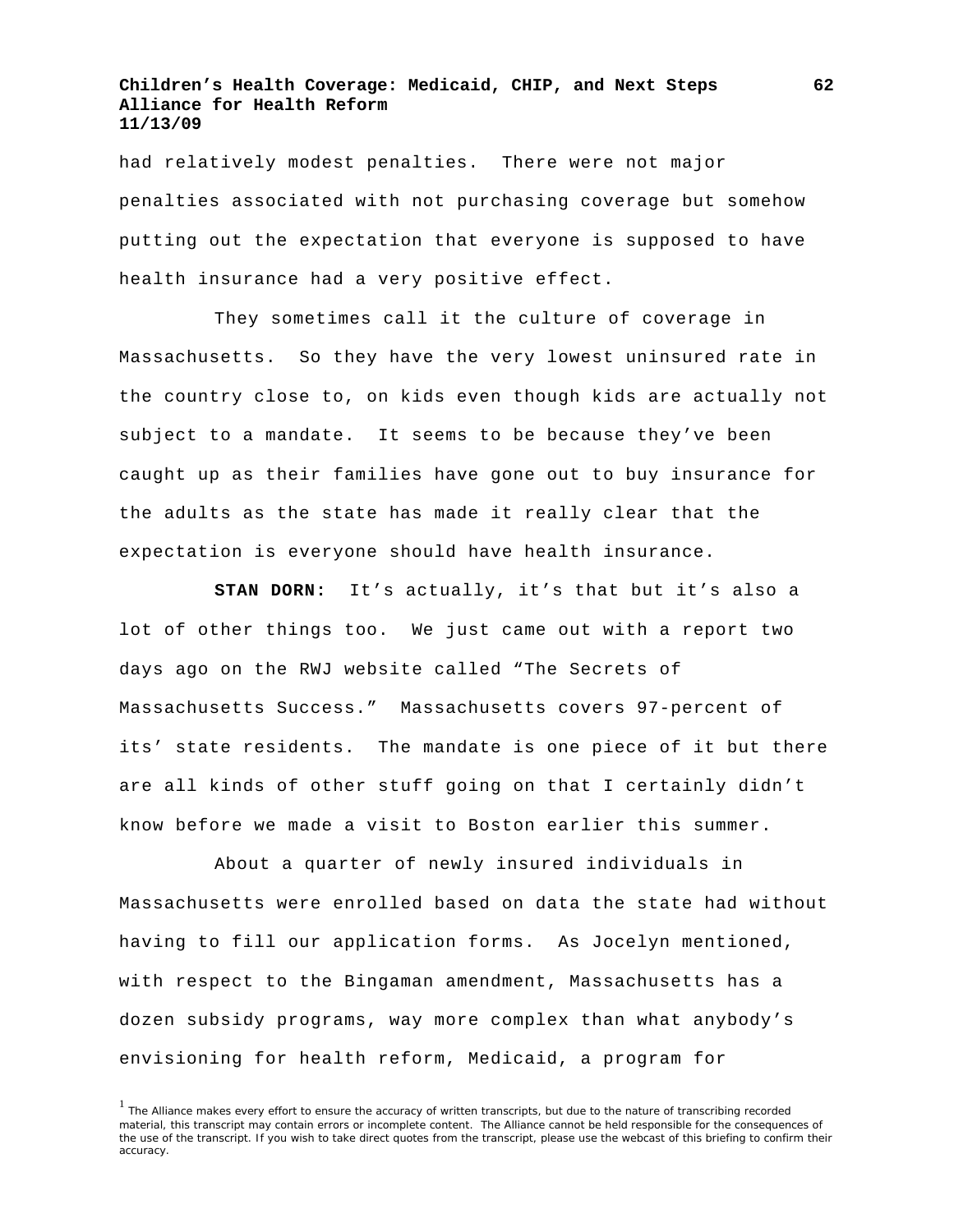had relatively modest penalties. There were not major penalties associated with not purchasing coverage but somehow putting out the expectation that everyone is supposed to have health insurance had a very positive effect.

They sometimes call it the culture of coverage in Massachusetts. So they have the very lowest uninsured rate in the country close to, on kids even though kids are actually not subject to a mandate. It seems to be because they've been caught up as their families have gone out to buy insurance for the adults as the state has made it really clear that the expectation is everyone should have health insurance.

**STAN DORN:** It's actually, it's that but it's also a lot of other things too. We just came out with a report two days ago on the RWJ website called "The Secrets of Massachusetts Success." Massachusetts covers 97-percent of its' state residents. The mandate is one piece of it but there are all kinds of other stuff going on that I certainly didn't know before we made a visit to Boston earlier this summer.

About a quarter of newly insured individuals in Massachusetts were enrolled based on data the state had without having to fill our application forms. As Jocelyn mentioned, with respect to the Bingaman amendment, Massachusetts has a dozen subsidy programs, way more complex than what anybody's envisioning for health reform, Medicaid, a program for

[1] The Alliance makes every effort to ensure the accuracy of written transcripts, but due to the nature of transcribing recorded material, this transcript may contain errors or incomplete content. The Alliance cannot be held responsible for the consequences of the use of the transcript. If you wish to take direct quotes from the transcript, please use the webcast of this briefing to confirm their accuracy.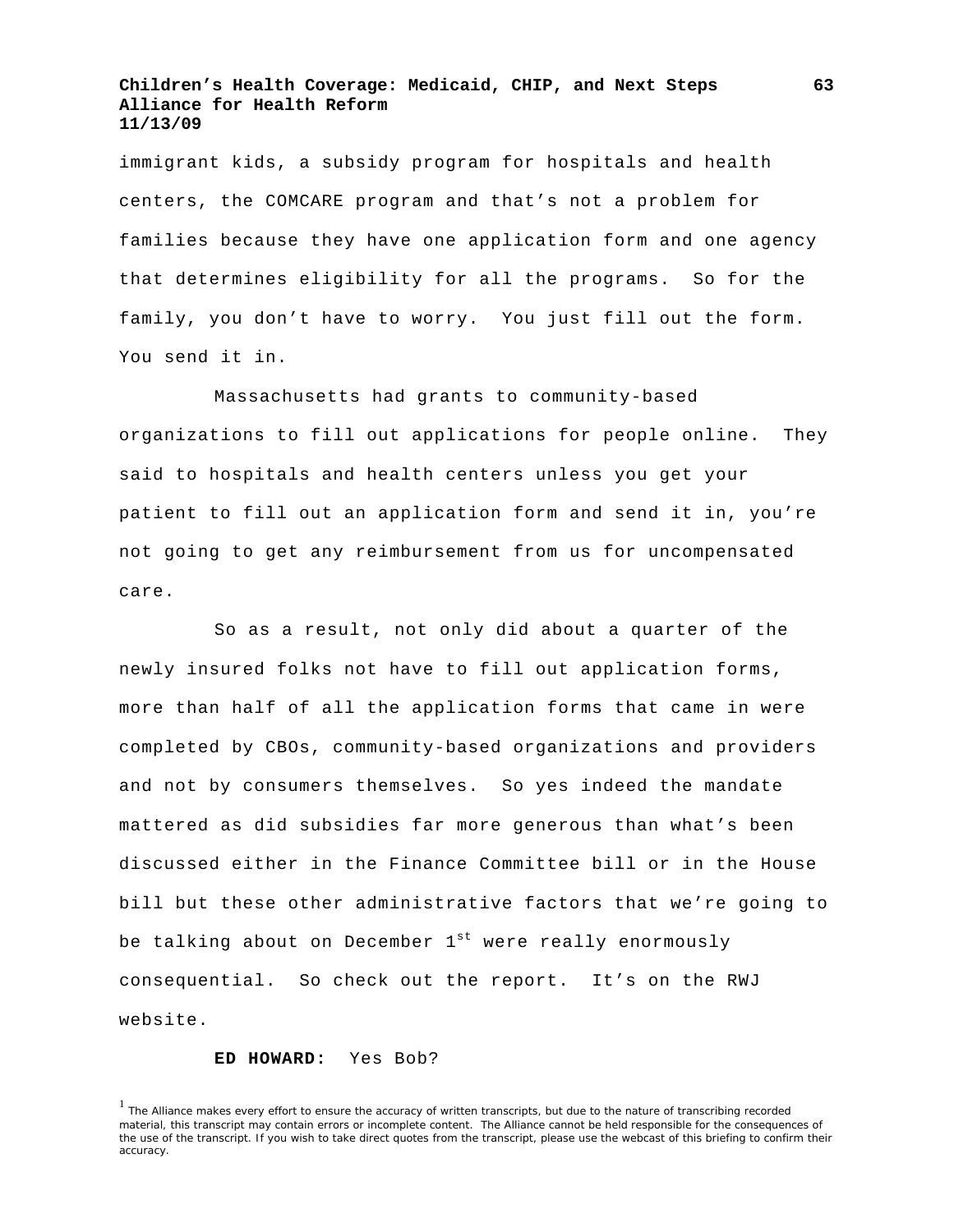immigrant kids, a subsidy program for hospitals and health centers, the COMCARE program and that's not a problem for families because they have one application form and one agency that determines eligibility for all the programs. So for the family, you don't have to worry. You just fill out the form. You send it in.

Massachusetts had grants to community-based organizations to fill out applications for people online. They said to hospitals and health centers unless you get your patient to fill out an application form and send it in, you're not going to get any reimbursement from us for uncompensated care.

So as a result, not only did about a quarter of the newly insured folks not have to fill out application forms, more than half of all the application forms that came in were completed by CBOs, community-based organizations and providers and not by consumers themselves. So yes indeed the mandate mattered as did subsidies far more generous than what's been discussed either in the Finance Committee bill or in the House bill but these other administrative factors that we're going to be talking about on December 1st were really enormously consequential. So check out the report. It's on the RWJ website.

**ED HOWARD:** Yes Bob?

[1] The Alliance makes every effort to ensure the accuracy of written transcripts, but due to the nature of transcribing recorded material, this transcript may contain errors or incomplete content. The Alliance cannot be held responsible for the consequences of the use of the transcript. If you wish to take direct quotes from the transcript, please use the webcast of this briefing to confirm their accuracy.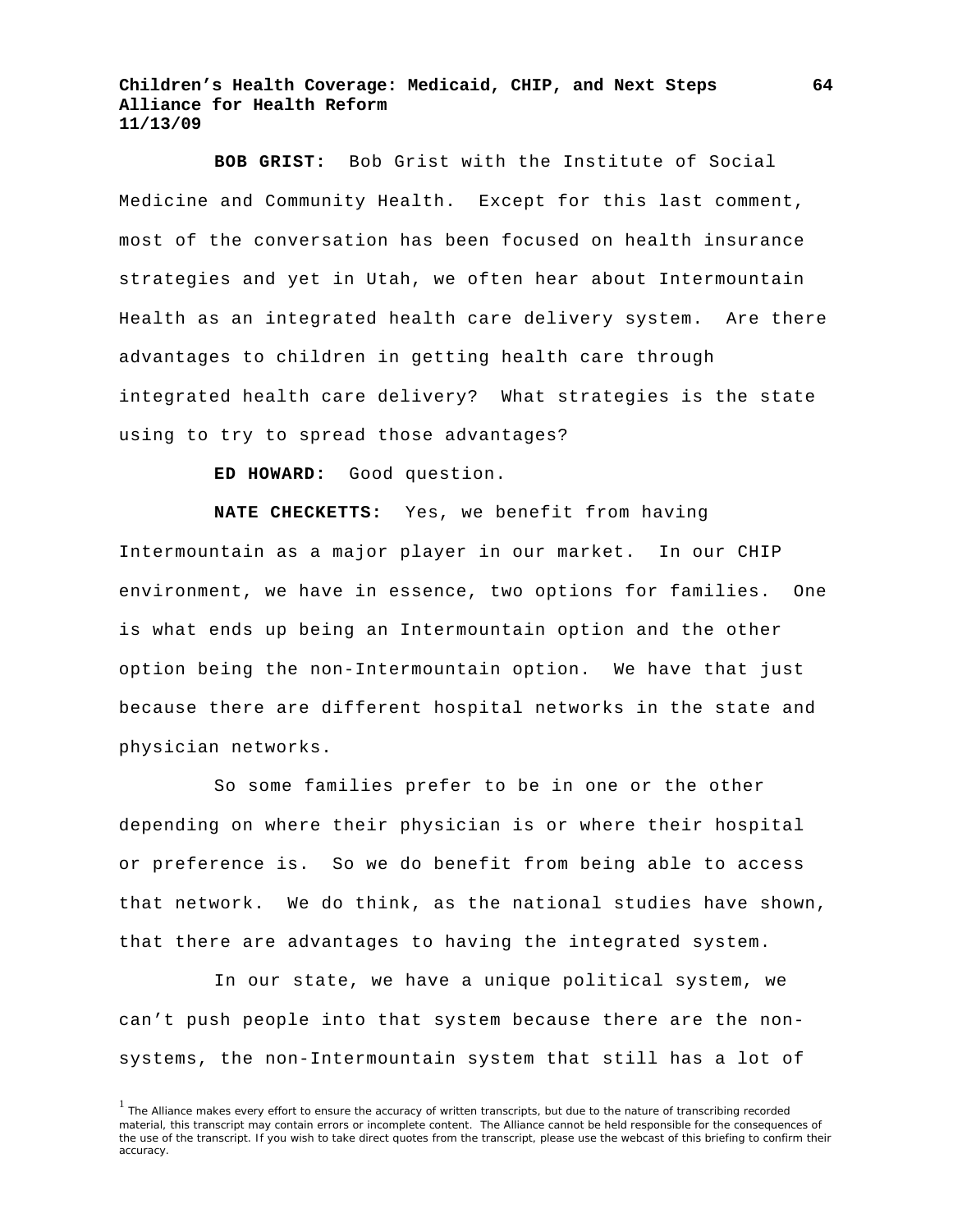**BOB GRIST:** Bob Grist with the Institute of Social Medicine and Community Health. Except for this last comment, most of the conversation has been focused on health insurance strategies and yet in Utah, we often hear about Intermountain Health as an integrated health care delivery system. Are there advantages to children in getting health care through integrated health care delivery? What strategies is the state using to try to spread those advantages?

**ED HOWARD:** Good question.

**NATE CHECKETTS:** Yes, we benefit from having Intermountain as a major player in our market. In our CHIP environment, we have in essence, two options for families. One is what ends up being an Intermountain option and the other option being the non-Intermountain option. We have that just because there are different hospital networks in the state and physician networks.

So some families prefer to be in one or the other depending on where their physician is or where their hospital or preference is. So we do benefit from being able to access that network. We do think, as the national studies have shown, that there are advantages to having the integrated system.

In our state, we have a unique political system, we can't push people into that system because there are the non-systems, the non-Intermountain system that still has a lot of

[1] The Alliance makes every effort to ensure the accuracy of written transcripts, but due to the nature of transcribing recorded material, this transcript may contain errors or incomplete content. The Alliance cannot be held responsible for the consequences of the use of the transcript. If you wish to take direct quotes from the transcript, please use the webcast of this briefing to confirm their accuracy.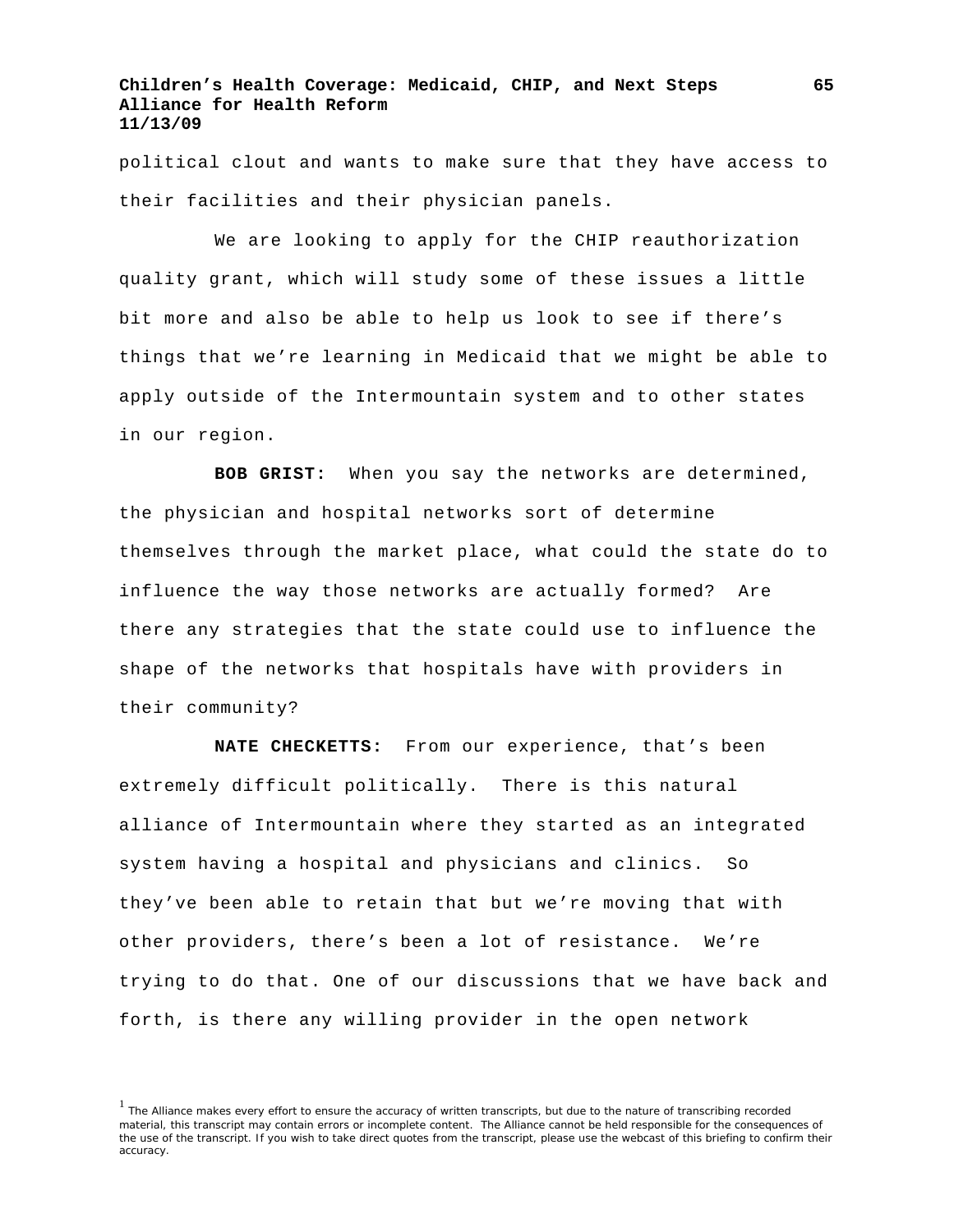political clout and wants to make sure that they have access to their facilities and their physician panels.

We are looking to apply for the CHIP reauthorization quality grant, which will study some of these issues a little bit more and also be able to help us look to see if there's things that we're learning in Medicaid that we might be able to apply outside of the Intermountain system and to other states in our region.

**BOB GRIST:** When you say the networks are determined, the physician and hospital networks sort of determine themselves through the market place, what could the state do to influence the way those networks are actually formed? Are there any strategies that the state could use to influence the shape of the networks that hospitals have with providers in their community?

**NATE CHECKETTS:** From our experience, that's been extremely difficult politically. There is this natural alliance of Intermountain where they started as an integrated system having a hospital and physicians and clinics. So they've been able to retain that but we're moving that with other providers, there's been a lot of resistance. We're trying to do that. One of our discussions that we have back and forth, is there any willing provider in the open network

[1] The Alliance makes every effort to ensure the accuracy of written transcripts, but due to the nature of transcribing recorded material, this transcript may contain errors or incomplete content. The Alliance cannot be held responsible for the consequences of the use of the transcript. If you wish to take direct quotes from the transcript, please use the webcast of this briefing to confirm their accuracy.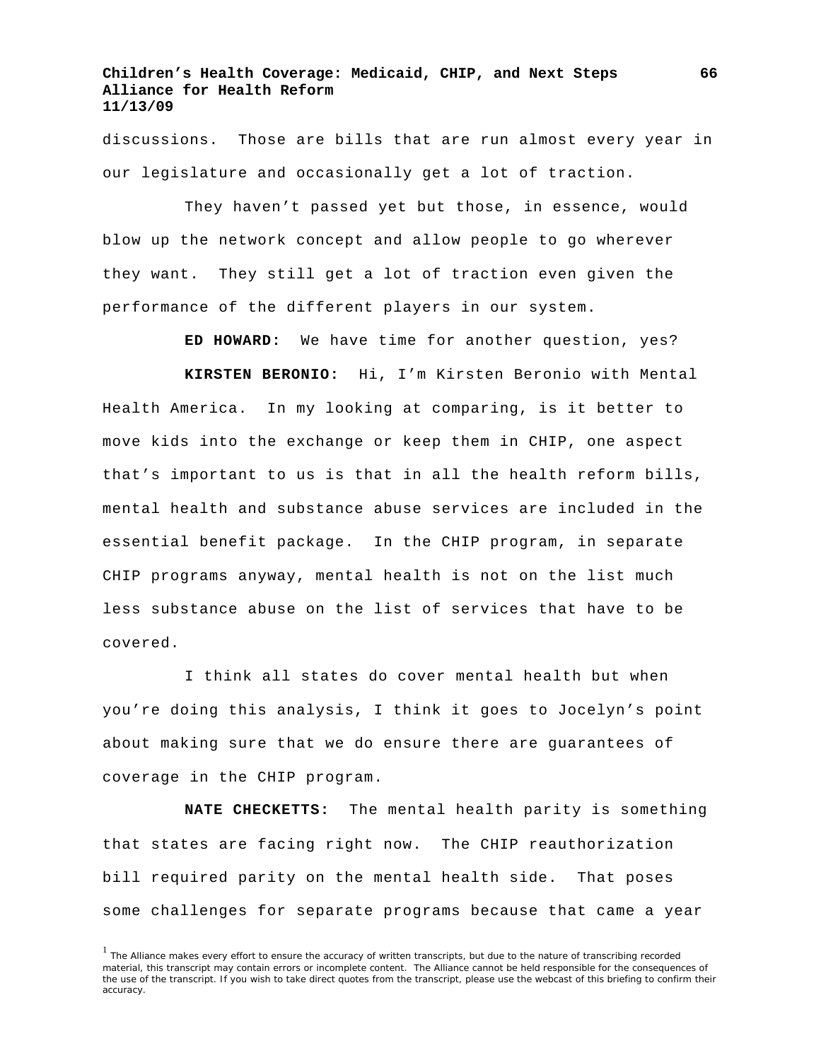discussions. Those are bills that are run almost every year in our legislature and occasionally get a lot of traction.

They haven't passed yet but those, in essence, would blow up the network concept and allow people to go wherever they want. They still get a lot of traction even given the performance of the different players in our system.

**ED HOWARD:** We have time for another question, yes?

**KIRSTEN BERONIO:** Hi, I'm Kirsten Beronio with Mental Health America. In my looking at comparing, is it better to move kids into the exchange or keep them in CHIP, one aspect that's important to us is that in all the health reform bills, mental health and substance abuse services are included in the essential benefit package. In the CHIP program, in separate CHIP programs anyway, mental health is not on the list much less substance abuse on the list of services that have to be covered.

I think all states do cover mental health but when you're doing this analysis, I think it goes to Jocelyn's point about making sure that we do ensure there are guarantees of coverage in the CHIP program.

**NATE CHECKETTS:** The mental health parity is something that states are facing right now. The CHIP reauthorization bill required parity on the mental health side. That poses some challenges for separate programs because that came a year

[1] The Alliance makes every effort to ensure the accuracy of written transcripts, but due to the nature of transcribing recorded material, this transcript may contain errors or incomplete content. The Alliance cannot be held responsible for the consequences of the use of the transcript. If you wish to take direct quotes from the transcript, please use the webcast of this briefing to confirm their accuracy.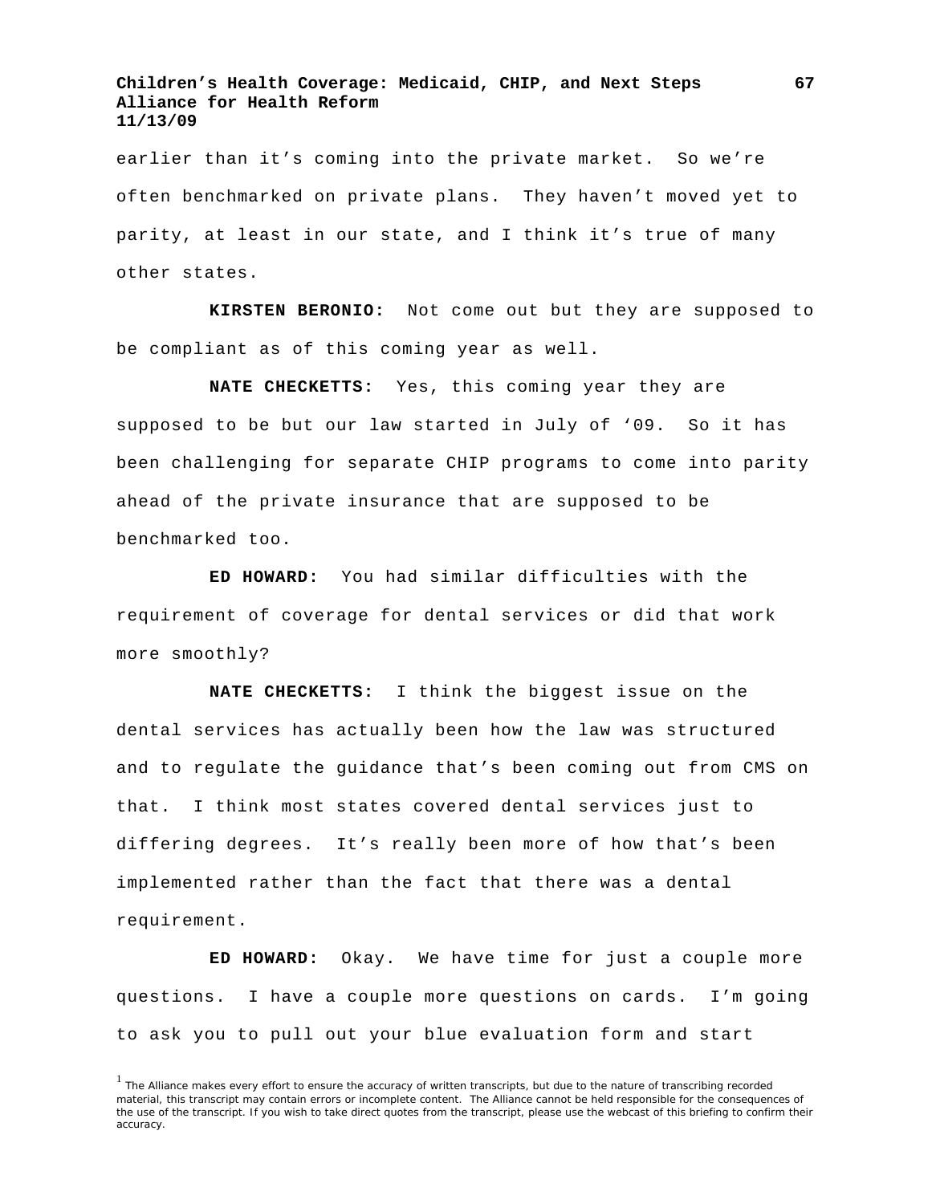earlier than it's coming into the private market. So we're often benchmarked on private plans. They haven't moved yet to parity, at least in our state, and I think it's true of many other states.

**KIRSTEN BERONIO:** Not come out but they are supposed to be compliant as of this coming year as well.

**NATE CHECKETTS:** Yes, this coming year they are supposed to be but our law started in July of '09. So it has been challenging for separate CHIP programs to come into parity ahead of the private insurance that are supposed to be benchmarked too.

**ED HOWARD:** You had similar difficulties with the requirement of coverage for dental services or did that work more smoothly?

**NATE CHECKETTS:** I think the biggest issue on the dental services has actually been how the law was structured and to regulate the guidance that's been coming out from CMS on that. I think most states covered dental services just to differing degrees. It's really been more of how that's been implemented rather than the fact that there was a dental requirement.

**ED HOWARD:** Okay. We have time for just a couple more questions. I have a couple more questions on cards. I'm going to ask you to pull out your blue evaluation form and start

[1] The Alliance makes every effort to ensure the accuracy of written transcripts, but due to the nature of transcribing recorded material, this transcript may contain errors or incomplete content. The Alliance cannot be held responsible for the consequences of the use of the transcript. If you wish to take direct quotes from the transcript, please use the webcast of this briefing to confirm their accuracy.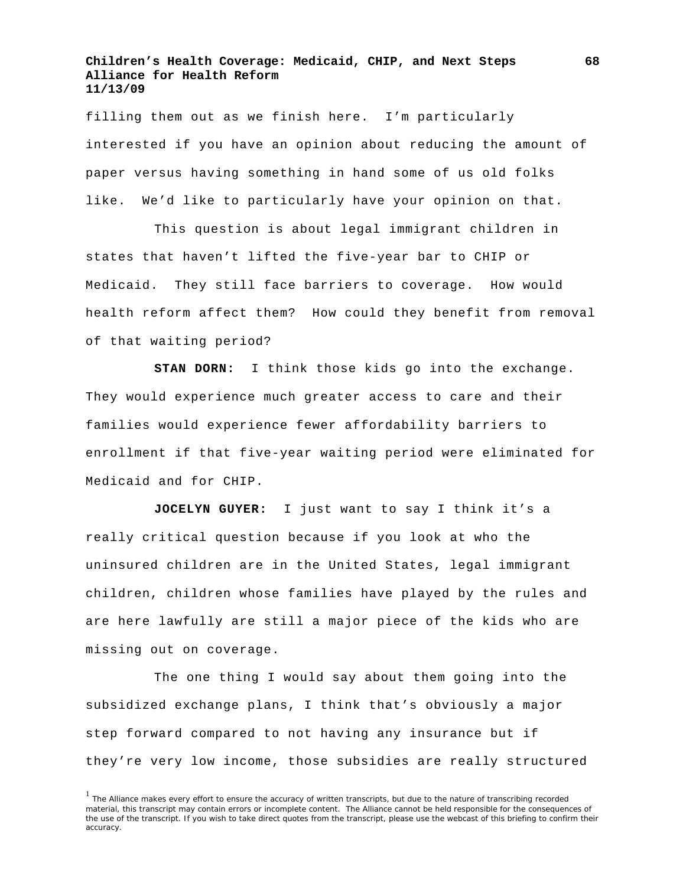filling them out as we finish here. I'm particularly interested if you have an opinion about reducing the amount of paper versus having something in hand some of us old folks like. We'd like to particularly have your opinion on that.

This question is about legal immigrant children in states that haven't lifted the five-year bar to CHIP or Medicaid. They still face barriers to coverage. How would health reform affect them? How could they benefit from removal of that waiting period?

**STAN DORN:** I think those kids go into the exchange. They would experience much greater access to care and their families would experience fewer affordability barriers to enrollment if that five-year waiting period were eliminated for Medicaid and for CHIP.

**JOCELYN GUYER:** I just want to say I think it's a really critical question because if you look at who the uninsured children are in the United States, legal immigrant children, children whose families have played by the rules and are here lawfully are still a major piece of the kids who are missing out on coverage.

The one thing I would say about them going into the subsidized exchange plans, I think that's obviously a major step forward compared to not having any insurance but if they're very low income, those subsidies are really structured

[1] The Alliance makes every effort to ensure the accuracy of written transcripts, but due to the nature of transcribing recorded material, this transcript may contain errors or incomplete content. The Alliance cannot be held responsible for the consequences of the use of the transcript. If you wish to take direct quotes from the transcript, please use the webcast of this briefing to confirm their accuracy.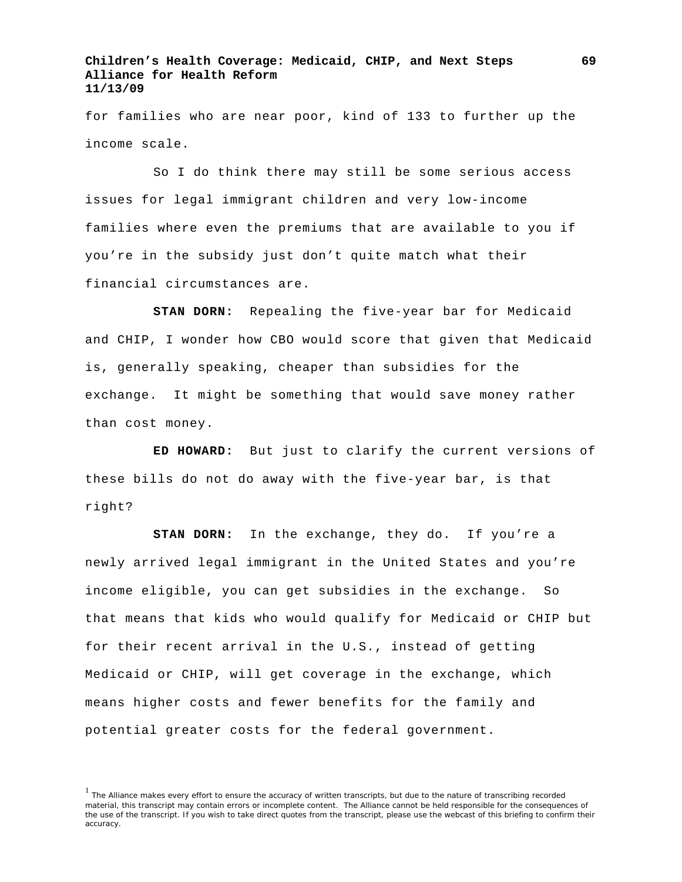for families who are near poor, kind of 133 to further up the income scale.

So I do think there may still be some serious access issues for legal immigrant children and very low-income families where even the premiums that are available to you if you're in the subsidy just don't quite match what their financial circumstances are.

**STAN DORN:** Repealing the five-year bar for Medicaid and CHIP, I wonder how CBO would score that given that Medicaid is, generally speaking, cheaper than subsidies for the exchange. It might be something that would save money rather than cost money.

**ED HOWARD:** But just to clarify the current versions of these bills do not do away with the five-year bar, is that right?

**STAN DORN:** In the exchange, they do. If you're a newly arrived legal immigrant in the United States and you're income eligible, you can get subsidies in the exchange. So that means that kids who would qualify for Medicaid or CHIP but for their recent arrival in the U.S., instead of getting Medicaid or CHIP, will get coverage in the exchange, which means higher costs and fewer benefits for the family and potential greater costs for the federal government.

[1] The Alliance makes every effort to ensure the accuracy of written transcripts, but due to the nature of transcribing recorded material, this transcript may contain errors or incomplete content. The Alliance cannot be held responsible for the consequences of the use of the transcript. If you wish to take direct quotes from the transcript, please use the webcast of this briefing to confirm their accuracy.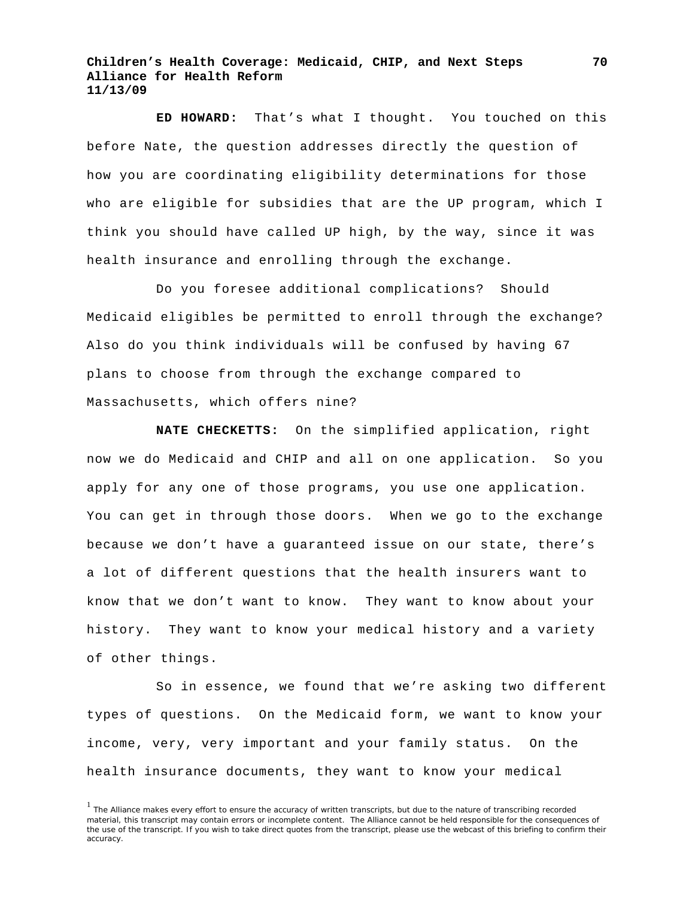**ED HOWARD:** That's what I thought. You touched on this before Nate, the question addresses directly the question of how you are coordinating eligibility determinations for those who are eligible for subsidies that are the UP program, which I think you should have called UP high, by the way, since it was health insurance and enrolling through the exchange.

Do you foresee additional complications? Should Medicaid eligibles be permitted to enroll through the exchange? Also do you think individuals will be confused by having 67 plans to choose from through the exchange compared to Massachusetts, which offers nine?

**NATE CHECKETTS:** On the simplified application, right now we do Medicaid and CHIP and all on one application. So you apply for any one of those programs, you use one application. You can get in through those doors. When we go to the exchange because we don't have a guaranteed issue on our state, there's a lot of different questions that the health insurers want to know that we don't want to know. They want to know about your history. They want to know your medical history and a variety of other things.

So in essence, we found that we're asking two different types of questions. On the Medicaid form, we want to know your income, very, very important and your family status. On the health insurance documents, they want to know your medical

[1] The Alliance makes every effort to ensure the accuracy of written transcripts, but due to the nature of transcribing recorded material, this transcript may contain errors or incomplete content. The Alliance cannot be held responsible for the consequences of the use of the transcript. If you wish to take direct quotes from the transcript, please use the webcast of this briefing to confirm their accuracy.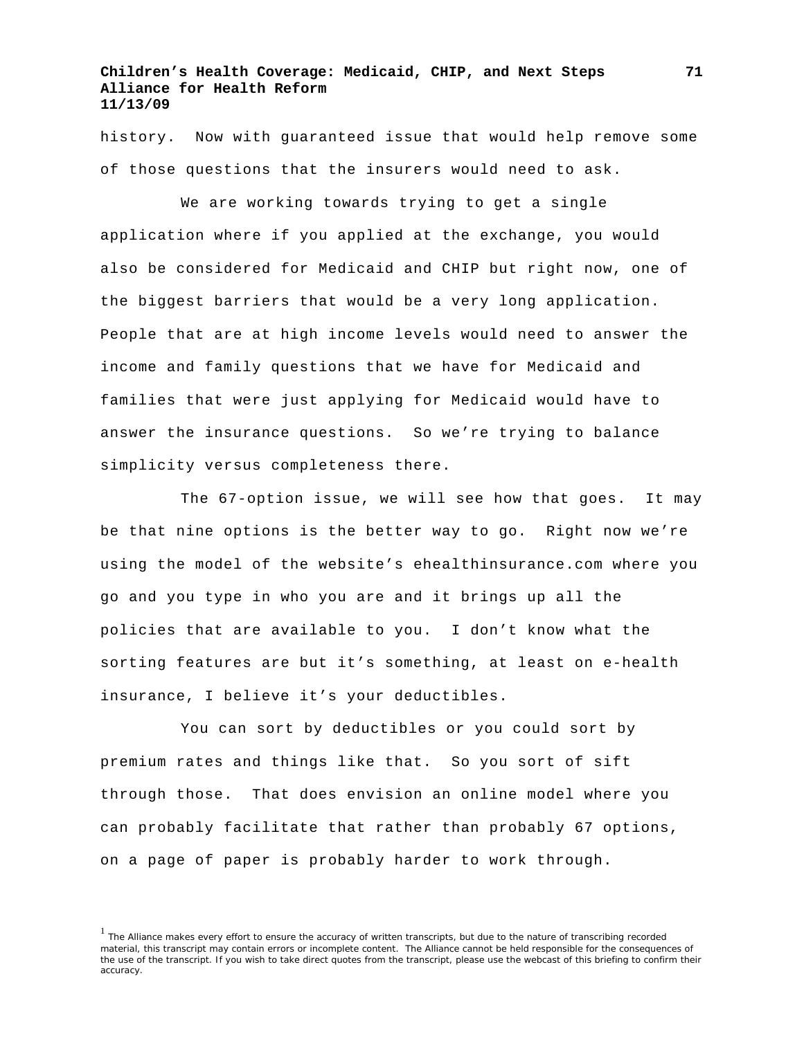history. Now with guaranteed issue that would help remove some of those questions that the insurers would need to ask.

We are working towards trying to get a single application where if you applied at the exchange, you would also be considered for Medicaid and CHIP but right now, one of the biggest barriers that would be a very long application. People that are at high income levels would need to answer the income and family questions that we have for Medicaid and families that were just applying for Medicaid would have to answer the insurance questions. So we're trying to balance simplicity versus completeness there.

The 67-option issue, we will see how that goes. It may be that nine options is the better way to go. Right now we're using the model of the website's ehealthinsurance.com where you go and you type in who you are and it brings up all the policies that are available to you. I don't know what the sorting features are but it's something, at least on e-health insurance, I believe it's your deductibles.

You can sort by deductibles or you could sort by premium rates and things like that. So you sort of sift through those. That does envision an online model where you can probably facilitate that rather than probably 67 options, on a page of paper is probably harder to work through.

[1] The Alliance makes every effort to ensure the accuracy of written transcripts, but due to the nature of transcribing recorded material, this transcript may contain errors or incomplete content. The Alliance cannot be held responsible for the consequences of the use of the transcript. If you wish to take direct quotes from the transcript, please use the webcast of this briefing to confirm their accuracy.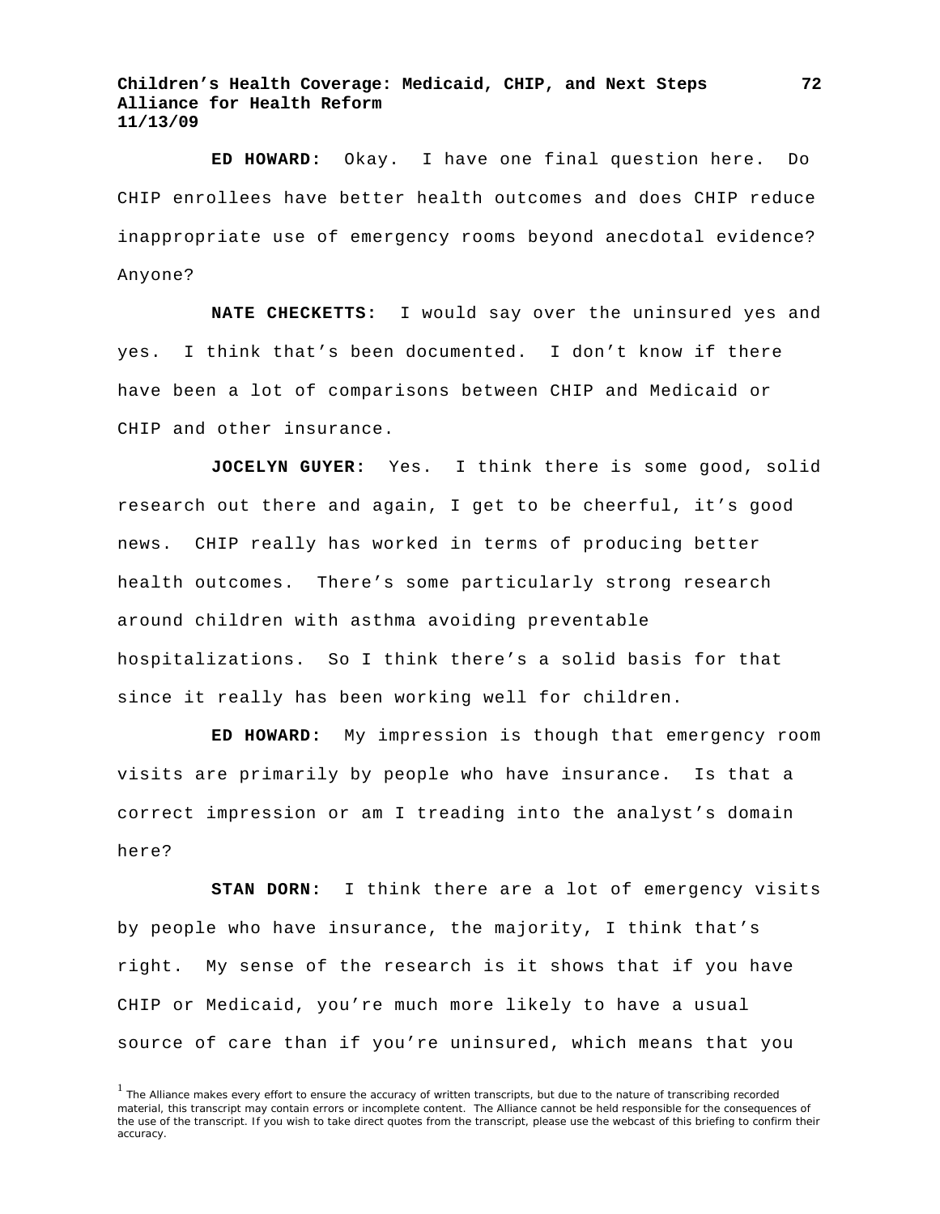**ED HOWARD:** Okay. I have one final question here. Do CHIP enrollees have better health outcomes and does CHIP reduce inappropriate use of emergency rooms beyond anecdotal evidence? Anyone?

**NATE CHECKETTS:** I would say over the uninsured yes and yes. I think that's been documented. I don't know if there have been a lot of comparisons between CHIP and Medicaid or CHIP and other insurance.

**JOCELYN GUYER:** Yes. I think there is some good, solid research out there and again, I get to be cheerful, it's good news. CHIP really has worked in terms of producing better health outcomes. There's some particularly strong research around children with asthma avoiding preventable hospitalizations. So I think there's a solid basis for that since it really has been working well for children.

**ED HOWARD:** My impression is though that emergency room visits are primarily by people who have insurance. Is that a correct impression or am I treading into the analyst's domain here?

**STAN DORN:** I think there are a lot of emergency visits by people who have insurance, the majority, I think that's right. My sense of the research is it shows that if you have CHIP or Medicaid, you're much more likely to have a usual source of care than if you're uninsured, which means that you

[1] The Alliance makes every effort to ensure the accuracy of written transcripts, but due to the nature of transcribing recorded material, this transcript may contain errors or incomplete content. The Alliance cannot be held responsible for the consequences of the use of the transcript. If you wish to take direct quotes from the transcript, please use the webcast of this briefing to confirm their accuracy.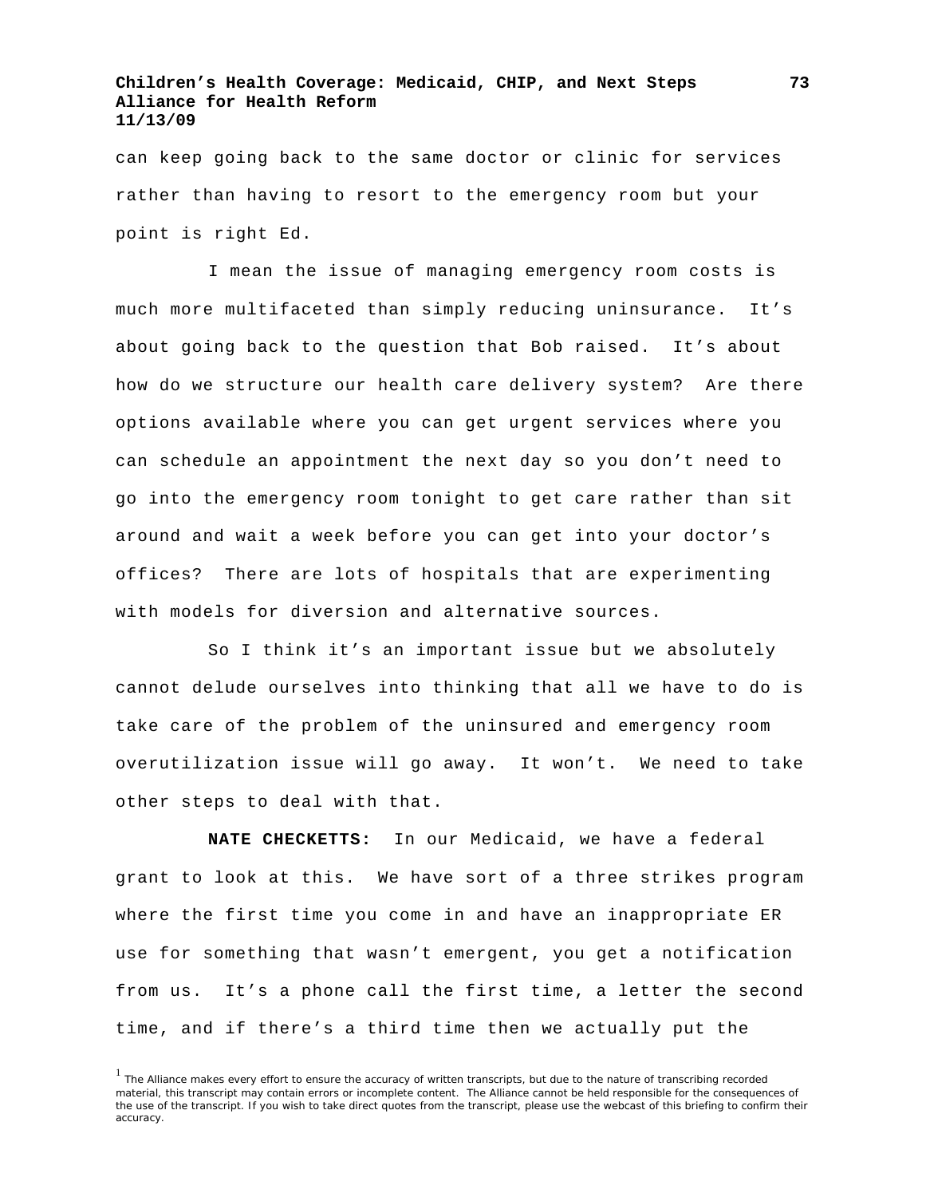can keep going back to the same doctor or clinic for services rather than having to resort to the emergency room but your point is right Ed.

I mean the issue of managing emergency room costs is much more multifaceted than simply reducing uninsurance. It's about going back to the question that Bob raised. It's about how do we structure our health care delivery system? Are there options available where you can get urgent services where you can schedule an appointment the next day so you don't need to go into the emergency room tonight to get care rather than sit around and wait a week before you can get into your doctor's offices? There are lots of hospitals that are experimenting with models for diversion and alternative sources.

So I think it's an important issue but we absolutely cannot delude ourselves into thinking that all we have to do is take care of the problem of the uninsured and emergency room overutilization issue will go away. It won't. We need to take other steps to deal with that.

**NATE CHECKETTS:** In our Medicaid, we have a federal grant to look at this. We have sort of a three strikes program where the first time you come in and have an inappropriate ER use for something that wasn't emergent, you get a notification from us. It's a phone call the first time, a letter the second time, and if there's a third time then we actually put the

[1] The Alliance makes every effort to ensure the accuracy of written transcripts, but due to the nature of transcribing recorded material, this transcript may contain errors or incomplete content. The Alliance cannot be held responsible for the consequences of the use of the transcript. If you wish to take direct quotes from the transcript, please use the webcast of this briefing to confirm their accuracy.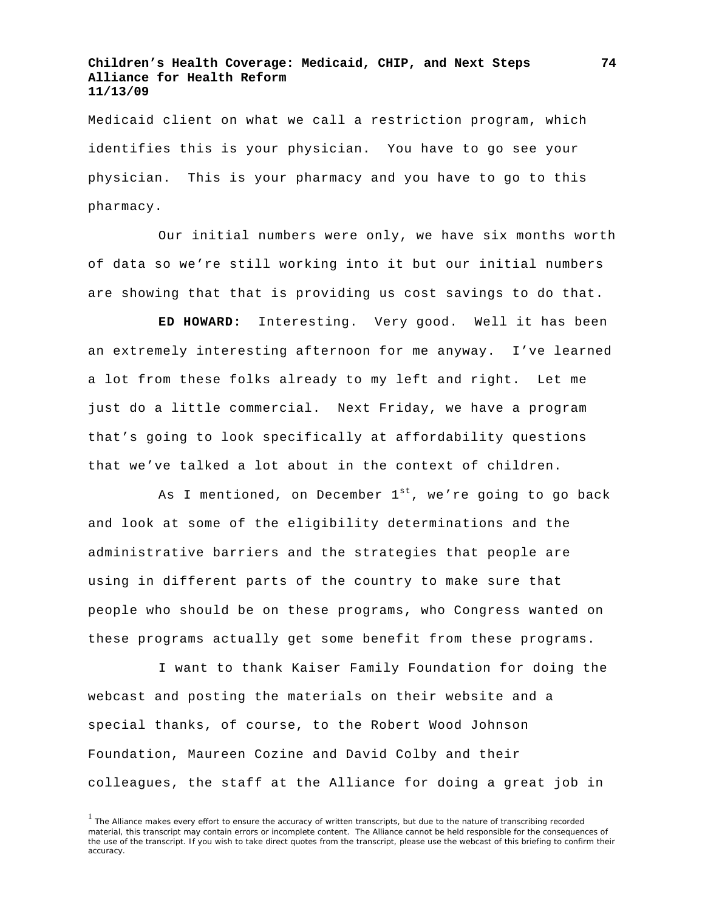Medicaid client on what we call a restriction program, which identifies this is your physician. You have to go see your physician. This is your pharmacy and you have to go to this pharmacy.

Our initial numbers were only, we have six months worth of data so we're still working into it but our initial numbers are showing that that is providing us cost savings to do that.

**ED HOWARD:** Interesting. Very good. Well it has been an extremely interesting afternoon for me anyway. I've learned a lot from these folks already to my left and right. Let me just do a little commercial. Next Friday, we have a program that's going to look specifically at affordability questions that we've talked a lot about in the context of children.

As I mentioned, on December 1st, we're going to go back and look at some of the eligibility determinations and the administrative barriers and the strategies that people are using in different parts of the country to make sure that people who should be on these programs, who Congress wanted on these programs actually get some benefit from these programs.

I want to thank Kaiser Family Foundation for doing the webcast and posting the materials on their website and a special thanks, of course, to the Robert Wood Johnson Foundation, Maureen Cozine and David Colby and their colleagues, the staff at the Alliance for doing a great job in

[1] The Alliance makes every effort to ensure the accuracy of written transcripts, but due to the nature of transcribing recorded material, this transcript may contain errors or incomplete content. The Alliance cannot be held responsible for the consequences of the use of the transcript. If you wish to take direct quotes from the transcript, please use the webcast of this briefing to confirm their accuracy.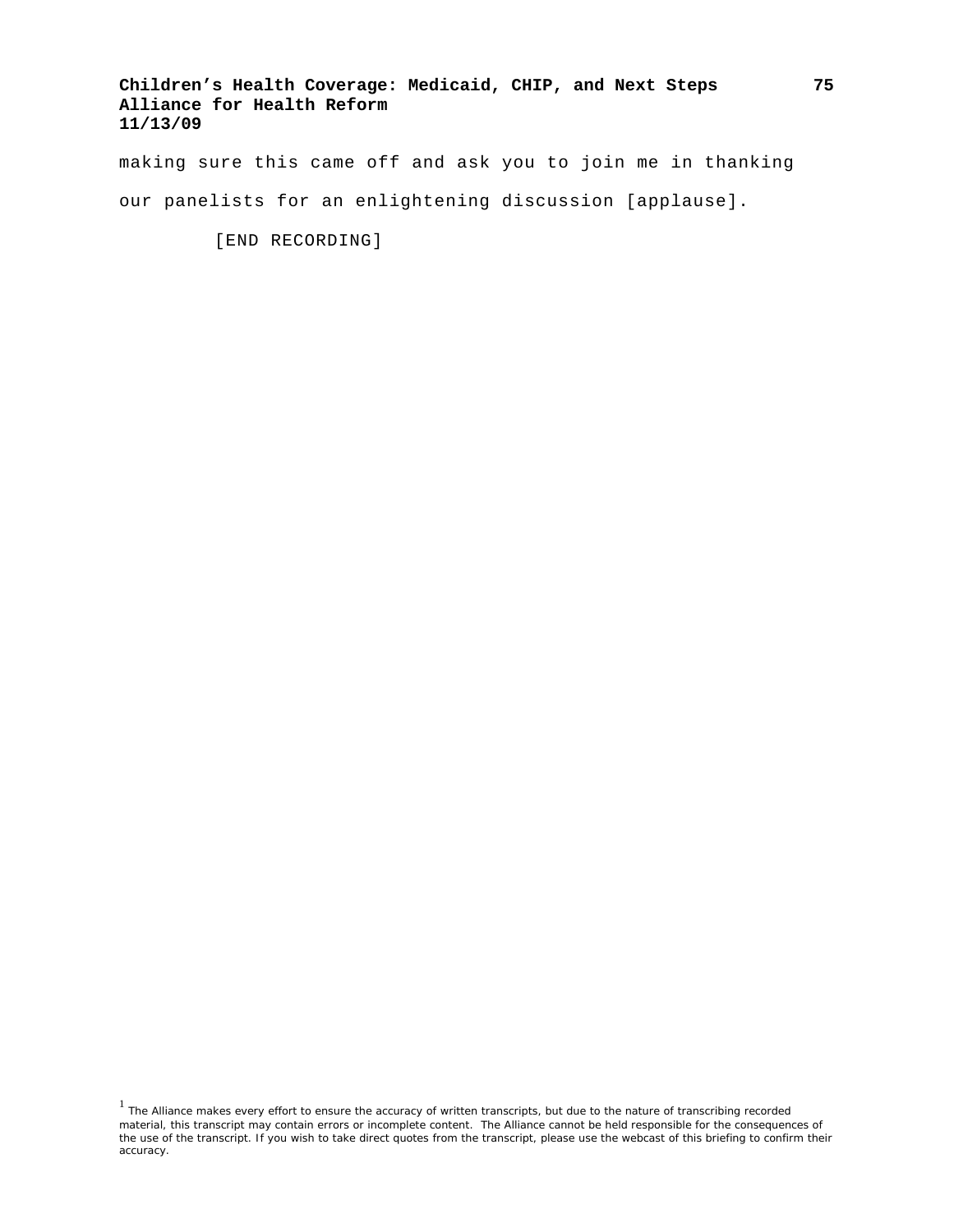making sure this came off and ask you to join me in thanking our panelists for an enlightening discussion [applause].

[END RECORDING]

[1] The Alliance makes every effort to ensure the accuracy of written transcripts, but due to the nature of transcribing recorded material, this transcript may contain errors or incomplete content. The Alliance cannot be held responsible for the consequences of the use of the transcript. If you wish to take direct quotes from the transcript, please use the webcast of this briefing to confirm their accuracy.